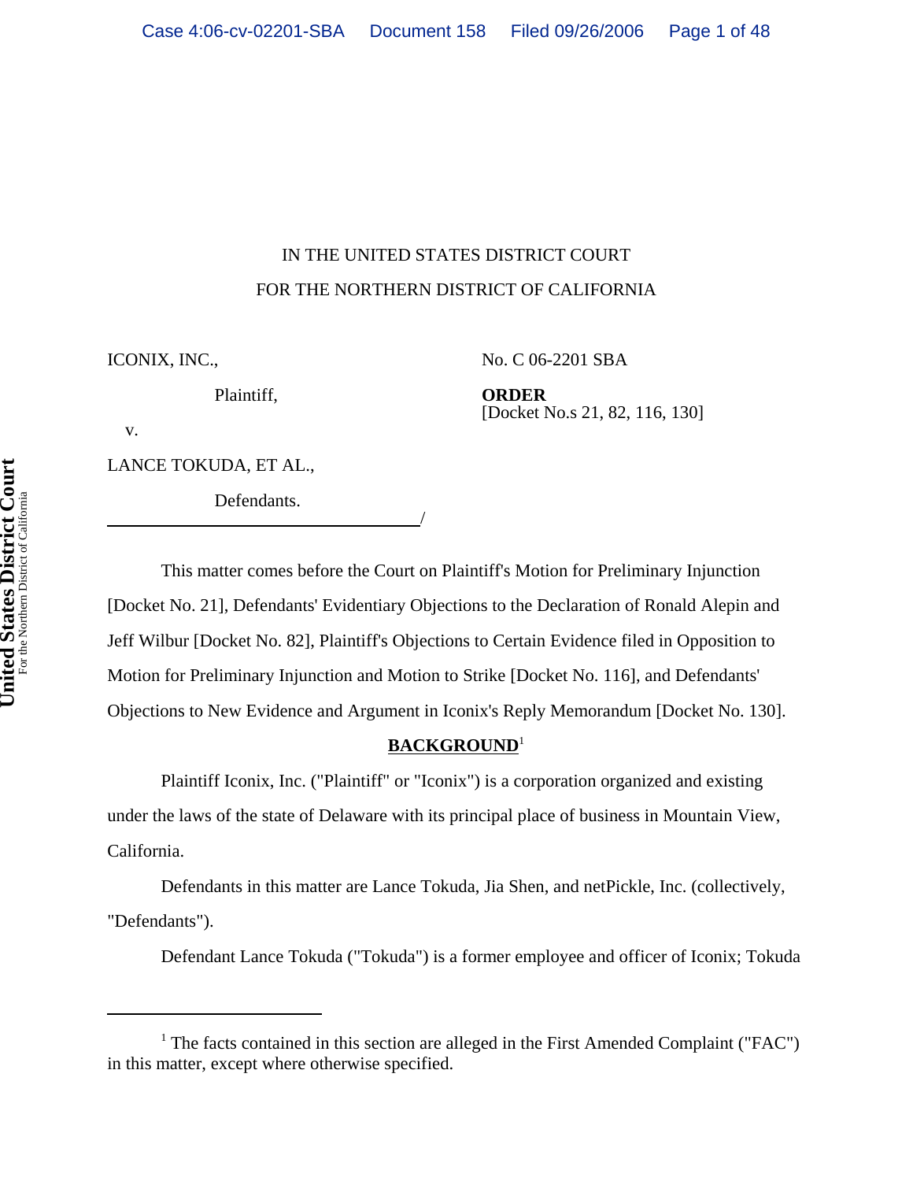IN THE UNITED STATES DISTRICT COURT

FOR THE NORTHERN DISTRICT OF CALIFORNIA

ICONIX, INC.,

Plaintiff,

v.

LANCE TOKUDA, ET AL.,

Defendants.

/

No. C 06-2201 SBA

**ORDER**
[Docket No.s 21, 82, 116, 130]

This matter comes before the Court on Plaintiff's Motion for Preliminary Injunction [Docket No. 21], Defendants' Evidentiary Objections to the Declaration of Ronald Alepin and Jeff Wilbur [Docket No. 82], Plaintiff's Objections to Certain Evidence filed in Opposition to Motion for Preliminary Injunction and Motion to Strike [Docket No. 116], and Defendants' Objections to New Evidence and Argument in Iconix's Reply Memorandum [Docket No. 130].

## BACKGROUND[1]

Plaintiff Iconix, Inc. ("Plaintiff" or "Iconix") is a corporation organized and existing under the laws of the state of Delaware with its principal place of business in Mountain View, California.

Defendants in this matter are Lance Tokuda, Jia Shen, and netPickle, Inc. (collectively, "Defendants").

Defendant Lance Tokuda ("Tokuda") is a former employee and officer of Iconix; Tokuda

---

[1] The facts contained in this section are alleged in the First Amended Complaint ("FAC") in this matter, except where otherwise specified.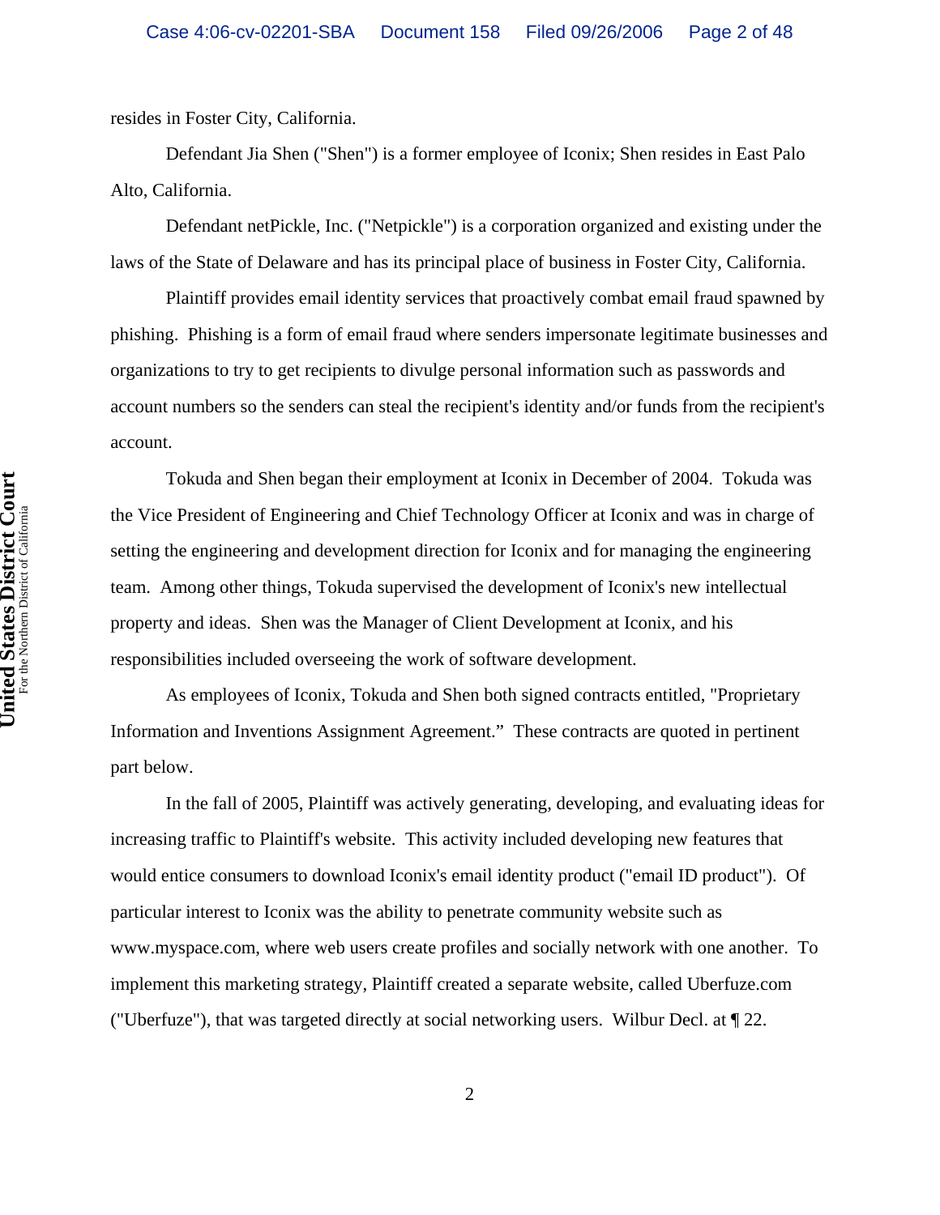resides in Foster City, California.

Defendant Jia Shen ("Shen") is a former employee of Iconix; Shen resides in East Palo Alto, California.

Defendant netPickle, Inc. ("Netpickle") is a corporation organized and existing under the laws of the State of Delaware and has its principal place of business in Foster City, California.

Plaintiff provides email identity services that proactively combat email fraud spawned by phishing. Phishing is a form of email fraud where senders impersonate legitimate businesses and organizations to try to get recipients to divulge personal information such as passwords and account numbers so the senders can steal the recipient's identity and/or funds from the recipient's account.

Tokuda and Shen began their employment at Iconix in December of 2004. Tokuda was the Vice President of Engineering and Chief Technology Officer at Iconix and was in charge of setting the engineering and development direction for Iconix and for managing the engineering team. Among other things, Tokuda supervised the development of Iconix's new intellectual property and ideas. Shen was the Manager of Client Development at Iconix, and his responsibilities included overseeing the work of software development.

As employees of Iconix, Tokuda and Shen both signed contracts entitled, "Proprietary Information and Inventions Assignment Agreement." These contracts are quoted in pertinent part below.

In the fall of 2005, Plaintiff was actively generating, developing, and evaluating ideas for increasing traffic to Plaintiff's website. This activity included developing new features that would entice consumers to download Iconix's email identity product ("email ID product"). Of particular interest to Iconix was the ability to penetrate community website such as www.myspace.com, where web users create profiles and socially network with one another. To implement this marketing strategy, Plaintiff created a separate website, called Uberfuze.com ("Uberfuze"), that was targeted directly at social networking users. Wilbur Decl. at ¶ 22.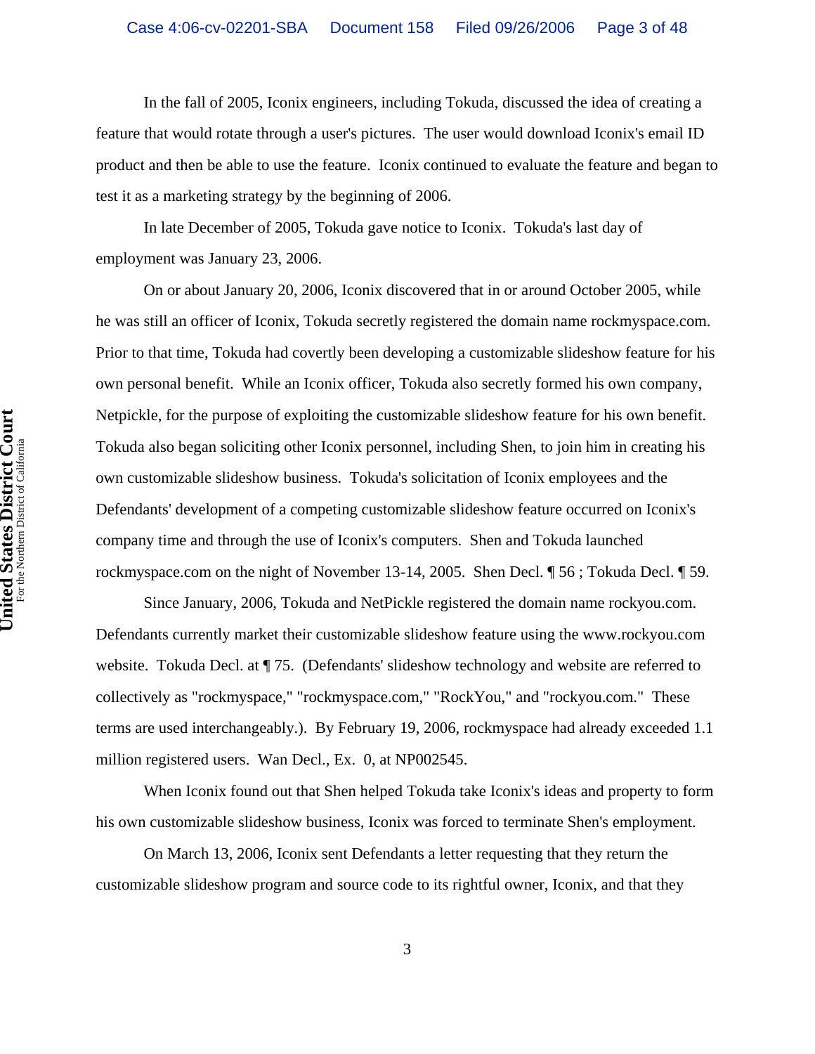In the fall of 2005, Iconix engineers, including Tokuda, discussed the idea of creating a feature that would rotate through a user's pictures. The user would download Iconix's email ID product and then be able to use the feature. Iconix continued to evaluate the feature and began to test it as a marketing strategy by the beginning of 2006.

In late December of 2005, Tokuda gave notice to Iconix. Tokuda's last day of employment was January 23, 2006.

On or about January 20, 2006, Iconix discovered that in or around October 2005, while he was still an officer of Iconix, Tokuda secretly registered the domain name rockmyspace.com. Prior to that time, Tokuda had covertly been developing a customizable slideshow feature for his own personal benefit. While an Iconix officer, Tokuda also secretly formed his own company, Netpickle, for the purpose of exploiting the customizable slideshow feature for his own benefit. Tokuda also began soliciting other Iconix personnel, including Shen, to join him in creating his own customizable slideshow business. Tokuda's solicitation of Iconix employees and the Defendants' development of a competing customizable slideshow feature occurred on Iconix's company time and through the use of Iconix's computers. Shen and Tokuda launched rockmyspace.com on the night of November 13-14, 2005. Shen Decl. ¶ 56 ; Tokuda Decl. ¶ 59.

Since January, 2006, Tokuda and NetPickle registered the domain name rockyou.com. Defendants currently market their customizable slideshow feature using the www.rockyou.com website. Tokuda Decl. at ¶ 75. (Defendants' slideshow technology and website are referred to collectively as "rockmyspace," "rockmyspace.com," "RockYou," and "rockyou.com." These terms are used interchangeably.). By February 19, 2006, rockmyspace had already exceeded 1.1 million registered users. Wan Decl., Ex. 0, at NP002545.

When Iconix found out that Shen helped Tokuda take Iconix's ideas and property to form his own customizable slideshow business, Iconix was forced to terminate Shen's employment.

On March 13, 2006, Iconix sent Defendants a letter requesting that they return the customizable slideshow program and source code to its rightful owner, Iconix, and that they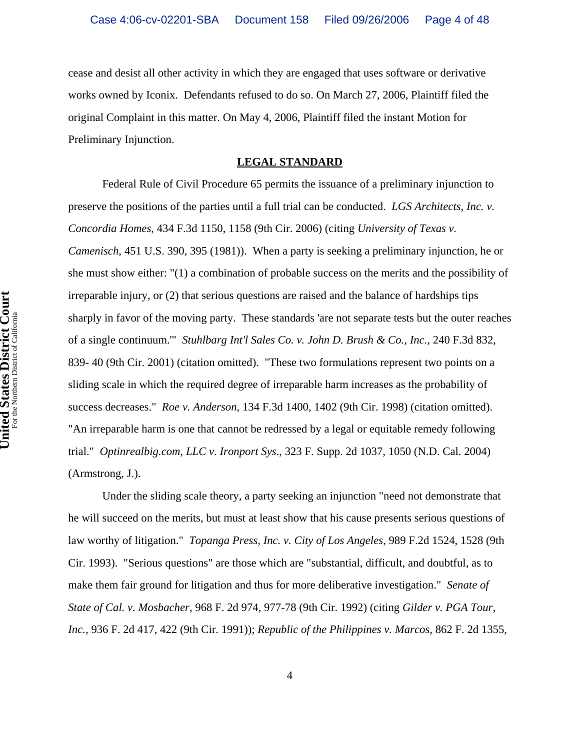cease and desist all other activity in which they are engaged that uses software or derivative works owned by Iconix. Defendants refused to do so. On March 27, 2006, Plaintiff filed the original Complaint in this matter. On May 4, 2006, Plaintiff filed the instant Motion for Preliminary Injunction.

**LEGAL STANDARD**

Federal Rule of Civil Procedure 65 permits the issuance of a preliminary injunction to preserve the positions of the parties until a full trial can be conducted. *LGS Architects, Inc. v. Concordia Homes*, 434 F.3d 1150, 1158 (9th Cir. 2006) (citing *University of Texas v. Camenisch*, 451 U.S. 390, 395 (1981)). When a party is seeking a preliminary injunction, he or she must show either: "(1) a combination of probable success on the merits and the possibility of irreparable injury, or (2) that serious questions are raised and the balance of hardships tips sharply in favor of the moving party. These standards 'are not separate tests but the outer reaches of a single continuum.'" *Stuhlbarg Int'l Sales Co. v. John D. Brush & Co., Inc.*, 240 F.3d 832, 839- 40 (9th Cir. 2001) (citation omitted). "These two formulations represent two points on a sliding scale in which the required degree of irreparable harm increases as the probability of success decreases." *Roe v. Anderson*, 134 F.3d 1400, 1402 (9th Cir. 1998) (citation omitted). "An irreparable harm is one that cannot be redressed by a legal or equitable remedy following trial." *Optinrealbig.com, LLC v. Ironport Sys.*, 323 F. Supp. 2d 1037, 1050 (N.D. Cal. 2004) (Armstrong, J.).

Under the sliding scale theory, a party seeking an injunction "need not demonstrate that he will succeed on the merits, but must at least show that his cause presents serious questions of law worthy of litigation." *Topanga Press, Inc. v. City of Los Angeles*, 989 F.2d 1524, 1528 (9th Cir. 1993). "Serious questions" are those which are "substantial, difficult, and doubtful, as to make them fair ground for litigation and thus for more deliberative investigation." *Senate of State of Cal. v. Mosbacher*, 968 F. 2d 974, 977-78 (9th Cir. 1992) (citing *Gilder v. PGA Tour, Inc.*, 936 F. 2d 417, 422 (9th Cir. 1991)); *Republic of the Philippines v. Marcos*, 862 F. 2d 1355,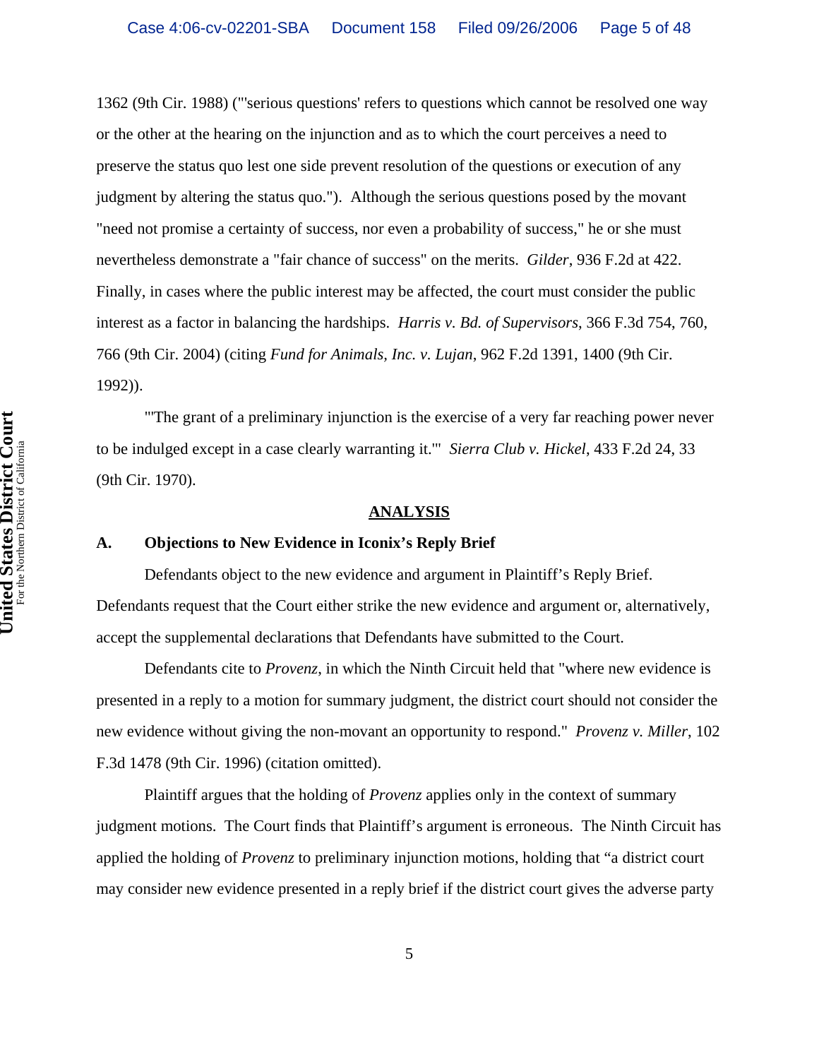1362 (9th Cir. 1988) ("'serious questions' refers to questions which cannot be resolved one way or the other at the hearing on the injunction and as to which the court perceives a need to preserve the status quo lest one side prevent resolution of the questions or execution of any judgment by altering the status quo."). Although the serious questions posed by the movant "need not promise a certainty of success, nor even a probability of success," he or she must nevertheless demonstrate a "fair chance of success" on the merits. *Gilder*, 936 F.2d at 422. Finally, in cases where the public interest may be affected, the court must consider the public interest as a factor in balancing the hardships. *Harris v. Bd. of Supervisors*, 366 F.3d 754, 760, 766 (9th Cir. 2004) (citing *Fund for Animals, Inc. v. Lujan*, 962 F.2d 1391, 1400 (9th Cir. 1992)).

"'The grant of a preliminary injunction is the exercise of a very far reaching power never to be indulged except in a case clearly warranting it.'" *Sierra Club v. Hickel*, 433 F.2d 24, 33 (9th Cir. 1970).

## ANALYSIS

### A. Objections to New Evidence in Iconix's Reply Brief

Defendants object to the new evidence and argument in Plaintiff's Reply Brief. Defendants request that the Court either strike the new evidence and argument or, alternatively, accept the supplemental declarations that Defendants have submitted to the Court.

Defendants cite to *Provenz*, in which the Ninth Circuit held that "where new evidence is presented in a reply to a motion for summary judgment, the district court should not consider the new evidence without giving the non-movant an opportunity to respond." *Provenz v. Miller*, 102 F.3d 1478 (9th Cir. 1996) (citation omitted).

Plaintiff argues that the holding of *Provenz* applies only in the context of summary judgment motions. The Court finds that Plaintiff's argument is erroneous. The Ninth Circuit has applied the holding of *Provenz* to preliminary injunction motions, holding that "a district court may consider new evidence presented in a reply brief if the district court gives the adverse party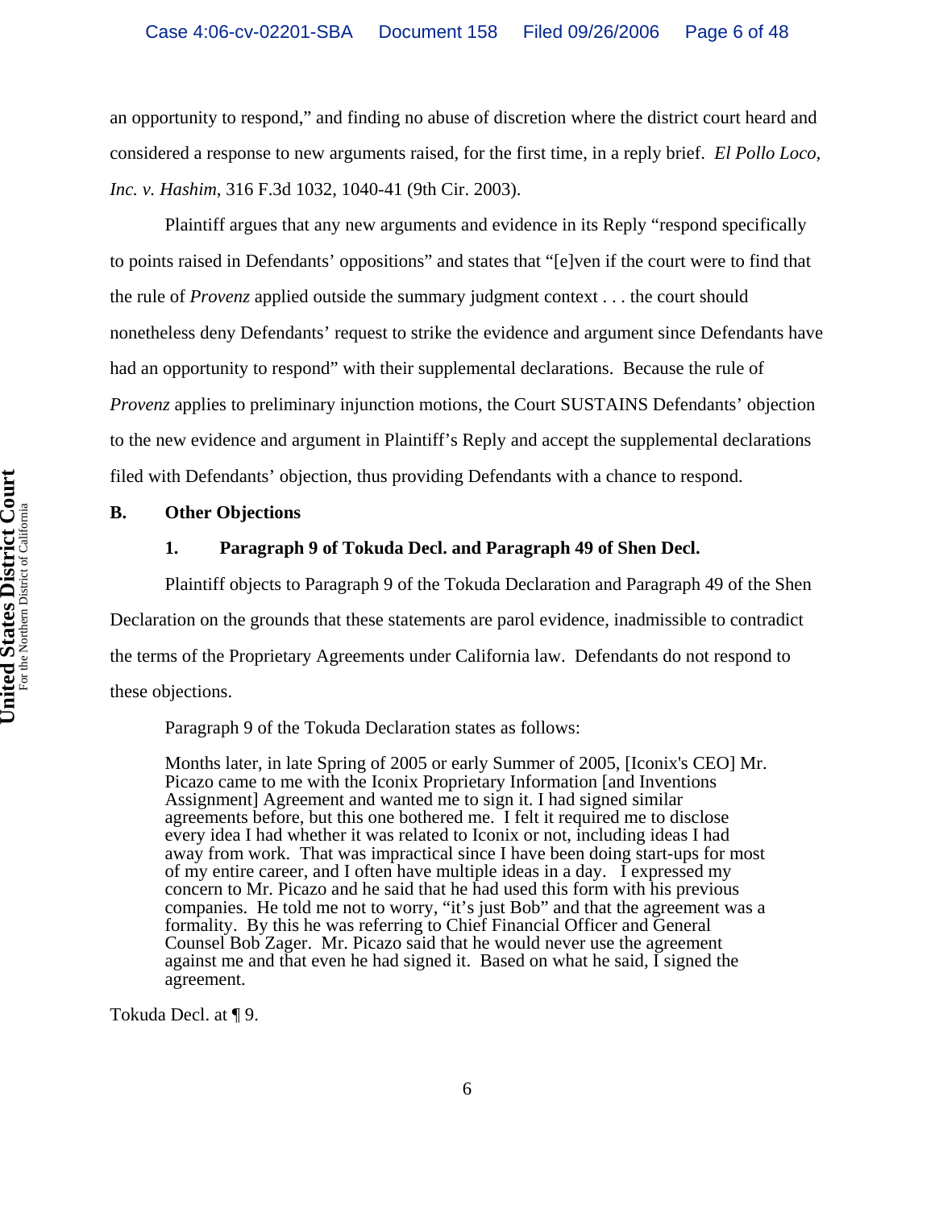an opportunity to respond," and finding no abuse of discretion where the district court heard and considered a response to new arguments raised, for the first time, in a reply brief. *El Pollo Loco, Inc. v. Hashim*, 316 F.3d 1032, 1040-41 (9th Cir. 2003).

Plaintiff argues that any new arguments and evidence in its Reply "respond specifically to points raised in Defendants' oppositions" and states that "[e]ven if the court were to find that the rule of *Provenz* applied outside the summary judgment context . . . the court should nonetheless deny Defendants' request to strike the evidence and argument since Defendants have had an opportunity to respond" with their supplemental declarations. Because the rule of *Provenz* applies to preliminary injunction motions, the Court SUSTAINS Defendants' objection to the new evidence and argument in Plaintiff's Reply and accept the supplemental declarations filed with Defendants' objection, thus providing Defendants with a chance to respond.

**B. Other Objections**

**1. Paragraph 9 of Tokuda Decl. and Paragraph 49 of Shen Decl.**

Plaintiff objects to Paragraph 9 of the Tokuda Declaration and Paragraph 49 of the Shen Declaration on the grounds that these statements are parol evidence, inadmissible to contradict the terms of the Proprietary Agreements under California law. Defendants do not respond to these objections.

Paragraph 9 of the Tokuda Declaration states as follows:

> Months later, in late Spring of 2005 or early Summer of 2005, [Iconix's CEO] Mr. Picazo came to me with the Iconix Proprietary Information [and Inventions Assignment] Agreement and wanted me to sign it. I had signed similar agreements before, but this one bothered me. I felt it required me to disclose every idea I had whether it was related to Iconix or not, including ideas I had away from work. That was impractical since I have been doing start-ups for most of my entire career, and I often have multiple ideas in a day. I expressed my concern to Mr. Picazo and he said that he had used this form with his previous companies. He told me not to worry, "it's just Bob" and that the agreement was a formality. By this he was referring to Chief Financial Officer and General Counsel Bob Zager. Mr. Picazo said that he would never use the agreement against me and that even he had signed it. Based on what he said, I signed the agreement.

Tokuda Decl. at ¶ 9.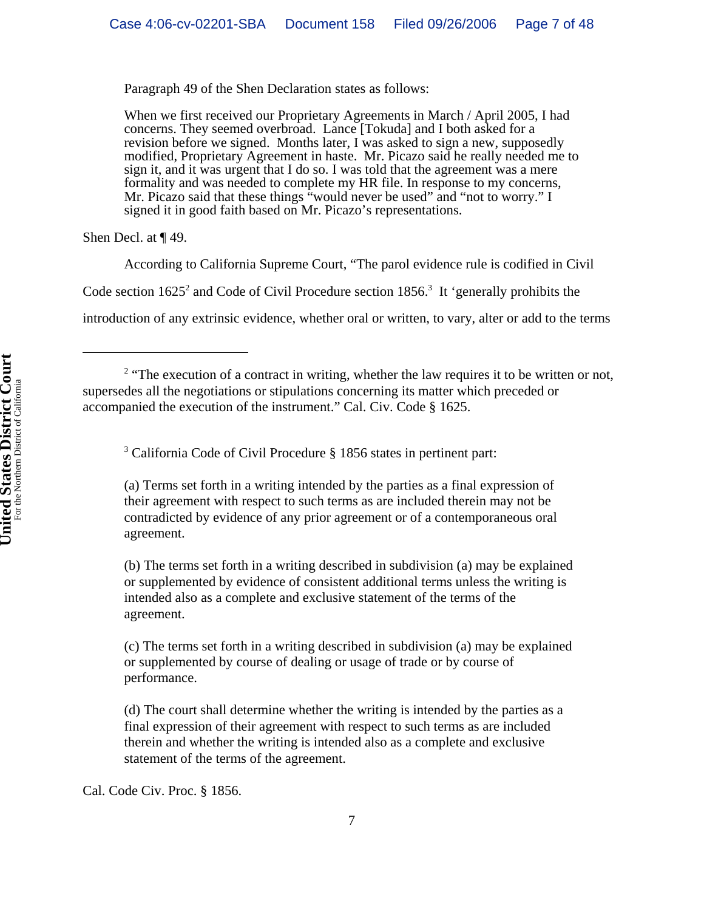Paragraph 49 of the Shen Declaration states as follows:

> When we first received our Proprietary Agreements in March / April 2005, I had concerns. They seemed overbroad. Lance [Tokuda] and I both asked for a revision before we signed. Months later, I was asked to sign a new, supposedly modified, Proprietary Agreement in haste. Mr. Picazo said he really needed me to sign it, and it was urgent that I do so. I was told that the agreement was a mere formality and was needed to complete my HR file. In response to my concerns, Mr. Picazo said that these things "would never be used" and "not to worry." I signed it in good faith based on Mr. Picazo's representations.

Shen Decl. at ¶ 49.

According to California Supreme Court, "The parol evidence rule is codified in Civil Code section 1625[2] and Code of Civil Procedure section 1856.[3] It 'generally prohibits the introduction of any extrinsic evidence, whether oral or written, to vary, alter or add to the terms

---

[2] "The execution of a contract in writing, whether the law requires it to be written or not, supersedes all the negotiations or stipulations concerning its matter which preceded or accompanied the execution of the instrument." Cal. Civ. Code § 1625.

[3] California Code of Civil Procedure § 1856 states in pertinent part:

> (a) Terms set forth in a writing intended by the parties as a final expression of their agreement with respect to such terms as are included therein may not be contradicted by evidence of any prior agreement or of a contemporaneous oral agreement.
>
> (b) The terms set forth in a writing described in subdivision (a) may be explained or supplemented by evidence of consistent additional terms unless the writing is intended also as a complete and exclusive statement of the terms of the agreement.
>
> (c) The terms set forth in a writing described in subdivision (a) may be explained or supplemented by course of dealing or usage of trade or by course of performance.
>
> (d) The court shall determine whether the writing is intended by the parties as a final expression of their agreement with respect to such terms as are included therein and whether the writing is intended also as a complete and exclusive statement of the terms of the agreement.

Cal. Code Civ. Proc. § 1856.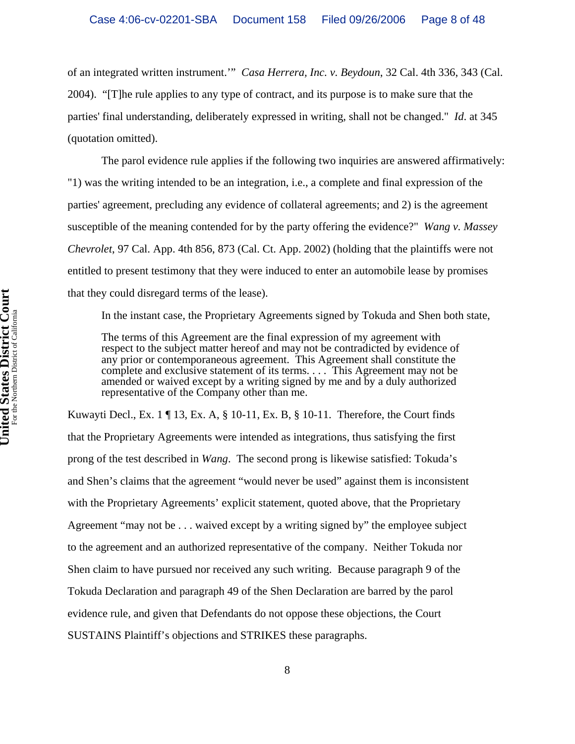of an integrated written instrument.'" *Casa Herrera, Inc. v. Beydoun*, 32 Cal. 4th 336, 343 (Cal. 2004). "[T]he rule applies to any type of contract, and its purpose is to make sure that the parties' final understanding, deliberately expressed in writing, shall not be changed." *Id*. at 345 (quotation omitted).

The parol evidence rule applies if the following two inquiries are answered affirmatively: "1) was the writing intended to be an integration, i.e., a complete and final expression of the parties' agreement, precluding any evidence of collateral agreements; and 2) is the agreement susceptible of the meaning contended for by the party offering the evidence?" *Wang v. Massey Chevrolet*, 97 Cal. App. 4th 856, 873 (Cal. Ct. App. 2002) (holding that the plaintiffs were not entitled to present testimony that they were induced to enter an automobile lease by promises that they could disregard terms of the lease).

In the instant case, the Proprietary Agreements signed by Tokuda and Shen both state,

> The terms of this Agreement are the final expression of my agreement with respect to the subject matter hereof and may not be contradicted by evidence of any prior or contemporaneous agreement. This Agreement shall constitute the complete and exclusive statement of its terms. . . . This Agreement may not be amended or waived except by a writing signed by me and by a duly authorized representative of the Company other than me.

Kuwayti Decl., Ex. 1 ¶ 13, Ex. A, § 10-11, Ex. B, § 10-11. Therefore, the Court finds that the Proprietary Agreements were intended as integrations, thus satisfying the first prong of the test described in *Wang*. The second prong is likewise satisfied: Tokuda's and Shen's claims that the agreement "would never be used" against them is inconsistent with the Proprietary Agreements' explicit statement, quoted above, that the Proprietary Agreement "may not be . . . waived except by a writing signed by" the employee subject to the agreement and an authorized representative of the company. Neither Tokuda nor Shen claim to have pursued nor received any such writing. Because paragraph 9 of the Tokuda Declaration and paragraph 49 of the Shen Declaration are barred by the parol evidence rule, and given that Defendants do not oppose these objections, the Court SUSTAINS Plaintiff's objections and STRIKES these paragraphs.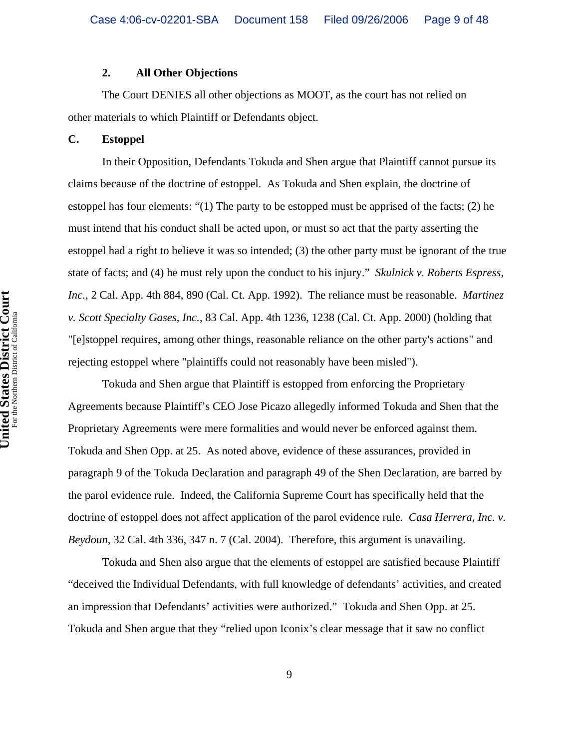### 2. All Other Objections

The Court DENIES all other objections as MOOT, as the court has not relied on other materials to which Plaintiff or Defendants object.

## C. Estoppel

In their Opposition, Defendants Tokuda and Shen argue that Plaintiff cannot pursue its claims because of the doctrine of estoppel. As Tokuda and Shen explain, the doctrine of estoppel has four elements: "(1) The party to be estopped must be apprised of the facts; (2) he must intend that his conduct shall be acted upon, or must so act that the party asserting the estoppel had a right to believe it was so intended; (3) the other party must be ignorant of the true state of facts; and (4) he must rely upon the conduct to his injury." *Skulnick v. Roberts Espress, Inc.*, 2 Cal. App. 4th 884, 890 (Cal. Ct. App. 1992). The reliance must be reasonable. *Martinez v. Scott Specialty Gases, Inc.*, 83 Cal. App. 4th 1236, 1238 (Cal. Ct. App. 2000) (holding that "[e]stoppel requires, among other things, reasonable reliance on the other party's actions" and rejecting estoppel where "plaintiffs could not reasonably have been misled").

Tokuda and Shen argue that Plaintiff is estopped from enforcing the Proprietary Agreements because Plaintiff's CEO Jose Picazo allegedly informed Tokuda and Shen that the Proprietary Agreements were mere formalities and would never be enforced against them. Tokuda and Shen Opp. at 25. As noted above, evidence of these assurances, provided in paragraph 9 of the Tokuda Declaration and paragraph 49 of the Shen Declaration, are barred by the parol evidence rule. Indeed, the California Supreme Court has specifically held that the doctrine of estoppel does not affect application of the parol evidence rule. *Casa Herrera, Inc. v. Beydoun*, 32 Cal. 4th 336, 347 n. 7 (Cal. 2004). Therefore, this argument is unavailing.

Tokuda and Shen also argue that the elements of estoppel are satisfied because Plaintiff "deceived the Individual Defendants, with full knowledge of defendants' activities, and created an impression that Defendants' activities were authorized." Tokuda and Shen Opp. at 25. Tokuda and Shen argue that they "relied upon Iconix's clear message that it saw no conflict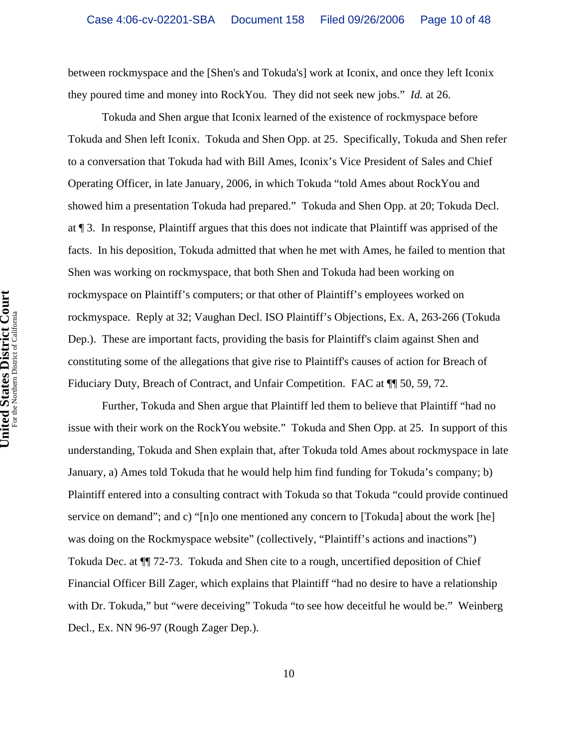between rockmyspace and the [Shen's and Tokuda's] work at Iconix, and once they left Iconix they poured time and money into RockYou. They did not seek new jobs." *Id.* at 26.

Tokuda and Shen argue that Iconix learned of the existence of rockmyspace before Tokuda and Shen left Iconix. Tokuda and Shen Opp. at 25. Specifically, Tokuda and Shen refer to a conversation that Tokuda had with Bill Ames, Iconix's Vice President of Sales and Chief Operating Officer, in late January, 2006, in which Tokuda "told Ames about RockYou and showed him a presentation Tokuda had prepared." Tokuda and Shen Opp. at 20; Tokuda Decl. at ¶ 3. In response, Plaintiff argues that this does not indicate that Plaintiff was apprised of the facts. In his deposition, Tokuda admitted that when he met with Ames, he failed to mention that Shen was working on rockmyspace, that both Shen and Tokuda had been working on rockmyspace on Plaintiff's computers; or that other of Plaintiff's employees worked on rockmyspace. Reply at 32; Vaughan Decl. ISO Plaintiff's Objections, Ex. A, 263-266 (Tokuda Dep.). These are important facts, providing the basis for Plaintiff's claim against Shen and constituting some of the allegations that give rise to Plaintiff's causes of action for Breach of Fiduciary Duty, Breach of Contract, and Unfair Competition. FAC at ¶¶ 50, 59, 72.

Further, Tokuda and Shen argue that Plaintiff led them to believe that Plaintiff "had no issue with their work on the RockYou website." Tokuda and Shen Opp. at 25. In support of this understanding, Tokuda and Shen explain that, after Tokuda told Ames about rockmyspace in late January, a) Ames told Tokuda that he would help him find funding for Tokuda's company; b) Plaintiff entered into a consulting contract with Tokuda so that Tokuda "could provide continued service on demand"; and c) "[n]o one mentioned any concern to [Tokuda] about the work [he] was doing on the Rockmyspace website" (collectively, "Plaintiff's actions and inactions") Tokuda Dec. at ¶¶ 72-73. Tokuda and Shen cite to a rough, uncertified deposition of Chief Financial Officer Bill Zager, which explains that Plaintiff "had no desire to have a relationship with Dr. Tokuda," but "were deceiving" Tokuda "to see how deceitful he would be." Weinberg Decl., Ex. NN 96-97 (Rough Zager Dep.).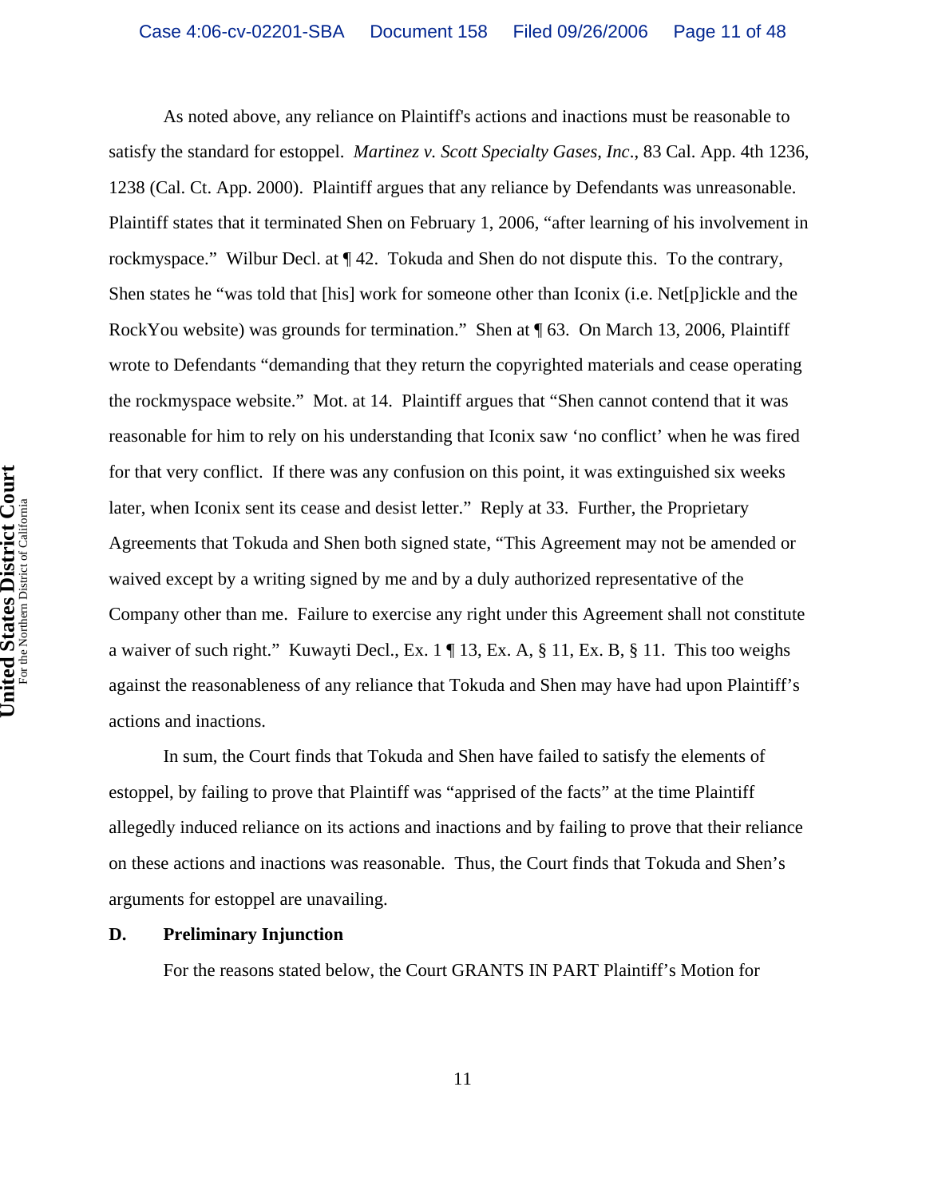As noted above, any reliance on Plaintiff's actions and inactions must be reasonable to satisfy the standard for estoppel. *Martinez v. Scott Specialty Gases, Inc*., 83 Cal. App. 4th 1236, 1238 (Cal. Ct. App. 2000). Plaintiff argues that any reliance by Defendants was unreasonable. Plaintiff states that it terminated Shen on February 1, 2006, "after learning of his involvement in rockmyspace." Wilbur Decl. at ¶ 42. Tokuda and Shen do not dispute this. To the contrary, Shen states he "was told that [his] work for someone other than Iconix (i.e. Net[p]ickle and the RockYou website) was grounds for termination." Shen at ¶ 63. On March 13, 2006, Plaintiff wrote to Defendants "demanding that they return the copyrighted materials and cease operating the rockmyspace website." Mot. at 14. Plaintiff argues that "Shen cannot contend that it was reasonable for him to rely on his understanding that Iconix saw 'no conflict' when he was fired for that very conflict. If there was any confusion on this point, it was extinguished six weeks later, when Iconix sent its cease and desist letter." Reply at 33. Further, the Proprietary Agreements that Tokuda and Shen both signed state, "This Agreement may not be amended or waived except by a writing signed by me and by a duly authorized representative of the Company other than me. Failure to exercise any right under this Agreement shall not constitute a waiver of such right." Kuwayti Decl., Ex. 1 ¶ 13, Ex. A, § 11, Ex. B, § 11. This too weighs against the reasonableness of any reliance that Tokuda and Shen may have had upon Plaintiff's actions and inactions.

In sum, the Court finds that Tokuda and Shen have failed to satisfy the elements of estoppel, by failing to prove that Plaintiff was "apprised of the facts" at the time Plaintiff allegedly induced reliance on its actions and inactions and by failing to prove that their reliance on these actions and inactions was reasonable. Thus, the Court finds that Tokuda and Shen's arguments for estoppel are unavailing.

**D. Preliminary Injunction**

For the reasons stated below, the Court GRANTS IN PART Plaintiff's Motion for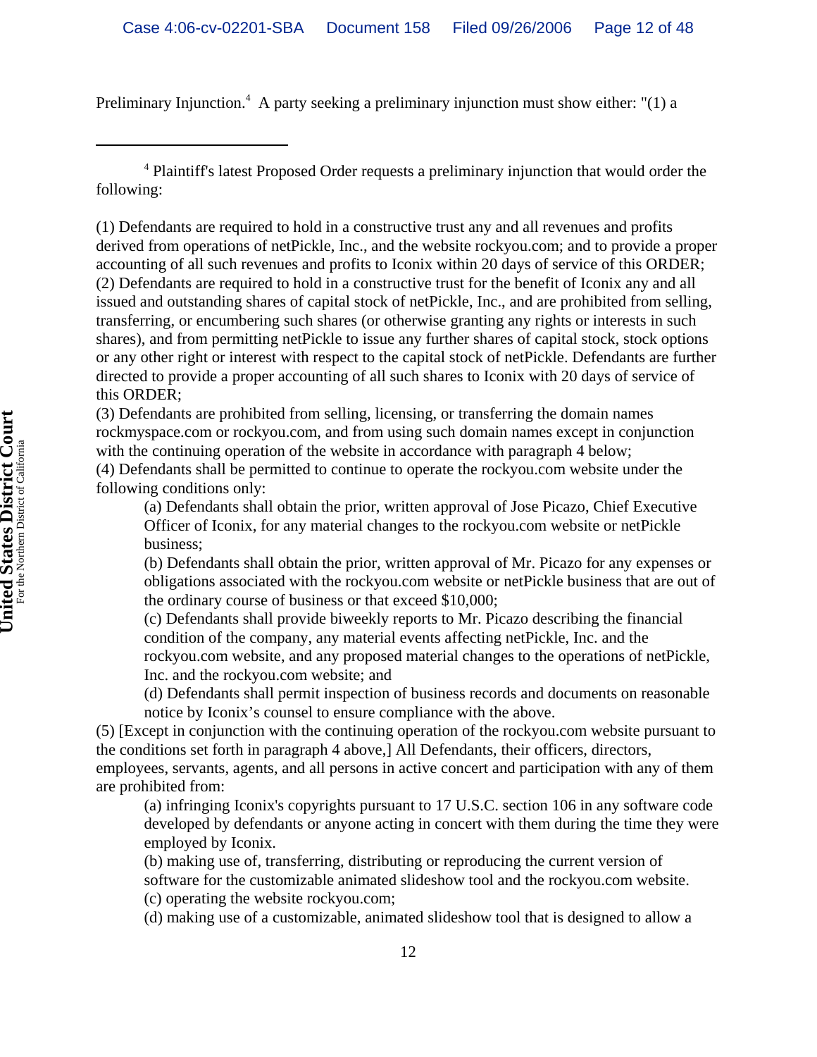Preliminary Injunction.[4] A party seeking a preliminary injunction must show either: "(1) a

---

[4] Plaintiff's latest Proposed Order requests a preliminary injunction that would order the following:

(1) Defendants are required to hold in a constructive trust any and all revenues and profits derived from operations of netPickle, Inc., and the website rockyou.com; and to provide a proper accounting of all such revenues and profits to Iconix within 20 days of service of this ORDER;
(2) Defendants are required to hold in a constructive trust for the benefit of Iconix any and all issued and outstanding shares of capital stock of netPickle, Inc., and are prohibited from selling, transferring, or encumbering such shares (or otherwise granting any rights or interests in such shares), and from permitting netPickle to issue any further shares of capital stock, stock options or any other right or interest with respect to the capital stock of netPickle. Defendants are further directed to provide a proper accounting of all such shares to Iconix with 20 days of service of this ORDER;
(3) Defendants are prohibited from selling, licensing, or transferring the domain names rockmyspace.com or rockyou.com, and from using such domain names except in conjunction with the continuing operation of the website in accordance with paragraph 4 below;
(4) Defendants shall be permitted to continue to operate the rockyou.com website under the following conditions only:

> (a) Defendants shall obtain the prior, written approval of Jose Picazo, Chief Executive Officer of Iconix, for any material changes to the rockyou.com website or netPickle business;
> (b) Defendants shall obtain the prior, written approval of Mr. Picazo for any expenses or obligations associated with the rockyou.com website or netPickle business that are out of the ordinary course of business or that exceed $10,000;
> (c) Defendants shall provide biweekly reports to Mr. Picazo describing the financial condition of the company, any material events affecting netPickle, Inc. and the rockyou.com website, and any proposed material changes to the operations of netPickle, Inc. and the rockyou.com website; and
> (d) Defendants shall permit inspection of business records and documents on reasonable notice by Iconix's counsel to ensure compliance with the above.

(5) [Except in conjunction with the continuing operation of the rockyou.com website pursuant to the conditions set forth in paragraph 4 above,] All Defendants, their officers, directors, employees, servants, agents, and all persons in active concert and participation with any of them are prohibited from:

> (a) infringing Iconix's copyrights pursuant to 17 U.S.C. section 106 in any software code developed by defendants or anyone acting in concert with them during the time they were employed by Iconix.
> (b) making use of, transferring, distributing or reproducing the current version of software for the customizable animated slideshow tool and the rockyou.com website.
> (c) operating the website rockyou.com;
> (d) making use of a customizable, animated slideshow tool that is designed to allow a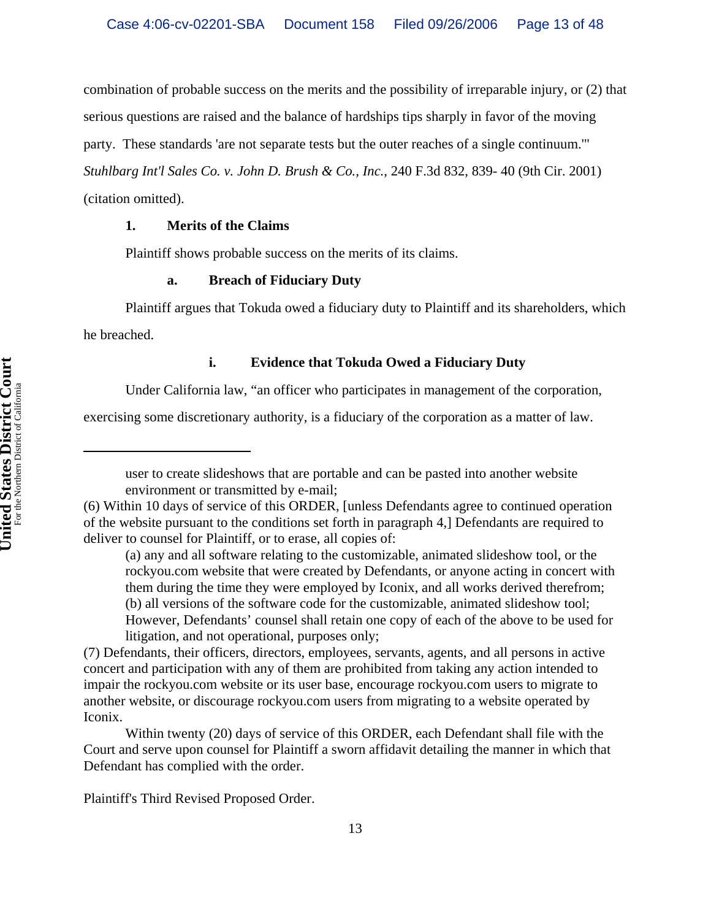combination of probable success on the merits and the possibility of irreparable injury, or (2) that serious questions are raised and the balance of hardships tips sharply in favor of the moving party. These standards 'are not separate tests but the outer reaches of a single continuum.'" *Stuhlbarg Int'l Sales Co. v. John D. Brush & Co., Inc.*, 240 F.3d 832, 839- 40 (9th Cir. 2001) (citation omitted).

**1. Merits of the Claims**

Plaintiff shows probable success on the merits of its claims.

**a. Breach of Fiduciary Duty**

Plaintiff argues that Tokuda owed a fiduciary duty to Plaintiff and its shareholders, which he breached.

**i. Evidence that Tokuda Owed a Fiduciary Duty**

Under California law, "an officer who participates in management of the corporation, exercising some discretionary authority, is a fiduciary of the corporation as a matter of law.

---

user to create slideshows that are portable and can be pasted into another website environment or transmitted by e-mail;

(6) Within 10 days of service of this ORDER, [unless Defendants agree to continued operation of the website pursuant to the conditions set forth in paragraph 4,] Defendants are required to deliver to counsel for Plaintiff, or to erase, all copies of:

(a) any and all software relating to the customizable, animated slideshow tool, or the rockyou.com website that were created by Defendants, or anyone acting in concert with them during the time they were employed by Iconix, and all works derived therefrom;
(b) all versions of the software code for the customizable, animated slideshow tool;
However, Defendants' counsel shall retain one copy of each of the above to be used for litigation, and not operational, purposes only;

(7) Defendants, their officers, directors, employees, servants, agents, and all persons in active concert and participation with any of them are prohibited from taking any action intended to impair the rockyou.com website or its user base, encourage rockyou.com users to migrate to another website, or discourage rockyou.com users from migrating to a website operated by Iconix.

Within twenty (20) days of service of this ORDER, each Defendant shall file with the Court and serve upon counsel for Plaintiff a sworn affidavit detailing the manner in which that Defendant has complied with the order.

Plaintiff's Third Revised Proposed Order.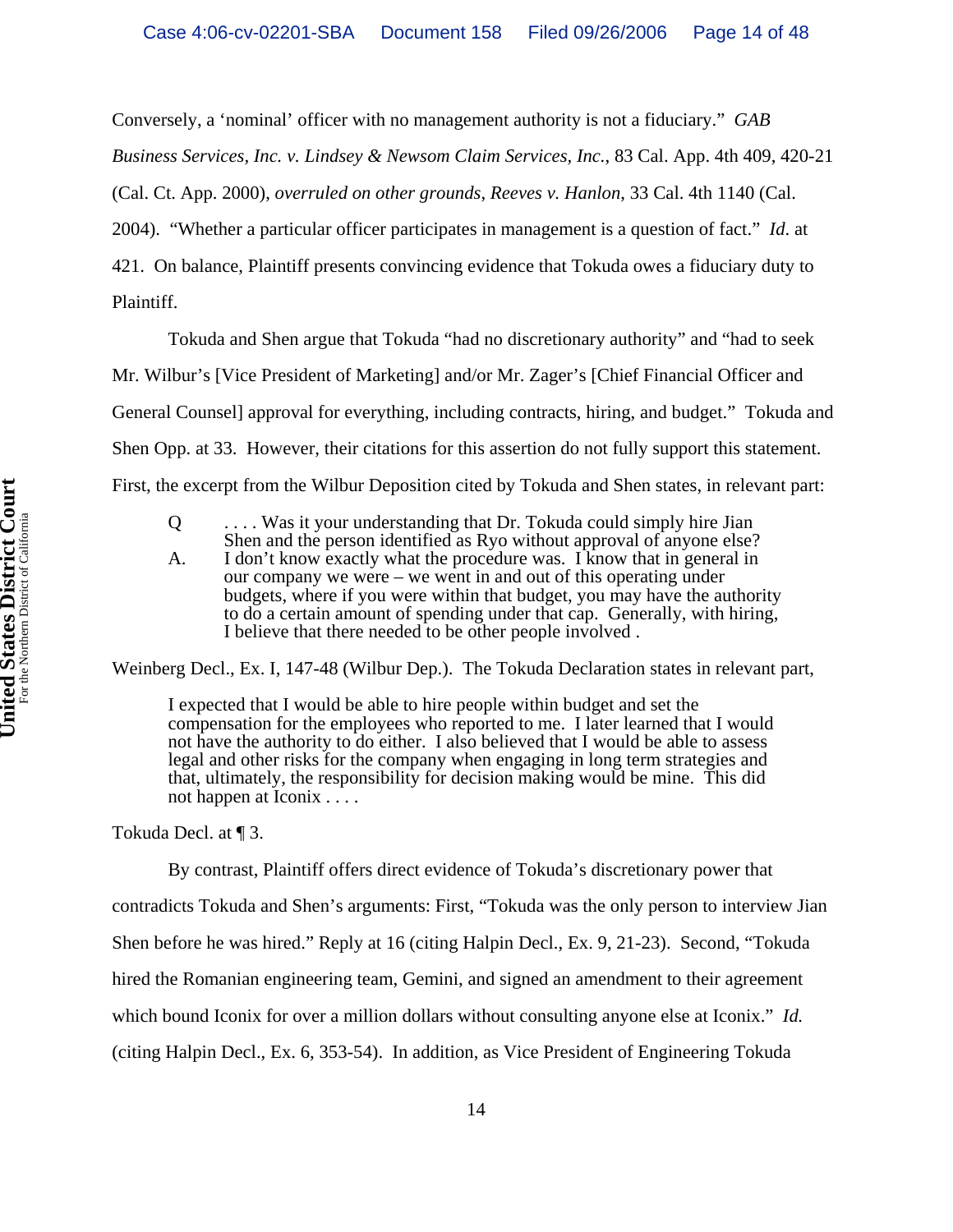Conversely, a 'nominal' officer with no management authority is not a fiduciary." *GAB Business Services, Inc. v. Lindsey & Newsom Claim Services, Inc.*, 83 Cal. App. 4th 409, 420-21 (Cal. Ct. App. 2000), *overruled on other grounds*, *Reeves v. Hanlon*, 33 Cal. 4th 1140 (Cal. 2004). "Whether a particular officer participates in management is a question of fact." *Id.* at 421. On balance, Plaintiff presents convincing evidence that Tokuda owes a fiduciary duty to Plaintiff.

Tokuda and Shen argue that Tokuda "had no discretionary authority" and "had to seek Mr. Wilbur's [Vice President of Marketing] and/or Mr. Zager's [Chief Financial Officer and General Counsel] approval for everything, including contracts, hiring, and budget." Tokuda and Shen Opp. at 33. However, their citations for this assertion do not fully support this statement. First, the excerpt from the Wilbur Deposition cited by Tokuda and Shen states, in relevant part:

> Q . . . . Was it your understanding that Dr. Tokuda could simply hire Jian Shen and the person identified as Ryo without approval of anyone else?
>
> A. I don't know exactly what the procedure was. I know that in general in our company we were – we went in and out of this operating under budgets, where if you were within that budget, you may have the authority to do a certain amount of spending under that cap. Generally, with hiring, I believe that there needed to be other people involved .

Weinberg Decl., Ex. I, 147-48 (Wilbur Dep.). The Tokuda Declaration states in relevant part,

> I expected that I would be able to hire people within budget and set the compensation for the employees who reported to me. I later learned that I would not have the authority to do either. I also believed that I would be able to assess legal and other risks for the company when engaging in long term strategies and that, ultimately, the responsibility for decision making would be mine. This did not happen at Iconix . . . .

Tokuda Decl. at ¶ 3.

By contrast, Plaintiff offers direct evidence of Tokuda's discretionary power that contradicts Tokuda and Shen's arguments: First, "Tokuda was the only person to interview Jian Shen before he was hired." Reply at 16 (citing Halpin Decl., Ex. 9, 21-23). Second, "Tokuda hired the Romanian engineering team, Gemini, and signed an amendment to their agreement which bound Iconix for over a million dollars without consulting anyone else at Iconix." *Id.* (citing Halpin Decl., Ex. 6, 353-54). In addition, as Vice President of Engineering Tokuda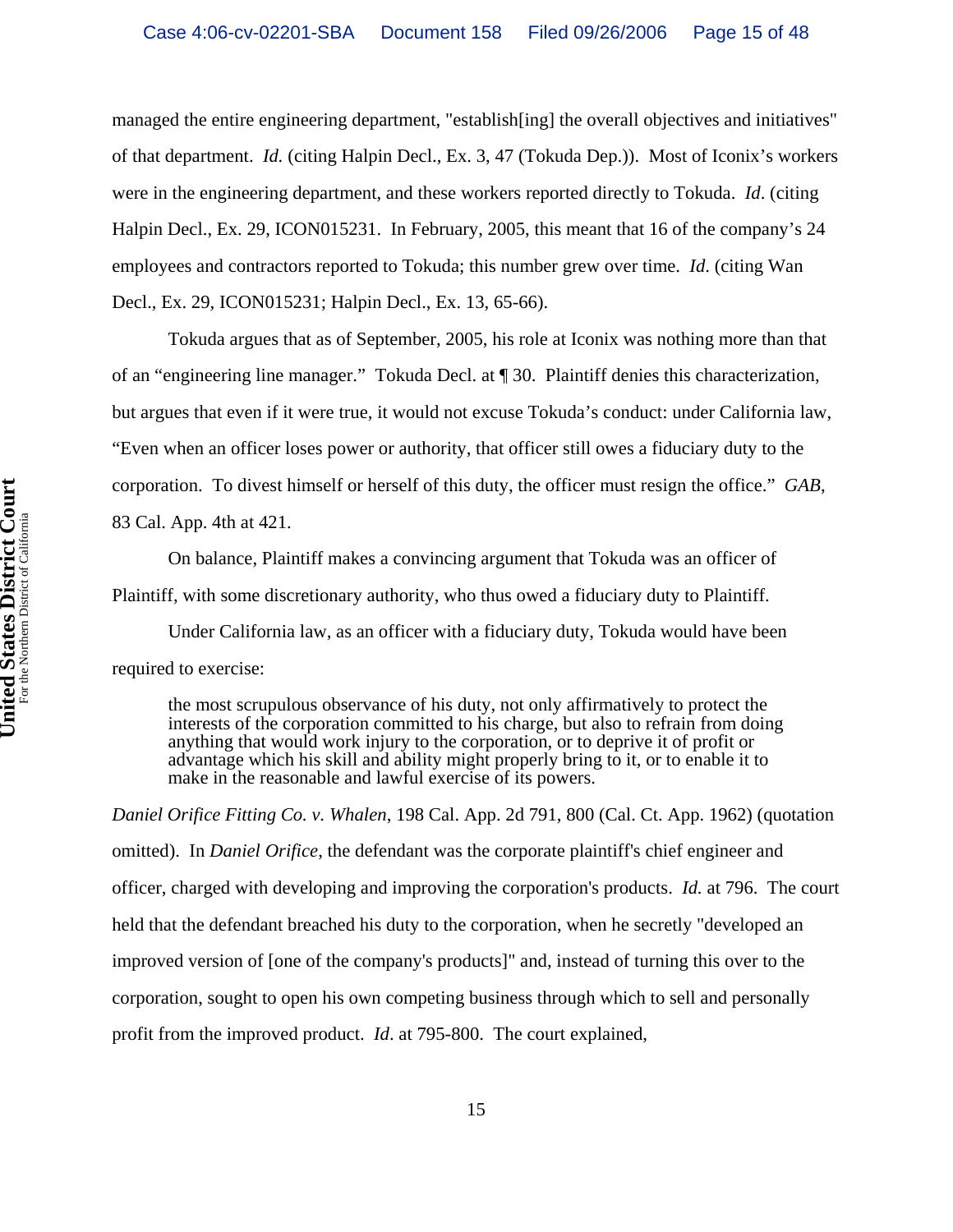managed the entire engineering department, "establish[ing] the overall objectives and initiatives" of that department. *Id.* (citing Halpin Decl., Ex. 3, 47 (Tokuda Dep.)). Most of Iconix's workers were in the engineering department, and these workers reported directly to Tokuda. *Id*. (citing Halpin Decl., Ex. 29, ICON015231. In February, 2005, this meant that 16 of the company's 24 employees and contractors reported to Tokuda; this number grew over time. *Id*. (citing Wan Decl., Ex. 29, ICON015231; Halpin Decl., Ex. 13, 65-66).

Tokuda argues that as of September, 2005, his role at Iconix was nothing more than that of an "engineering line manager." Tokuda Decl. at ¶ 30. Plaintiff denies this characterization, but argues that even if it were true, it would not excuse Tokuda's conduct: under California law, "Even when an officer loses power or authority, that officer still owes a fiduciary duty to the corporation. To divest himself or herself of this duty, the officer must resign the office." *GAB*, 83 Cal. App. 4th at 421.

On balance, Plaintiff makes a convincing argument that Tokuda was an officer of Plaintiff, with some discretionary authority, who thus owed a fiduciary duty to Plaintiff.

Under California law, as an officer with a fiduciary duty, Tokuda would have been required to exercise:

> the most scrupulous observance of his duty, not only affirmatively to protect the interests of the corporation committed to his charge, but also to refrain from doing anything that would work injury to the corporation, or to deprive it of profit or advantage which his skill and ability might properly bring to it, or to enable it to make in the reasonable and lawful exercise of its powers.

*Daniel Orifice Fitting Co. v. Whalen*, 198 Cal. App. 2d 791, 800 (Cal. Ct. App. 1962) (quotation omitted). In *Daniel Orifice*, the defendant was the corporate plaintiff's chief engineer and officer, charged with developing and improving the corporation's products. *Id.* at 796. The court held that the defendant breached his duty to the corporation, when he secretly "developed an improved version of [one of the company's products]" and, instead of turning this over to the corporation, sought to open his own competing business through which to sell and personally profit from the improved product. *Id*. at 795-800. The court explained,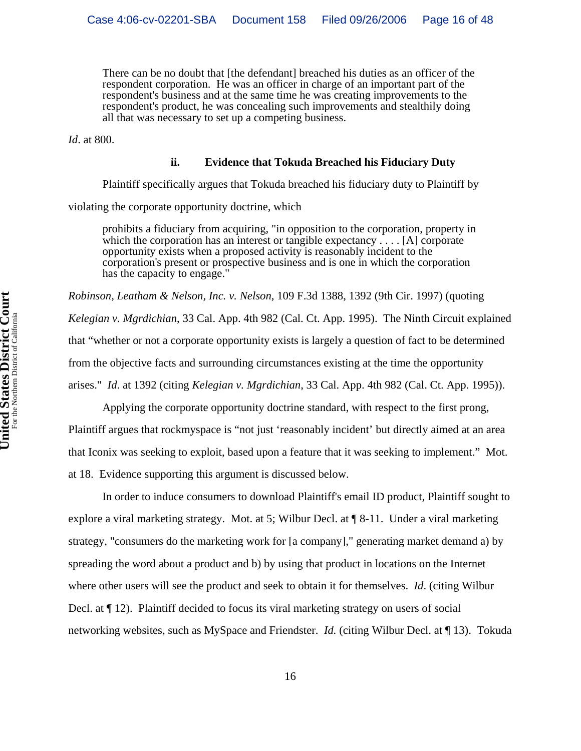> There can be no doubt that [the defendant] breached his duties as an officer of the respondent corporation. He was an officer in charge of an important part of the respondent's business and at the same time he was creating improvements to the respondent's product, he was concealing such improvements and stealthily doing all that was necessary to set up a competing business.

*Id*. at 800.

#### ii. Evidence that Tokuda Breached his Fiduciary Duty

Plaintiff specifically argues that Tokuda breached his fiduciary duty to Plaintiff by violating the corporate opportunity doctrine, which

> prohibits a fiduciary from acquiring, "in opposition to the corporation, property in which the corporation has an interest or tangible expectancy . . . . [A] corporate opportunity exists when a proposed activity is reasonably incident to the corporation's present or prospective business and is one in which the corporation has the capacity to engage."

*Robinson, Leatham & Nelson, Inc. v. Nelson*, 109 F.3d 1388, 1392 (9th Cir. 1997) (quoting *Kelegian v. Mgrdichian*, 33 Cal. App. 4th 982 (Cal. Ct. App. 1995). The Ninth Circuit explained that "whether or not a corporate opportunity exists is largely a question of fact to be determined from the objective facts and surrounding circumstances existing at the time the opportunity arises." *Id*. at 1392 (citing *Kelegian v. Mgrdichian*, 33 Cal. App. 4th 982 (Cal. Ct. App. 1995)).

Applying the corporate opportunity doctrine standard, with respect to the first prong, Plaintiff argues that rockmyspace is "not just 'reasonably incident' but directly aimed at an area that Iconix was seeking to exploit, based upon a feature that it was seeking to implement." Mot. at 18. Evidence supporting this argument is discussed below.

In order to induce consumers to download Plaintiff's email ID product, Plaintiff sought to explore a viral marketing strategy. Mot. at 5; Wilbur Decl. at ¶ 8-11. Under a viral marketing strategy, "consumers do the marketing work for [a company]," generating market demand a) by spreading the word about a product and b) by using that product in locations on the Internet where other users will see the product and seek to obtain it for themselves. *Id*. (citing Wilbur Decl. at ¶ 12). Plaintiff decided to focus its viral marketing strategy on users of social networking websites, such as MySpace and Friendster. *Id.* (citing Wilbur Decl. at ¶ 13). Tokuda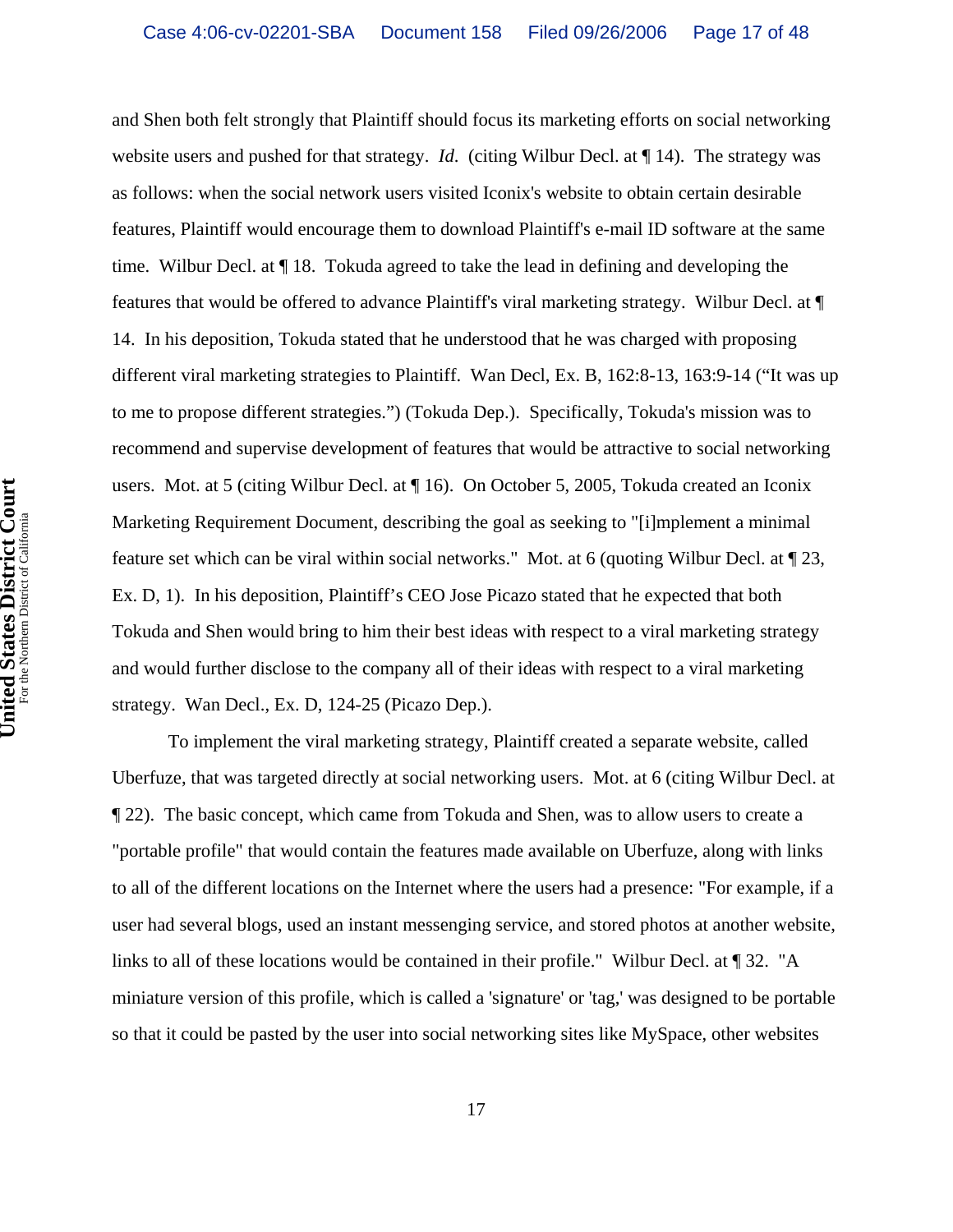and Shen both felt strongly that Plaintiff should focus its marketing efforts on social networking website users and pushed for that strategy. *Id*. (citing Wilbur Decl. at ¶ 14). The strategy was as follows: when the social network users visited Iconix's website to obtain certain desirable features, Plaintiff would encourage them to download Plaintiff's e-mail ID software at the same time. Wilbur Decl. at ¶ 18. Tokuda agreed to take the lead in defining and developing the features that would be offered to advance Plaintiff's viral marketing strategy. Wilbur Decl. at ¶ 14. In his deposition, Tokuda stated that he understood that he was charged with proposing different viral marketing strategies to Plaintiff. Wan Decl, Ex. B, 162:8-13, 163:9-14 ("It was up to me to propose different strategies.") (Tokuda Dep.). Specifically, Tokuda's mission was to recommend and supervise development of features that would be attractive to social networking users. Mot. at 5 (citing Wilbur Decl. at ¶ 16). On October 5, 2005, Tokuda created an Iconix Marketing Requirement Document, describing the goal as seeking to "[i]mplement a minimal feature set which can be viral within social networks." Mot. at 6 (quoting Wilbur Decl. at ¶ 23, Ex. D, 1). In his deposition, Plaintiff's CEO Jose Picazo stated that he expected that both Tokuda and Shen would bring to him their best ideas with respect to a viral marketing strategy and would further disclose to the company all of their ideas with respect to a viral marketing strategy. Wan Decl., Ex. D, 124-25 (Picazo Dep.).

To implement the viral marketing strategy, Plaintiff created a separate website, called Uberfuze, that was targeted directly at social networking users. Mot. at 6 (citing Wilbur Decl. at ¶ 22). The basic concept, which came from Tokuda and Shen, was to allow users to create a "portable profile" that would contain the features made available on Uberfuze, along with links to all of the different locations on the Internet where the users had a presence: "For example, if a user had several blogs, used an instant messenging service, and stored photos at another website, links to all of these locations would be contained in their profile." Wilbur Decl. at ¶ 32. "A miniature version of this profile, which is called a 'signature' or 'tag,' was designed to be portable so that it could be pasted by the user into social networking sites like MySpace, other websites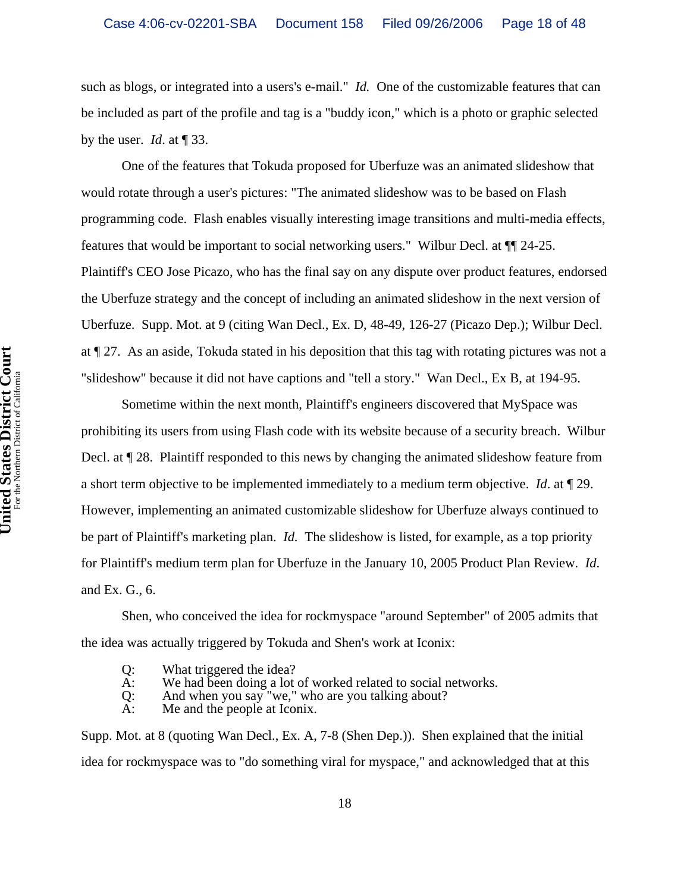such as blogs, or integrated into a users's e-mail." *Id.* One of the customizable features that can be included as part of the profile and tag is a "buddy icon," which is a photo or graphic selected by the user. *Id*. at ¶ 33.

One of the features that Tokuda proposed for Uberfuze was an animated slideshow that would rotate through a user's pictures: "The animated slideshow was to be based on Flash programming code. Flash enables visually interesting image transitions and multi-media effects, features that would be important to social networking users." Wilbur Decl. at ¶¶ 24-25. Plaintiff's CEO Jose Picazo, who has the final say on any dispute over product features, endorsed the Uberfuze strategy and the concept of including an animated slideshow in the next version of Uberfuze. Supp. Mot. at 9 (citing Wan Decl., Ex. D, 48-49, 126-27 (Picazo Dep.); Wilbur Decl. at ¶ 27. As an aside, Tokuda stated in his deposition that this tag with rotating pictures was not a "slideshow" because it did not have captions and "tell a story." Wan Decl., Ex B, at 194-95.

Sometime within the next month, Plaintiff's engineers discovered that MySpace was prohibiting its users from using Flash code with its website because of a security breach. Wilbur Decl. at ¶ 28. Plaintiff responded to this news by changing the animated slideshow feature from a short term objective to be implemented immediately to a medium term objective. *Id*. at ¶ 29. However, implementing an animated customizable slideshow for Uberfuze always continued to be part of Plaintiff's marketing plan. *Id.* The slideshow is listed, for example, as a top priority for Plaintiff's medium term plan for Uberfuze in the January 10, 2005 Product Plan Review. *Id.* and Ex. G., 6.

Shen, who conceived the idea for rockmyspace "around September" of 2005 admits that the idea was actually triggered by Tokuda and Shen's work at Iconix:

> Q: What triggered the idea?
> A: We had been doing a lot of worked related to social networks.
> Q: And when you say "we," who are you talking about?
> A: Me and the people at Iconix.

Supp. Mot. at 8 (quoting Wan Decl., Ex. A, 7-8 (Shen Dep.)). Shen explained that the initial idea for rockmyspace was to "do something viral for myspace," and acknowledged that at this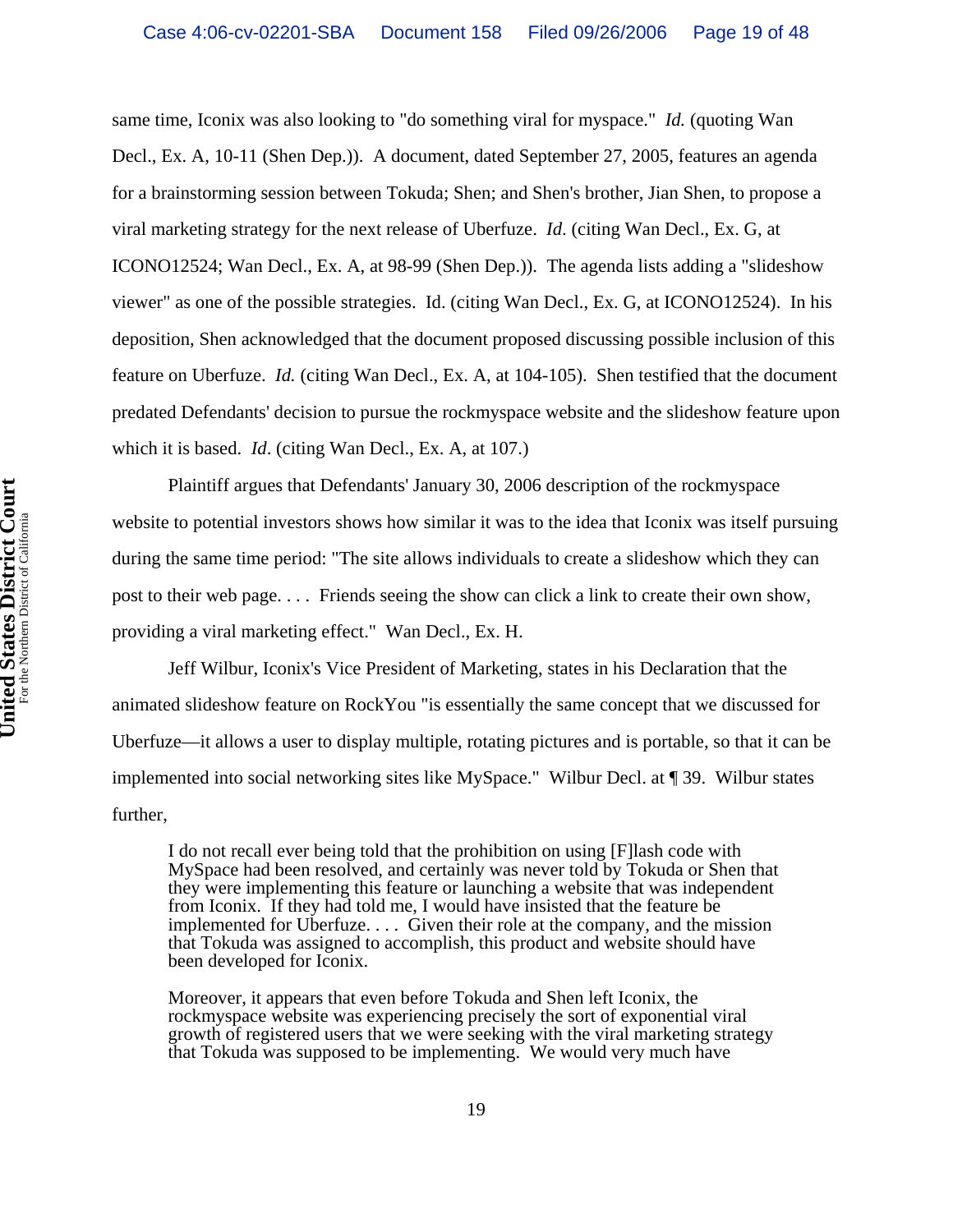same time, Iconix was also looking to "do something viral for myspace." *Id.* (quoting Wan Decl., Ex. A, 10-11 (Shen Dep.)). A document, dated September 27, 2005, features an agenda for a brainstorming session between Tokuda; Shen; and Shen's brother, Jian Shen, to propose a viral marketing strategy for the next release of Uberfuze. *Id*. (citing Wan Decl., Ex. G, at ICONO12524; Wan Decl., Ex. A, at 98-99 (Shen Dep.)). The agenda lists adding a "slideshow viewer" as one of the possible strategies. Id. (citing Wan Decl., Ex. G, at ICONO12524). In his deposition, Shen acknowledged that the document proposed discussing possible inclusion of this feature on Uberfuze. *Id.* (citing Wan Decl., Ex. A, at 104-105). Shen testified that the document predated Defendants' decision to pursue the rockmyspace website and the slideshow feature upon which it is based. *Id*. (citing Wan Decl., Ex. A, at 107.)

Plaintiff argues that Defendants' January 30, 2006 description of the rockmyspace website to potential investors shows how similar it was to the idea that Iconix was itself pursuing during the same time period: "The site allows individuals to create a slideshow which they can post to their web page. . . . Friends seeing the show can click a link to create their own show, providing a viral marketing effect." Wan Decl., Ex. H.

Jeff Wilbur, Iconix's Vice President of Marketing, states in his Declaration that the animated slideshow feature on RockYou "is essentially the same concept that we discussed for Uberfuze—it allows a user to display multiple, rotating pictures and is portable, so that it can be implemented into social networking sites like MySpace." Wilbur Decl. at ¶ 39. Wilbur states further,

> I do not recall ever being told that the prohibition on using [F]lash code with MySpace had been resolved, and certainly was never told by Tokuda or Shen that they were implementing this feature or launching a website that was independent from Iconix. If they had told me, I would have insisted that the feature be implemented for Uberfuze. . . . Given their role at the company, and the mission that Tokuda was assigned to accomplish, this product and website should have been developed for Iconix.
>
> Moreover, it appears that even before Tokuda and Shen left Iconix, the rockmyspace website was experiencing precisely the sort of exponential viral growth of registered users that we were seeking with the viral marketing strategy that Tokuda was supposed to be implementing. We would very much have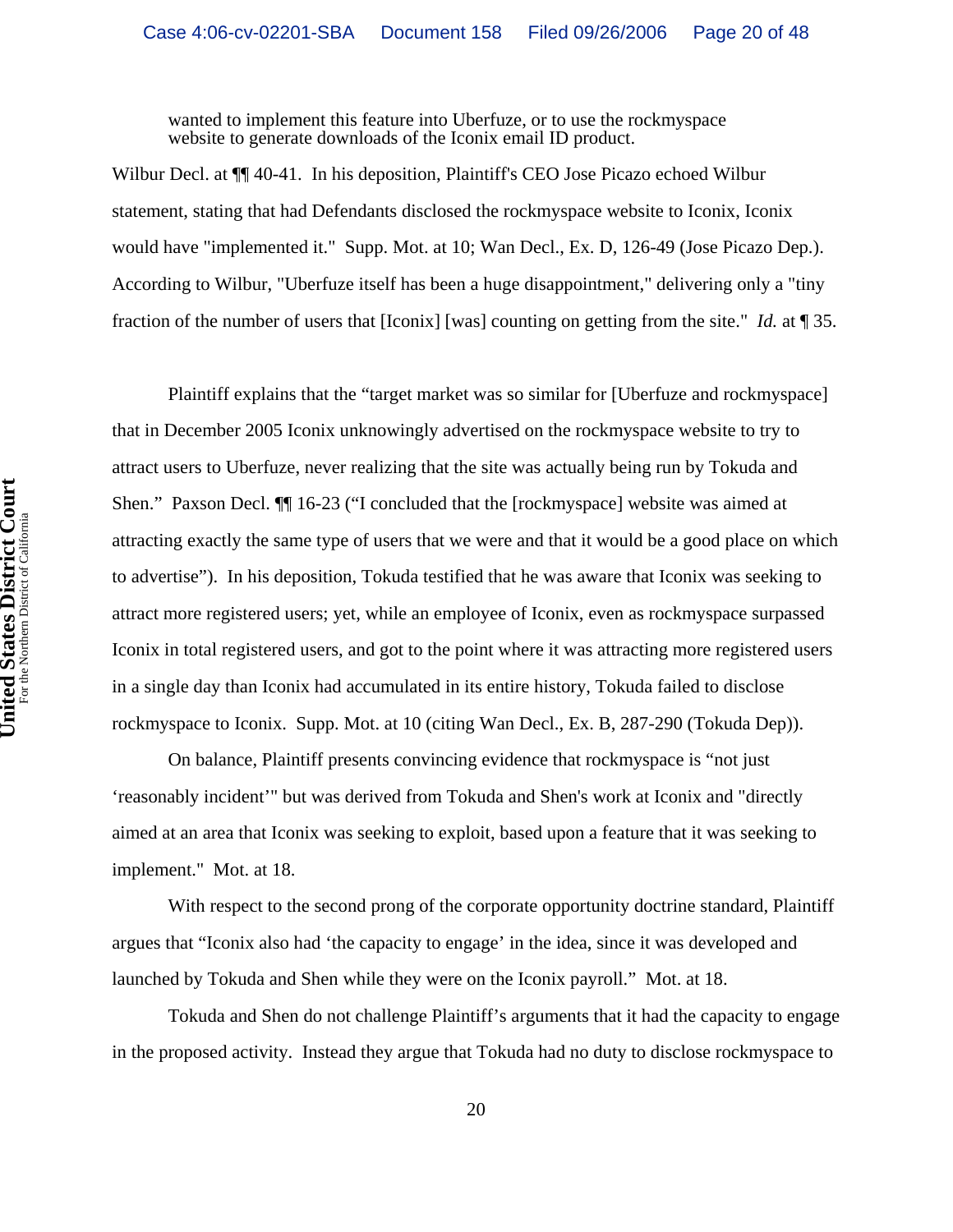wanted to implement this feature into Uberfuze, or to use the rockmyspace website to generate downloads of the Iconix email ID product.

Wilbur Decl. at ¶¶ 40-41. In his deposition, Plaintiff's CEO Jose Picazo echoed Wilbur statement, stating that had Defendants disclosed the rockmyspace website to Iconix, Iconix would have "implemented it." Supp. Mot. at 10; Wan Decl., Ex. D, 126-49 (Jose Picazo Dep.). According to Wilbur, "Uberfuze itself has been a huge disappointment," delivering only a "tiny fraction of the number of users that [Iconix] [was] counting on getting from the site." *Id.* at ¶ 35.

Plaintiff explains that the "target market was so similar for [Uberfuze and rockmyspace] that in December 2005 Iconix unknowingly advertised on the rockmyspace website to try to attract users to Uberfuze, never realizing that the site was actually being run by Tokuda and Shen." Paxson Decl. ¶¶ 16-23 ("I concluded that the [rockmyspace] website was aimed at attracting exactly the same type of users that we were and that it would be a good place on which to advertise"). In his deposition, Tokuda testified that he was aware that Iconix was seeking to attract more registered users; yet, while an employee of Iconix, even as rockmyspace surpassed Iconix in total registered users, and got to the point where it was attracting more registered users in a single day than Iconix had accumulated in its entire history, Tokuda failed to disclose rockmyspace to Iconix. Supp. Mot. at 10 (citing Wan Decl., Ex. B, 287-290 (Tokuda Dep)).

On balance, Plaintiff presents convincing evidence that rockmyspace is "not just 'reasonably incident'" but was derived from Tokuda and Shen's work at Iconix and "directly aimed at an area that Iconix was seeking to exploit, based upon a feature that it was seeking to implement." Mot. at 18.

With respect to the second prong of the corporate opportunity doctrine standard, Plaintiff argues that "Iconix also had 'the capacity to engage' in the idea, since it was developed and launched by Tokuda and Shen while they were on the Iconix payroll." Mot. at 18.

Tokuda and Shen do not challenge Plaintiff's arguments that it had the capacity to engage in the proposed activity. Instead they argue that Tokuda had no duty to disclose rockmyspace to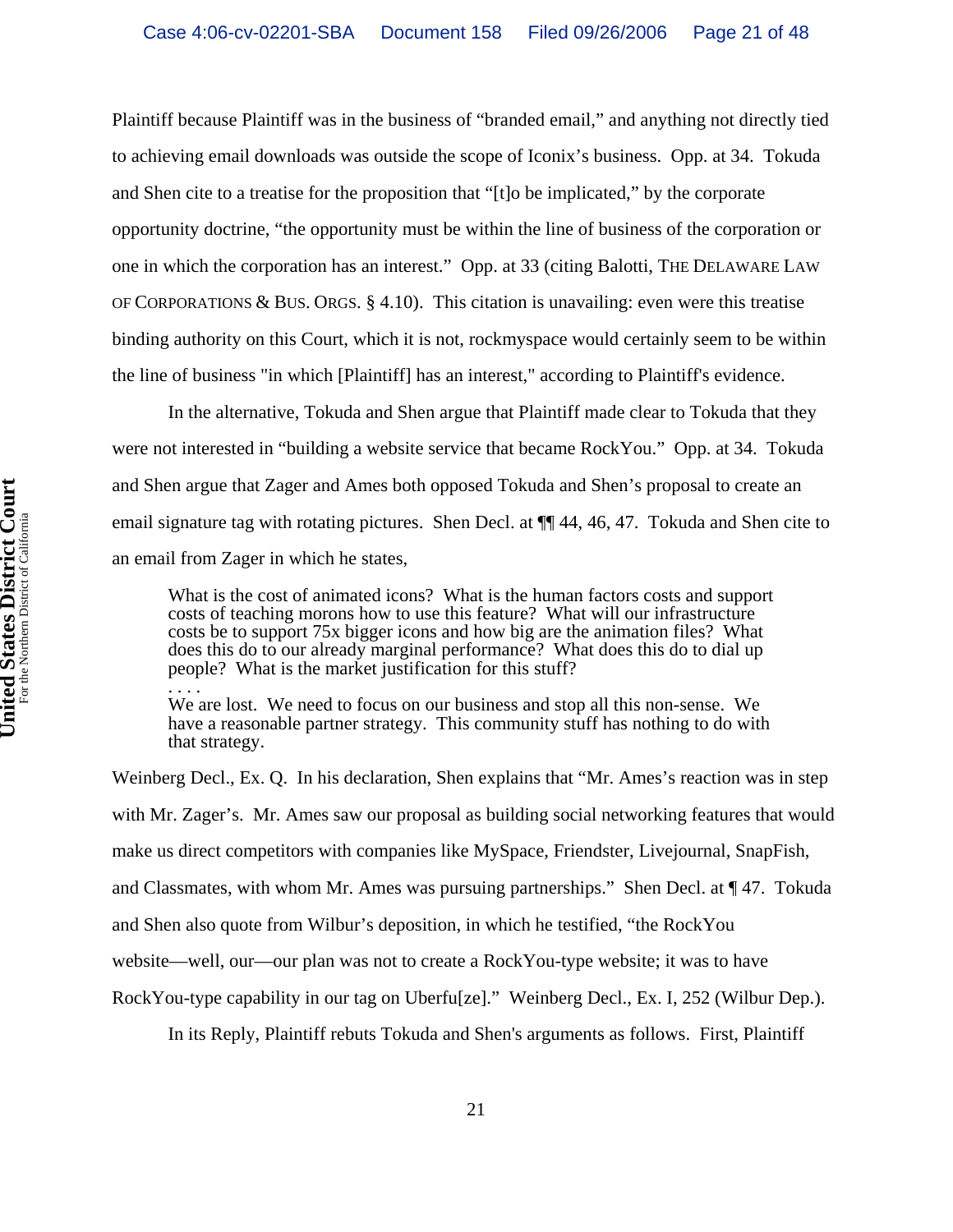Plaintiff because Plaintiff was in the business of "branded email," and anything not directly tied to achieving email downloads was outside the scope of Iconix's business. Opp. at 34. Tokuda and Shen cite to a treatise for the proposition that "[t]o be implicated," by the corporate opportunity doctrine, "the opportunity must be within the line of business of the corporation or one in which the corporation has an interest." Opp. at 33 (citing Balotti, THE DELAWARE LAW OF CORPORATIONS & BUS. ORGS. § 4.10). This citation is unavailing: even were this treatise binding authority on this Court, which it is not, rockmyspace would certainly seem to be within the line of business "in which [Plaintiff] has an interest," according to Plaintiff's evidence.

In the alternative, Tokuda and Shen argue that Plaintiff made clear to Tokuda that they were not interested in "building a website service that became RockYou." Opp. at 34. Tokuda and Shen argue that Zager and Ames both opposed Tokuda and Shen's proposal to create an email signature tag with rotating pictures. Shen Decl. at ¶¶ 44, 46, 47. Tokuda and Shen cite to an email from Zager in which he states,

> What is the cost of animated icons? What is the human factors costs and support costs of teaching morons how to use this feature? What will our infrastructure costs be to support 75x bigger icons and how big are the animation files? What does this do to our already marginal performance? What does this do to dial up people? What is the market justification for this stuff?
> . . . .
> We are lost. We need to focus on our business and stop all this non-sense. We have a reasonable partner strategy. This community stuff has nothing to do with that strategy.

Weinberg Decl., Ex. Q. In his declaration, Shen explains that "Mr. Ames's reaction was in step with Mr. Zager's. Mr. Ames saw our proposal as building social networking features that would make us direct competitors with companies like MySpace, Friendster, Livejournal, SnapFish, and Classmates, with whom Mr. Ames was pursuing partnerships." Shen Decl. at ¶ 47. Tokuda and Shen also quote from Wilbur's deposition, in which he testified, "the RockYou website—well, our—our plan was not to create a RockYou-type website; it was to have RockYou-type capability in our tag on Uberfu[ze]." Weinberg Decl., Ex. I, 252 (Wilbur Dep.).

In its Reply, Plaintiff rebuts Tokuda and Shen's arguments as follows. First, Plaintiff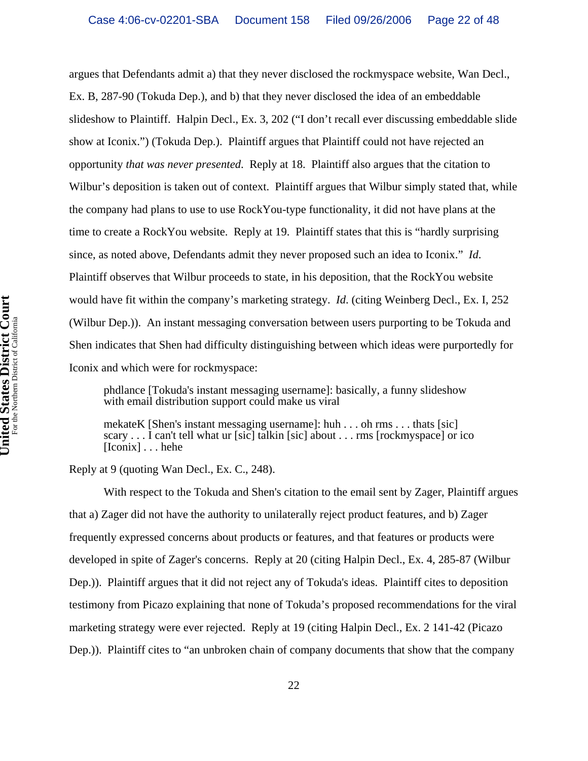argues that Defendants admit a) that they never disclosed the rockmyspace website, Wan Decl., Ex. B, 287-90 (Tokuda Dep.), and b) that they never disclosed the idea of an embeddable slideshow to Plaintiff. Halpin Decl., Ex. 3, 202 ("I don't recall ever discussing embeddable slide show at Iconix.") (Tokuda Dep.). Plaintiff argues that Plaintiff could not have rejected an opportunity *that was never presented*. Reply at 18. Plaintiff also argues that the citation to Wilbur's deposition is taken out of context. Plaintiff argues that Wilbur simply stated that, while the company had plans to use to use RockYou-type functionality, it did not have plans at the time to create a RockYou website. Reply at 19. Plaintiff states that this is "hardly surprising since, as noted above, Defendants admit they never proposed such an idea to Iconix." *Id*. Plaintiff observes that Wilbur proceeds to state, in his deposition, that the RockYou website would have fit within the company's marketing strategy. *Id*. (citing Weinberg Decl., Ex. I, 252 (Wilbur Dep.)). An instant messaging conversation between users purporting to be Tokuda and Shen indicates that Shen had difficulty distinguishing between which ideas were purportedly for Iconix and which were for rockmyspace:

> phdlance [Tokuda's instant messaging username]: basically, a funny slideshow with email distribution support could make us viral
>
> mekateK [Shen's instant messaging username]: huh . . . oh rms . . . thats [sic] scary . . . I can't tell what ur [sic] talkin [sic] about . . . rms [rockmyspace] or ico [Iconix] . . . hehe

Reply at 9 (quoting Wan Decl., Ex. C., 248).

With respect to the Tokuda and Shen's citation to the email sent by Zager, Plaintiff argues that a) Zager did not have the authority to unilaterally reject product features, and b) Zager frequently expressed concerns about products or features, and that features or products were developed in spite of Zager's concerns. Reply at 20 (citing Halpin Decl., Ex. 4, 285-87 (Wilbur Dep.)). Plaintiff argues that it did not reject any of Tokuda's ideas. Plaintiff cites to deposition testimony from Picazo explaining that none of Tokuda's proposed recommendations for the viral marketing strategy were ever rejected. Reply at 19 (citing Halpin Decl., Ex. 2 141-42 (Picazo Dep.)). Plaintiff cites to "an unbroken chain of company documents that show that the company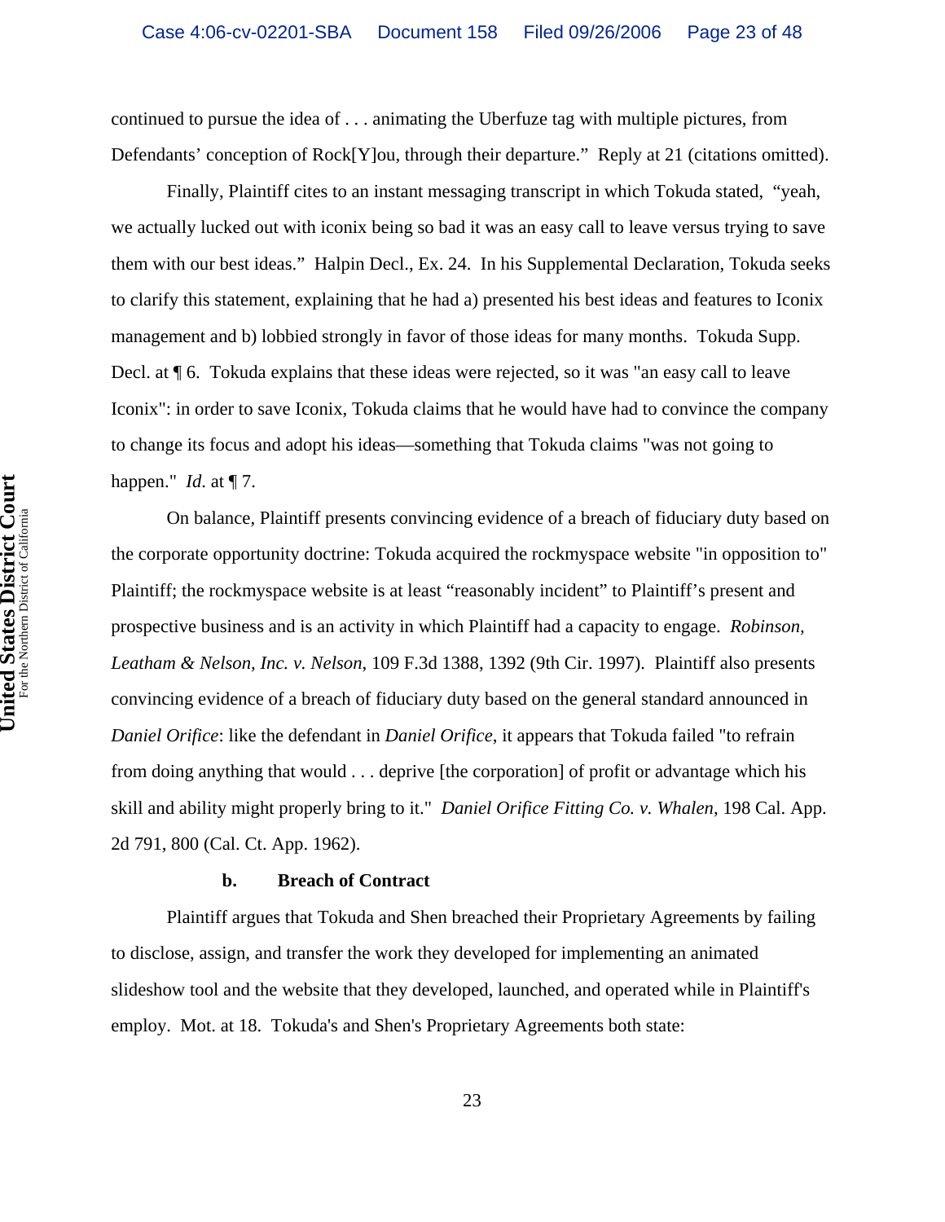continued to pursue the idea of . . . animating the Uberfuze tag with multiple pictures, from Defendants' conception of Rock[Y]ou, through their departure." Reply at 21 (citations omitted).

Finally, Plaintiff cites to an instant messaging transcript in which Tokuda stated, "yeah, we actually lucked out with iconix being so bad it was an easy call to leave versus trying to save them with our best ideas." Halpin Decl., Ex. 24. In his Supplemental Declaration, Tokuda seeks to clarify this statement, explaining that he had a) presented his best ideas and features to Iconix management and b) lobbied strongly in favor of those ideas for many months. Tokuda Supp. Decl. at ¶ 6. Tokuda explains that these ideas were rejected, so it was "an easy call to leave Iconix": in order to save Iconix, Tokuda claims that he would have had to convince the company to change its focus and adopt his ideas—something that Tokuda claims "was not going to happen." *Id.* at ¶ 7.

On balance, Plaintiff presents convincing evidence of a breach of fiduciary duty based on the corporate opportunity doctrine: Tokuda acquired the rockmyspace website "in opposition to" Plaintiff; the rockmyspace website is at least "reasonably incident" to Plaintiff's present and prospective business and is an activity in which Plaintiff had a capacity to engage. *Robinson, Leatham & Nelson, Inc. v. Nelson*, 109 F.3d 1388, 1392 (9th Cir. 1997). Plaintiff also presents convincing evidence of a breach of fiduciary duty based on the general standard announced in *Daniel Orifice*: like the defendant in *Daniel Orifice*, it appears that Tokuda failed "to refrain from doing anything that would . . . deprive [the corporation] of profit or advantage which his skill and ability might properly bring to it." *Daniel Orifice Fitting Co. v. Whalen*, 198 Cal. App. 2d 791, 800 (Cal. Ct. App. 1962).

#### b. Breach of Contract

Plaintiff argues that Tokuda and Shen breached their Proprietary Agreements by failing to disclose, assign, and transfer the work they developed for implementing an animated slideshow tool and the website that they developed, launched, and operated while in Plaintiff's employ. Mot. at 18. Tokuda's and Shen's Proprietary Agreements both state: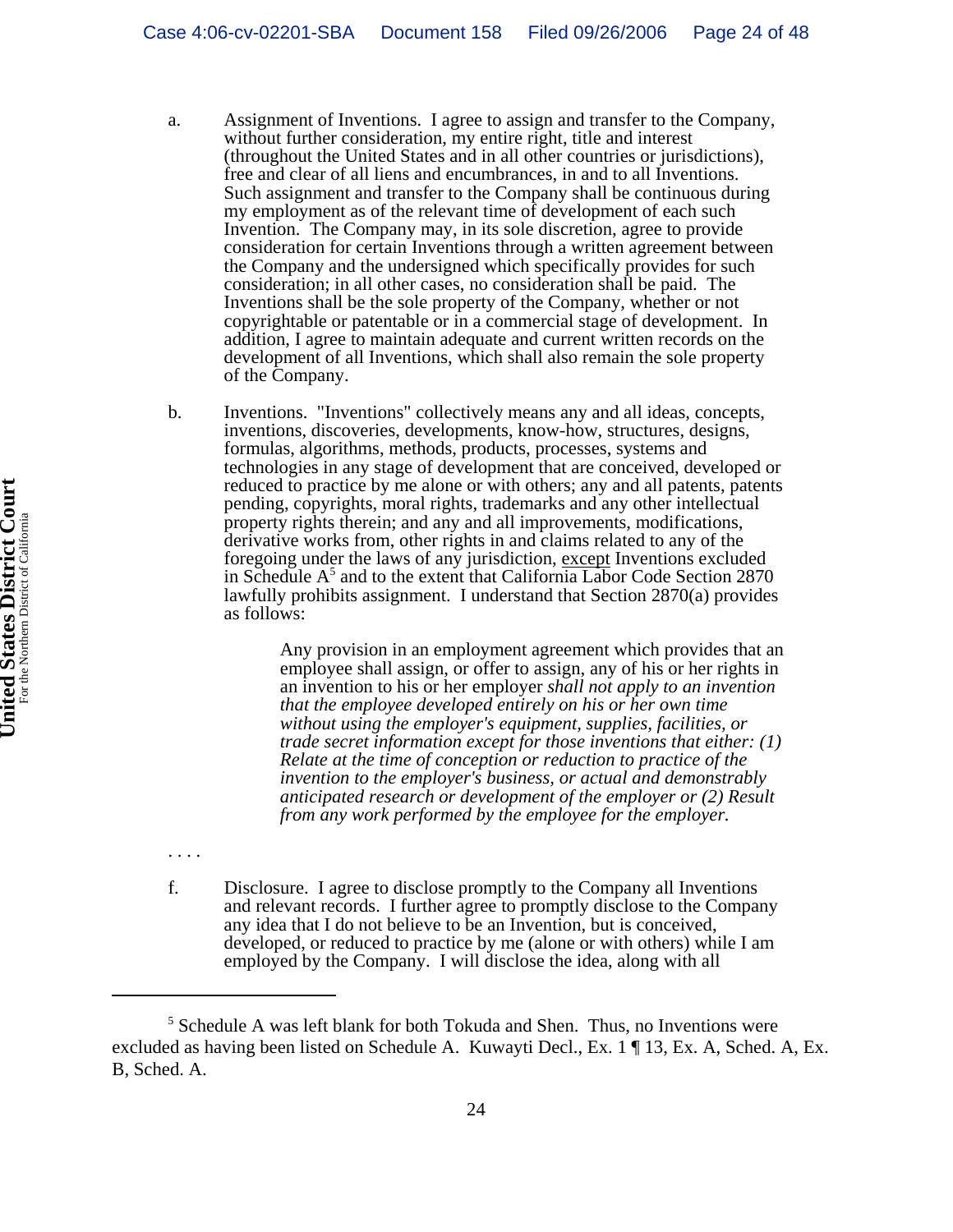a. Assignment of Inventions. I agree to assign and transfer to the Company, without further consideration, my entire right, title and interest (throughout the United States and in all other countries or jurisdictions), free and clear of all liens and encumbrances, in and to all Inventions. Such assignment and transfer to the Company shall be continuous during my employment as of the relevant time of development of each such Invention. The Company may, in its sole discretion, agree to provide consideration for certain Inventions through a written agreement between the Company and the undersigned which specifically provides for such consideration; in all other cases, no consideration shall be paid. The Inventions shall be the sole property of the Company, whether or not copyrightable or patentable or in a commercial stage of development. In addition, I agree to maintain adequate and current written records on the development of all Inventions, which shall also remain the sole property of the Company.

b. Inventions. "Inventions" collectively means any and all ideas, concepts, inventions, discoveries, developments, know-how, structures, designs, formulas, algorithms, methods, products, processes, systems and technologies in any stage of development that are conceived, developed or reduced to practice by me alone or with others; any and all patents, patents pending, copyrights, moral rights, trademarks and any other intellectual property rights therein; and any and all improvements, modifications, derivative works from, other rights in and claims related to any of the foregoing under the laws of any jurisdiction, <u>except</u> Inventions excluded in Schedule A[5] and to the extent that California Labor Code Section 2870 lawfully prohibits assignment. I understand that Section 2870(a) provides as follows:

> Any provision in an employment agreement which provides that an employee shall assign, or offer to assign, any of his or her rights in an invention to his or her employer *shall not apply to an invention that the employee developed entirely on his or her own time without using the employer's equipment, supplies, facilities, or trade secret information except for those inventions that either: (1) Relate at the time of conception or reduction to practice of the invention to the employer's business, or actual and demonstrably anticipated research or development of the employer or (2) Result from any work performed by the employee for the employer.*

. . . .

f. Disclosure. I agree to disclose promptly to the Company all Inventions and relevant records. I further agree to promptly disclose to the Company any idea that I do not believe to be an Invention, but is conceived, developed, or reduced to practice by me (alone or with others) while I am employed by the Company. I will disclose the idea, along with all

---

[5] Schedule A was left blank for both Tokuda and Shen. Thus, no Inventions were excluded as having been listed on Schedule A. Kuwayti Decl., Ex. 1 ¶ 13, Ex. A, Sched. A, Ex. B, Sched. A.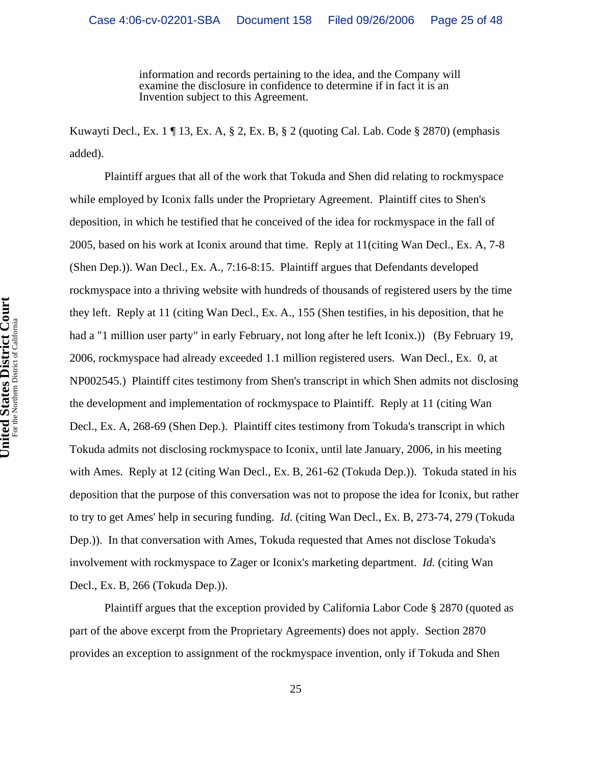> information and records pertaining to the idea, and the Company will examine the disclosure in confidence to determine if in fact it is an Invention subject to this Agreement.

Kuwayti Decl., Ex. 1 ¶ 13, Ex. A, § 2, Ex. B, § 2 (quoting Cal. Lab. Code § 2870) (emphasis added).

Plaintiff argues that all of the work that Tokuda and Shen did relating to rockmyspace while employed by Iconix falls under the Proprietary Agreement. Plaintiff cites to Shen's deposition, in which he testified that he conceived of the idea for rockmyspace in the fall of 2005, based on his work at Iconix around that time. Reply at 11(citing Wan Decl., Ex. A, 7-8 (Shen Dep.)). Wan Decl., Ex. A., 7:16-8:15. Plaintiff argues that Defendants developed rockmyspace into a thriving website with hundreds of thousands of registered users by the time they left. Reply at 11 (citing Wan Decl., Ex. A., 155 (Shen testifies, in his deposition, that he had a "1 million user party" in early February, not long after he left Iconix.)) (By February 19, 2006, rockmyspace had already exceeded 1.1 million registered users. Wan Decl., Ex. 0, at NP002545.) Plaintiff cites testimony from Shen's transcript in which Shen admits not disclosing the development and implementation of rockmyspace to Plaintiff. Reply at 11 (citing Wan Decl., Ex. A, 268-69 (Shen Dep.). Plaintiff cites testimony from Tokuda's transcript in which Tokuda admits not disclosing rockmyspace to Iconix, until late January, 2006, in his meeting with Ames. Reply at 12 (citing Wan Decl., Ex. B, 261-62 (Tokuda Dep.)). Tokuda stated in his deposition that the purpose of this conversation was not to propose the idea for Iconix, but rather to try to get Ames' help in securing funding. *Id.* (citing Wan Decl., Ex. B, 273-74, 279 (Tokuda Dep.)). In that conversation with Ames, Tokuda requested that Ames not disclose Tokuda's involvement with rockmyspace to Zager or Iconix's marketing department. *Id.* (citing Wan Decl., Ex. B, 266 (Tokuda Dep.)).

Plaintiff argues that the exception provided by California Labor Code § 2870 (quoted as part of the above excerpt from the Proprietary Agreements) does not apply. Section 2870 provides an exception to assignment of the rockmyspace invention, only if Tokuda and Shen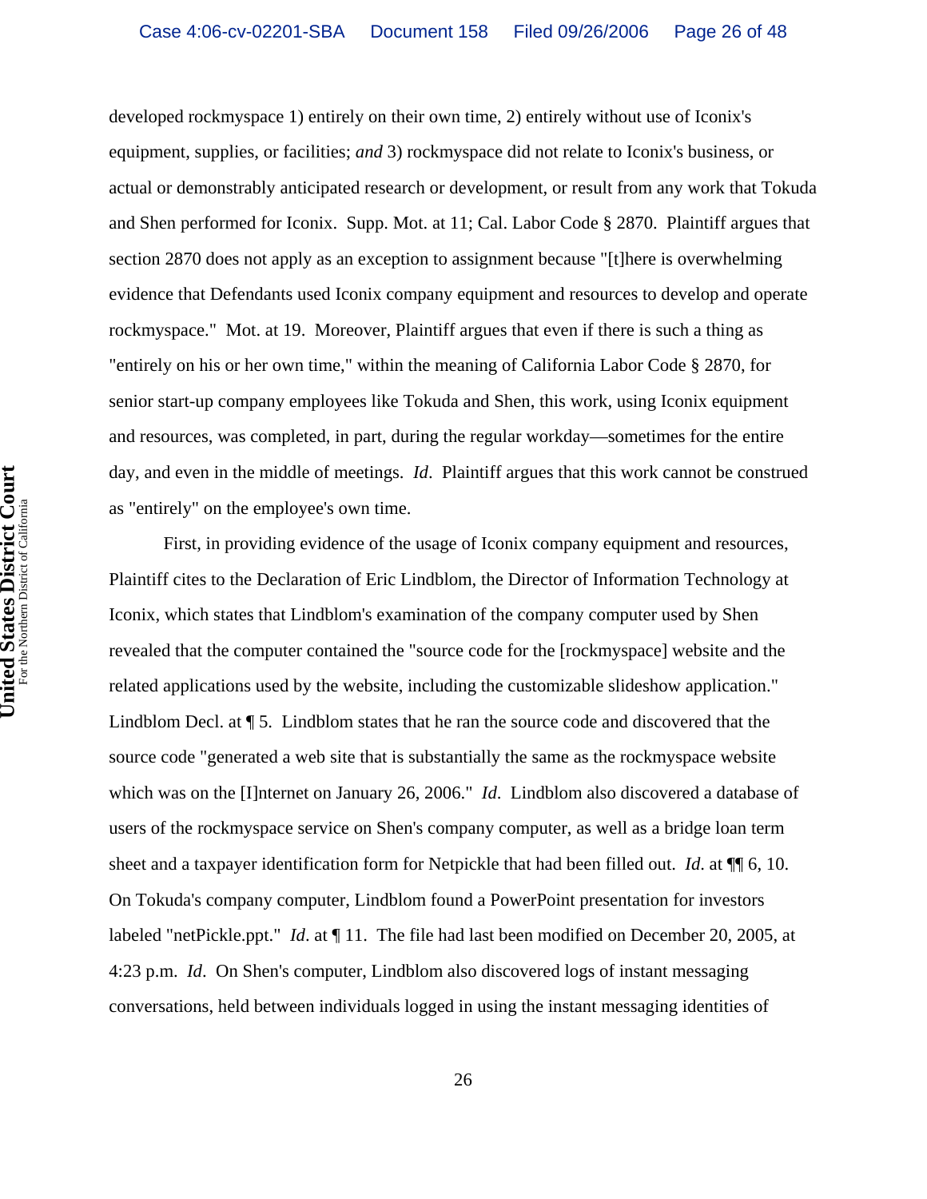developed rockmyspace 1) entirely on their own time, 2) entirely without use of Iconix's equipment, supplies, or facilities; *and* 3) rockmyspace did not relate to Iconix's business, or actual or demonstrably anticipated research or development, or result from any work that Tokuda and Shen performed for Iconix. Supp. Mot. at 11; Cal. Labor Code § 2870. Plaintiff argues that section 2870 does not apply as an exception to assignment because "[t]here is overwhelming evidence that Defendants used Iconix company equipment and resources to develop and operate rockmyspace." Mot. at 19. Moreover, Plaintiff argues that even if there is such a thing as "entirely on his or her own time," within the meaning of California Labor Code § 2870, for senior start-up company employees like Tokuda and Shen, this work, using Iconix equipment and resources, was completed, in part, during the regular workday—sometimes for the entire day, and even in the middle of meetings. *Id*. Plaintiff argues that this work cannot be construed as "entirely" on the employee's own time.

First, in providing evidence of the usage of Iconix company equipment and resources, Plaintiff cites to the Declaration of Eric Lindblom, the Director of Information Technology at Iconix, which states that Lindblom's examination of the company computer used by Shen revealed that the computer contained the "source code for the [rockmyspace] website and the related applications used by the website, including the customizable slideshow application." Lindblom Decl. at ¶ 5. Lindblom states that he ran the source code and discovered that the source code "generated a web site that is substantially the same as the rockmyspace website which was on the [I]nternet on January 26, 2006." *Id*. Lindblom also discovered a database of users of the rockmyspace service on Shen's company computer, as well as a bridge loan term sheet and a taxpayer identification form for Netpickle that had been filled out. *Id*. at ¶¶ 6, 10. On Tokuda's company computer, Lindblom found a PowerPoint presentation for investors labeled "netPickle.ppt." *Id*. at ¶ 11. The file had last been modified on December 20, 2005, at 4:23 p.m. *Id*. On Shen's computer, Lindblom also discovered logs of instant messaging conversations, held between individuals logged in using the instant messaging identities of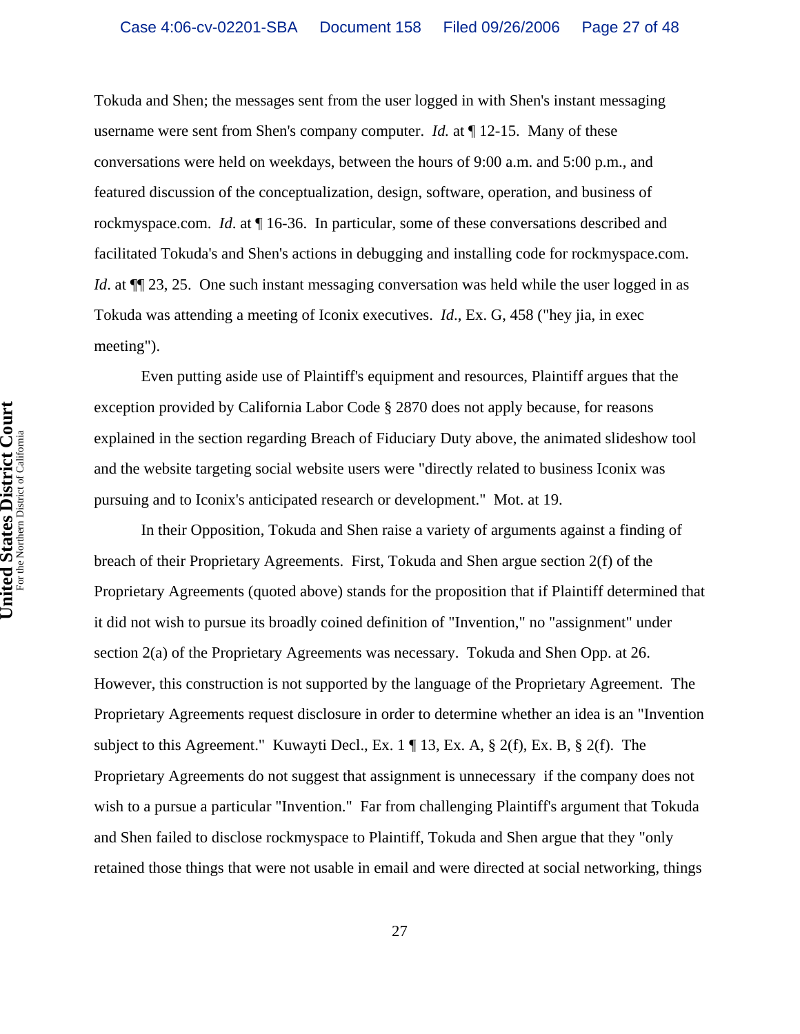Tokuda and Shen; the messages sent from the user logged in with Shen's instant messaging username were sent from Shen's company computer. *Id.* at ¶ 12-15. Many of these conversations were held on weekdays, between the hours of 9:00 a.m. and 5:00 p.m., and featured discussion of the conceptualization, design, software, operation, and business of rockmyspace.com. *Id.* at ¶ 16-36. In particular, some of these conversations described and facilitated Tokuda's and Shen's actions in debugging and installing code for rockmyspace.com. *Id*. at ¶¶ 23, 25. One such instant messaging conversation was held while the user logged in as Tokuda was attending a meeting of Iconix executives. *Id*., Ex. G, 458 ("hey jia, in exec meeting").

Even putting aside use of Plaintiff's equipment and resources, Plaintiff argues that the exception provided by California Labor Code § 2870 does not apply because, for reasons explained in the section regarding Breach of Fiduciary Duty above, the animated slideshow tool and the website targeting social website users were "directly related to business Iconix was pursuing and to Iconix's anticipated research or development." Mot. at 19.

In their Opposition, Tokuda and Shen raise a variety of arguments against a finding of breach of their Proprietary Agreements. First, Tokuda and Shen argue section 2(f) of the Proprietary Agreements (quoted above) stands for the proposition that if Plaintiff determined that it did not wish to pursue its broadly coined definition of "Invention," no "assignment" under section 2(a) of the Proprietary Agreements was necessary. Tokuda and Shen Opp. at 26. However, this construction is not supported by the language of the Proprietary Agreement. The Proprietary Agreements request disclosure in order to determine whether an idea is an "Invention subject to this Agreement." Kuwayti Decl., Ex. 1 ¶ 13, Ex. A, § 2(f), Ex. B, § 2(f). The Proprietary Agreements do not suggest that assignment is unnecessary if the company does not wish to a pursue a particular "Invention." Far from challenging Plaintiff's argument that Tokuda and Shen failed to disclose rockmyspace to Plaintiff, Tokuda and Shen argue that they "only retained those things that were not usable in email and were directed at social networking, things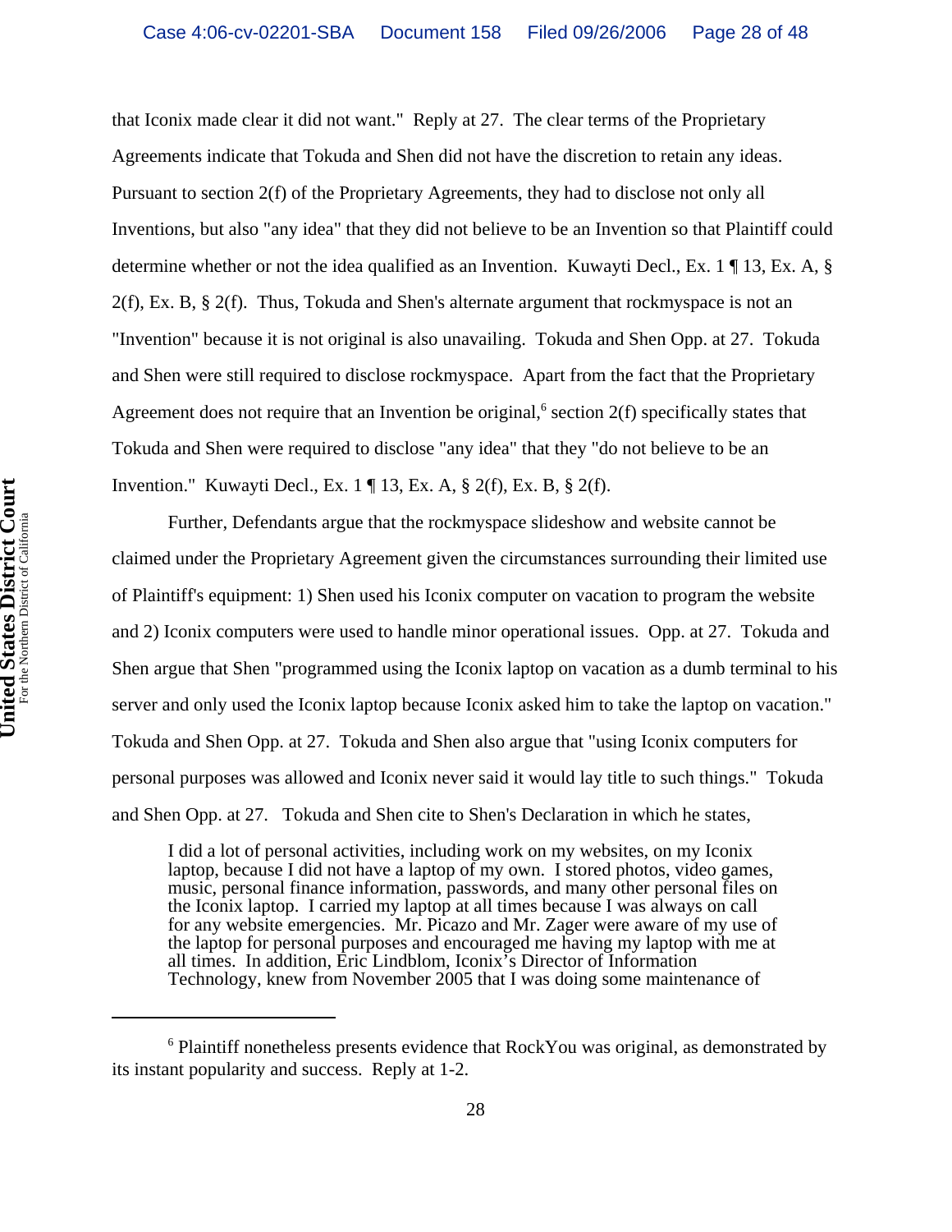that Iconix made clear it did not want." Reply at 27. The clear terms of the Proprietary Agreements indicate that Tokuda and Shen did not have the discretion to retain any ideas. Pursuant to section 2(f) of the Proprietary Agreements, they had to disclose not only all Inventions, but also "any idea" that they did not believe to be an Invention so that Plaintiff could determine whether or not the idea qualified as an Invention. Kuwayti Decl., Ex. 1 ¶ 13, Ex. A, § 2(f), Ex. B, § 2(f). Thus, Tokuda and Shen's alternate argument that rockmyspace is not an "Invention" because it is not original is also unavailing. Tokuda and Shen Opp. at 27. Tokuda and Shen were still required to disclose rockmyspace. Apart from the fact that the Proprietary Agreement does not require that an Invention be original,[6] section 2(f) specifically states that Tokuda and Shen were required to disclose "any idea" that they "do not believe to be an Invention." Kuwayti Decl., Ex. 1 ¶ 13, Ex. A, § 2(f), Ex. B, § 2(f).

Further, Defendants argue that the rockmyspace slideshow and website cannot be claimed under the Proprietary Agreement given the circumstances surrounding their limited use of Plaintiff's equipment: 1) Shen used his Iconix computer on vacation to program the website and 2) Iconix computers were used to handle minor operational issues. Opp. at 27. Tokuda and Shen argue that Shen "programmed using the Iconix laptop on vacation as a dumb terminal to his server and only used the Iconix laptop because Iconix asked him to take the laptop on vacation." Tokuda and Shen Opp. at 27. Tokuda and Shen also argue that "using Iconix computers for personal purposes was allowed and Iconix never said it would lay title to such things." Tokuda and Shen Opp. at 27. Tokuda and Shen cite to Shen's Declaration in which he states,

> I did a lot of personal activities, including work on my websites, on my Iconix laptop, because I did not have a laptop of my own. I stored photos, video games, music, personal finance information, passwords, and many other personal files on the Iconix laptop. I carried my laptop at all times because I was always on call for any website emergencies. Mr. Picazo and Mr. Zager were aware of my use of the laptop for personal purposes and encouraged me having my laptop with me at all times. In addition, Eric Lindblom, Iconix's Director of Information Technology, knew from November 2005 that I was doing some maintenance of

---

[6] Plaintiff nonetheless presents evidence that RockYou was original, as demonstrated by its instant popularity and success. Reply at 1-2.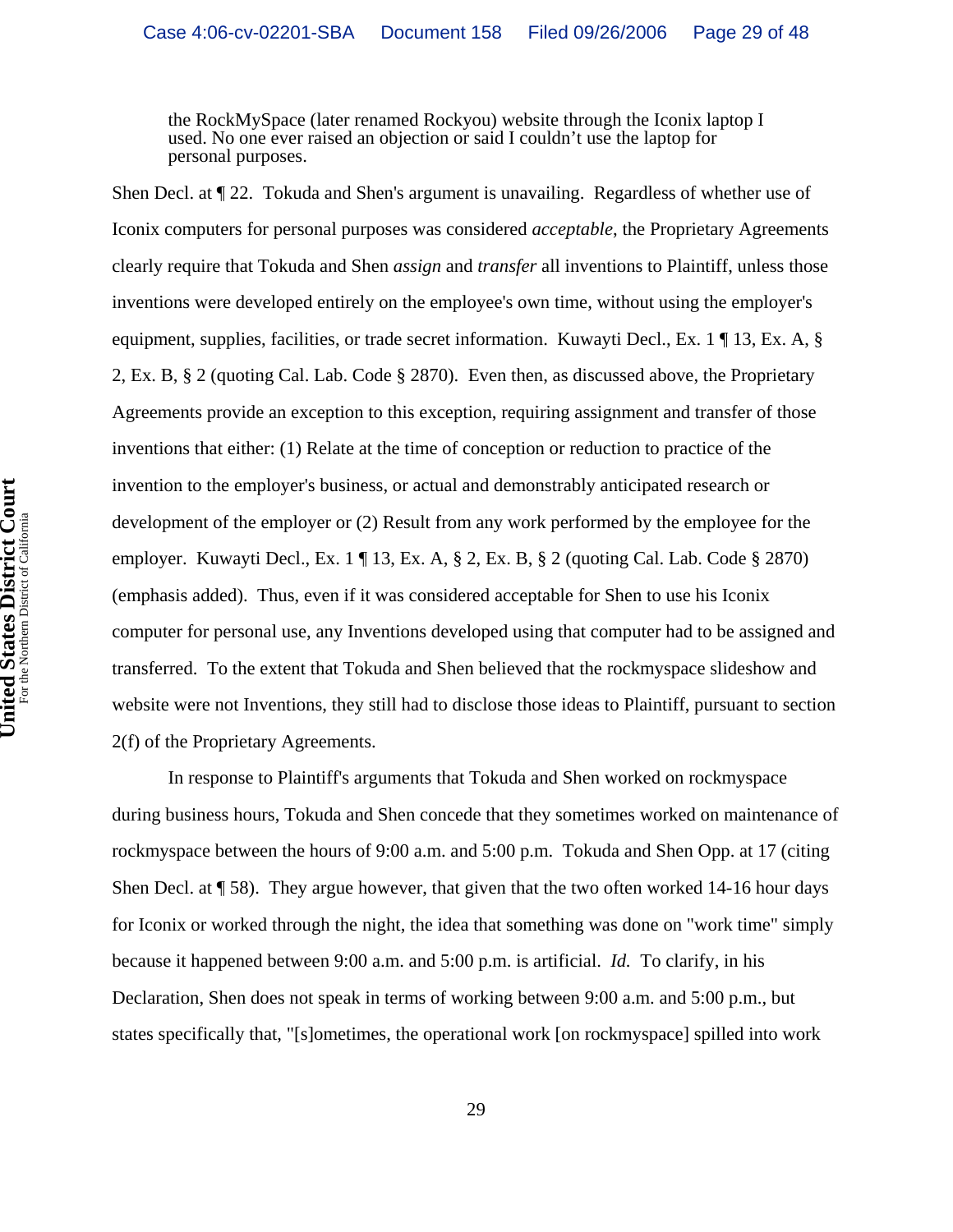> the RockMySpace (later renamed Rockyou) website through the Iconix laptop I used. No one ever raised an objection or said I couldn't use the laptop for personal purposes.

Shen Decl. at ¶ 22. Tokuda and Shen's argument is unavailing. Regardless of whether use of Iconix computers for personal purposes was considered *acceptable*, the Proprietary Agreements clearly require that Tokuda and Shen *assign* and *transfer* all inventions to Plaintiff, unless those inventions were developed entirely on the employee's own time, without using the employer's equipment, supplies, facilities, or trade secret information. Kuwayti Decl., Ex. 1 ¶ 13, Ex. A, § 2, Ex. B, § 2 (quoting Cal. Lab. Code § 2870). Even then, as discussed above, the Proprietary Agreements provide an exception to this exception, requiring assignment and transfer of those inventions that either: (1) Relate at the time of conception or reduction to practice of the invention to the employer's business, or actual and demonstrably anticipated research or development of the employer or (2) Result from any work performed by the employee for the employer. Kuwayti Decl., Ex. 1 ¶ 13, Ex. A, § 2, Ex. B, § 2 (quoting Cal. Lab. Code § 2870) (emphasis added). Thus, even if it was considered acceptable for Shen to use his Iconix computer for personal use, any Inventions developed using that computer had to be assigned and transferred. To the extent that Tokuda and Shen believed that the rockmyspace slideshow and website were not Inventions, they still had to disclose those ideas to Plaintiff, pursuant to section 2(f) of the Proprietary Agreements.

In response to Plaintiff's arguments that Tokuda and Shen worked on rockmyspace during business hours, Tokuda and Shen concede that they sometimes worked on maintenance of rockmyspace between the hours of 9:00 a.m. and 5:00 p.m. Tokuda and Shen Opp. at 17 (citing Shen Decl. at ¶ 58). They argue however, that given that the two often worked 14-16 hour days for Iconix or worked through the night, the idea that something was done on "work time" simply because it happened between 9:00 a.m. and 5:00 p.m. is artificial. *Id.* To clarify, in his Declaration, Shen does not speak in terms of working between 9:00 a.m. and 5:00 p.m., but states specifically that, "[s]ometimes, the operational work [on rockmyspace] spilled into work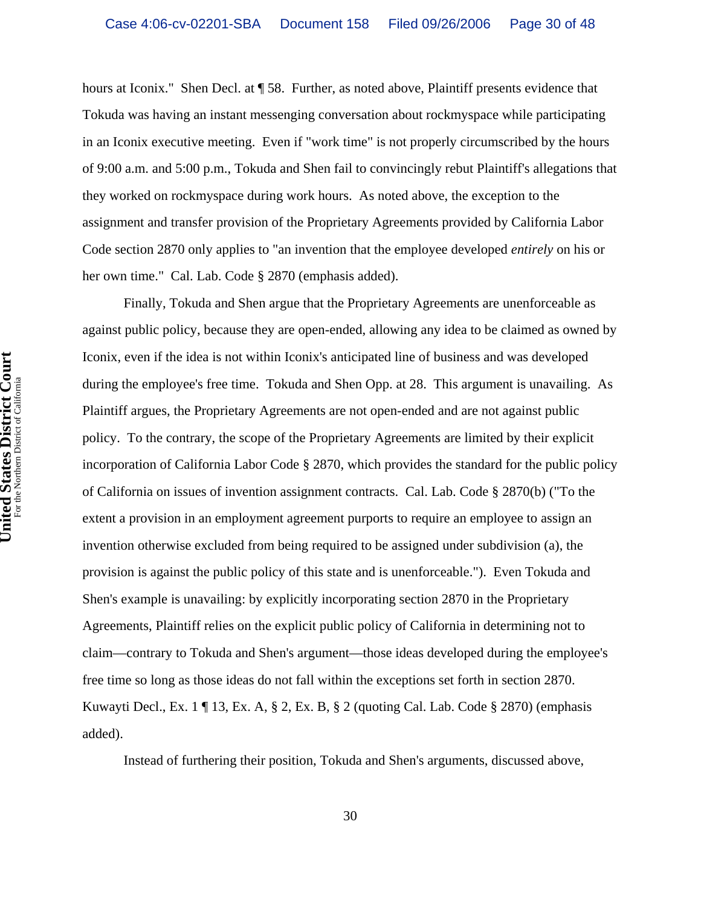hours at Iconix." Shen Decl. at ¶ 58. Further, as noted above, Plaintiff presents evidence that Tokuda was having an instant messenging conversation about rockmyspace while participating in an Iconix executive meeting. Even if "work time" is not properly circumscribed by the hours of 9:00 a.m. and 5:00 p.m., Tokuda and Shen fail to convincingly rebut Plaintiff's allegations that they worked on rockmyspace during work hours. As noted above, the exception to the assignment and transfer provision of the Proprietary Agreements provided by California Labor Code section 2870 only applies to "an invention that the employee developed *entirely* on his or her own time." Cal. Lab. Code § 2870 (emphasis added).

Finally, Tokuda and Shen argue that the Proprietary Agreements are unenforceable as against public policy, because they are open-ended, allowing any idea to be claimed as owned by Iconix, even if the idea is not within Iconix's anticipated line of business and was developed during the employee's free time. Tokuda and Shen Opp. at 28. This argument is unavailing. As Plaintiff argues, the Proprietary Agreements are not open-ended and are not against public policy. To the contrary, the scope of the Proprietary Agreements are limited by their explicit incorporation of California Labor Code § 2870, which provides the standard for the public policy of California on issues of invention assignment contracts. Cal. Lab. Code § 2870(b) ("To the extent a provision in an employment agreement purports to require an employee to assign an invention otherwise excluded from being required to be assigned under subdivision (a), the provision is against the public policy of this state and is unenforceable."). Even Tokuda and Shen's example is unavailing: by explicitly incorporating section 2870 in the Proprietary Agreements, Plaintiff relies on the explicit public policy of California in determining not to claim—contrary to Tokuda and Shen's argument—those ideas developed during the employee's free time so long as those ideas do not fall within the exceptions set forth in section 2870. Kuwayti Decl., Ex. 1 ¶ 13, Ex. A, § 2, Ex. B, § 2 (quoting Cal. Lab. Code § 2870) (emphasis added).

Instead of furthering their position, Tokuda and Shen's arguments, discussed above,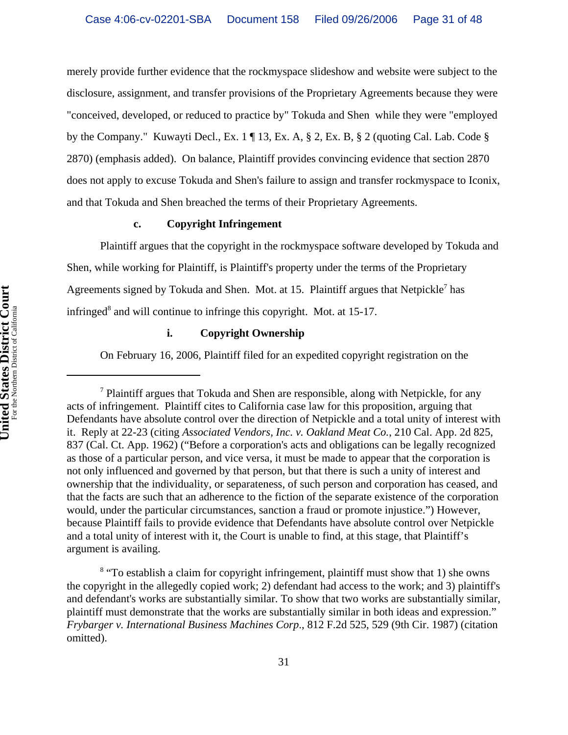merely provide further evidence that the rockmyspace slideshow and website were subject to the disclosure, assignment, and transfer provisions of the Proprietary Agreements because they were "conceived, developed, or reduced to practice by" Tokuda and Shen while they were "employed by the Company." Kuwayti Decl., Ex. 1 ¶ 13, Ex. A, § 2, Ex. B, § 2 (quoting Cal. Lab. Code § 2870) (emphasis added). On balance, Plaintiff provides convincing evidence that section 2870 does not apply to excuse Tokuda and Shen's failure to assign and transfer rockmyspace to Iconix, and that Tokuda and Shen breached the terms of their Proprietary Agreements.

**c. Copyright Infringement**

Plaintiff argues that the copyright in the rockmyspace software developed by Tokuda and Shen, while working for Plaintiff, is Plaintiff's property under the terms of the Proprietary Agreements signed by Tokuda and Shen. Mot. at 15. Plaintiff argues that Netpickle[7] has infringed[8] and will continue to infringe this copyright. Mot. at 15-17.

**i. Copyright Ownership**

On February 16, 2006, Plaintiff filed for an expedited copyright registration on the

---

[7] Plaintiff argues that Tokuda and Shen are responsible, along with Netpickle, for any acts of infringement. Plaintiff cites to California case law for this proposition, arguing that Defendants have absolute control over the direction of Netpickle and a total unity of interest with it. Reply at 22-23 (citing *Associated Vendors, Inc. v. Oakland Meat Co.*, 210 Cal. App. 2d 825, 837 (Cal. Ct. App. 1962) ("Before a corporation's acts and obligations can be legally recognized as those of a particular person, and vice versa, it must be made to appear that the corporation is not only influenced and governed by that person, but that there is such a unity of interest and ownership that the individuality, or separateness, of such person and corporation has ceased, and that the facts are such that an adherence to the fiction of the separate existence of the corporation would, under the particular circumstances, sanction a fraud or promote injustice.") However, because Plaintiff fails to provide evidence that Defendants have absolute control over Netpickle and a total unity of interest with it, the Court is unable to find, at this stage, that Plaintiff's argument is availing.

[8] "To establish a claim for copyright infringement, plaintiff must show that 1) she owns the copyright in the allegedly copied work; 2) defendant had access to the work; and 3) plaintiff's and defendant's works are substantially similar. To show that two works are substantially similar, plaintiff must demonstrate that the works are substantially similar in both ideas and expression." *Frybarger v. International Business Machines Corp*., 812 F.2d 525, 529 (9th Cir. 1987) (citation omitted).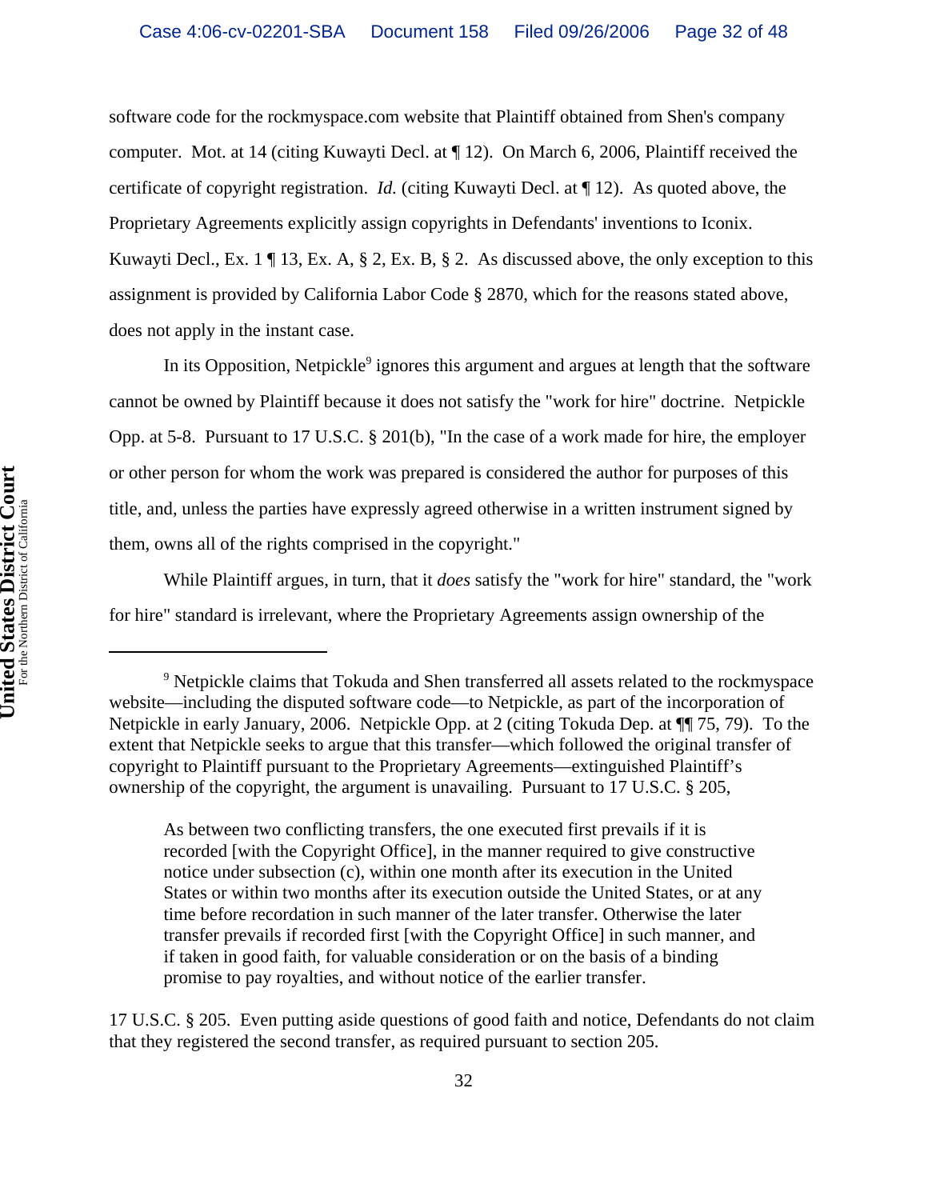software code for the rockmyspace.com website that Plaintiff obtained from Shen's company computer. Mot. at 14 (citing Kuwayti Decl. at ¶ 12). On March 6, 2006, Plaintiff received the certificate of copyright registration. *Id.* (citing Kuwayti Decl. at ¶ 12). As quoted above, the Proprietary Agreements explicitly assign copyrights in Defendants' inventions to Iconix. Kuwayti Decl., Ex. 1 ¶ 13, Ex. A, § 2, Ex. B, § 2. As discussed above, the only exception to this assignment is provided by California Labor Code § 2870, which for the reasons stated above, does not apply in the instant case.

In its Opposition, Netpickle[9] ignores this argument and argues at length that the software cannot be owned by Plaintiff because it does not satisfy the "work for hire" doctrine. Netpickle Opp. at 5-8. Pursuant to 17 U.S.C. § 201(b), "In the case of a work made for hire, the employer or other person for whom the work was prepared is considered the author for purposes of this title, and, unless the parties have expressly agreed otherwise in a written instrument signed by them, owns all of the rights comprised in the copyright."

While Plaintiff argues, in turn, that it *does* satisfy the "work for hire" standard, the "work for hire" standard is irrelevant, where the Proprietary Agreements assign ownership of the

---

[9] Netpickle claims that Tokuda and Shen transferred all assets related to the rockmyspace website—including the disputed software code—to Netpickle, as part of the incorporation of Netpickle in early January, 2006. Netpickle Opp. at 2 (citing Tokuda Dep. at ¶¶ 75, 79). To the extent that Netpickle seeks to argue that this transfer—which followed the original transfer of copyright to Plaintiff pursuant to the Proprietary Agreements—extinguished Plaintiff's ownership of the copyright, the argument is unavailing. Pursuant to 17 U.S.C. § 205,

> As between two conflicting transfers, the one executed first prevails if it is recorded [with the Copyright Office], in the manner required to give constructive notice under subsection (c), within one month after its execution in the United States or within two months after its execution outside the United States, or at any time before recordation in such manner of the later transfer. Otherwise the later transfer prevails if recorded first [with the Copyright Office] in such manner, and if taken in good faith, for valuable consideration or on the basis of a binding promise to pay royalties, and without notice of the earlier transfer.

17 U.S.C. § 205. Even putting aside questions of good faith and notice, Defendants do not claim that they registered the second transfer, as required pursuant to section 205.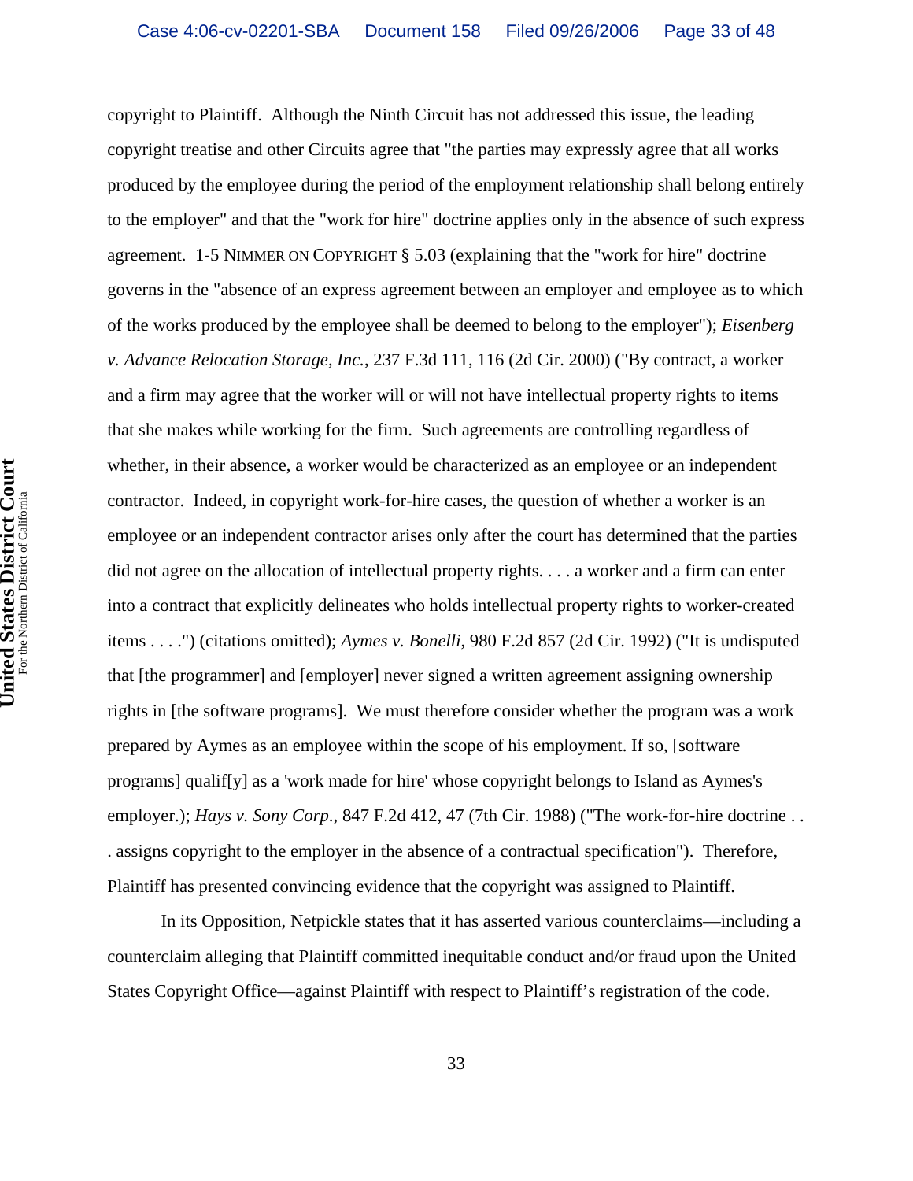copyright to Plaintiff. Although the Ninth Circuit has not addressed this issue, the leading copyright treatise and other Circuits agree that "the parties may expressly agree that all works produced by the employee during the period of the employment relationship shall belong entirely to the employer" and that the "work for hire" doctrine applies only in the absence of such express agreement. 1-5 NIMMER ON COPYRIGHT § 5.03 (explaining that the "work for hire" doctrine governs in the "absence of an express agreement between an employer and employee as to which of the works produced by the employee shall be deemed to belong to the employer"); *Eisenberg v. Advance Relocation Storage, Inc.*, 237 F.3d 111, 116 (2d Cir. 2000) ("By contract, a worker and a firm may agree that the worker will or will not have intellectual property rights to items that she makes while working for the firm. Such agreements are controlling regardless of whether, in their absence, a worker would be characterized as an employee or an independent contractor. Indeed, in copyright work-for-hire cases, the question of whether a worker is an employee or an independent contractor arises only after the court has determined that the parties did not agree on the allocation of intellectual property rights. . . . a worker and a firm can enter into a contract that explicitly delineates who holds intellectual property rights to worker-created items . . . .") (citations omitted); *Aymes v. Bonelli*, 980 F.2d 857 (2d Cir. 1992) ("It is undisputed that [the programmer] and [employer] never signed a written agreement assigning ownership rights in [the software programs]. We must therefore consider whether the program was a work prepared by Aymes as an employee within the scope of his employment. If so, [software programs] qualif[y] as a 'work made for hire' whose copyright belongs to Island as Aymes's employer.); *Hays v. Sony Corp.*, 847 F.2d 412, 47 (7th Cir. 1988) ("The work-for-hire doctrine . . . assigns copyright to the employer in the absence of a contractual specification"). Therefore, Plaintiff has presented convincing evidence that the copyright was assigned to Plaintiff.

In its Opposition, Netpickle states that it has asserted various counterclaims—including a counterclaim alleging that Plaintiff committed inequitable conduct and/or fraud upon the United States Copyright Office—against Plaintiff with respect to Plaintiff's registration of the code.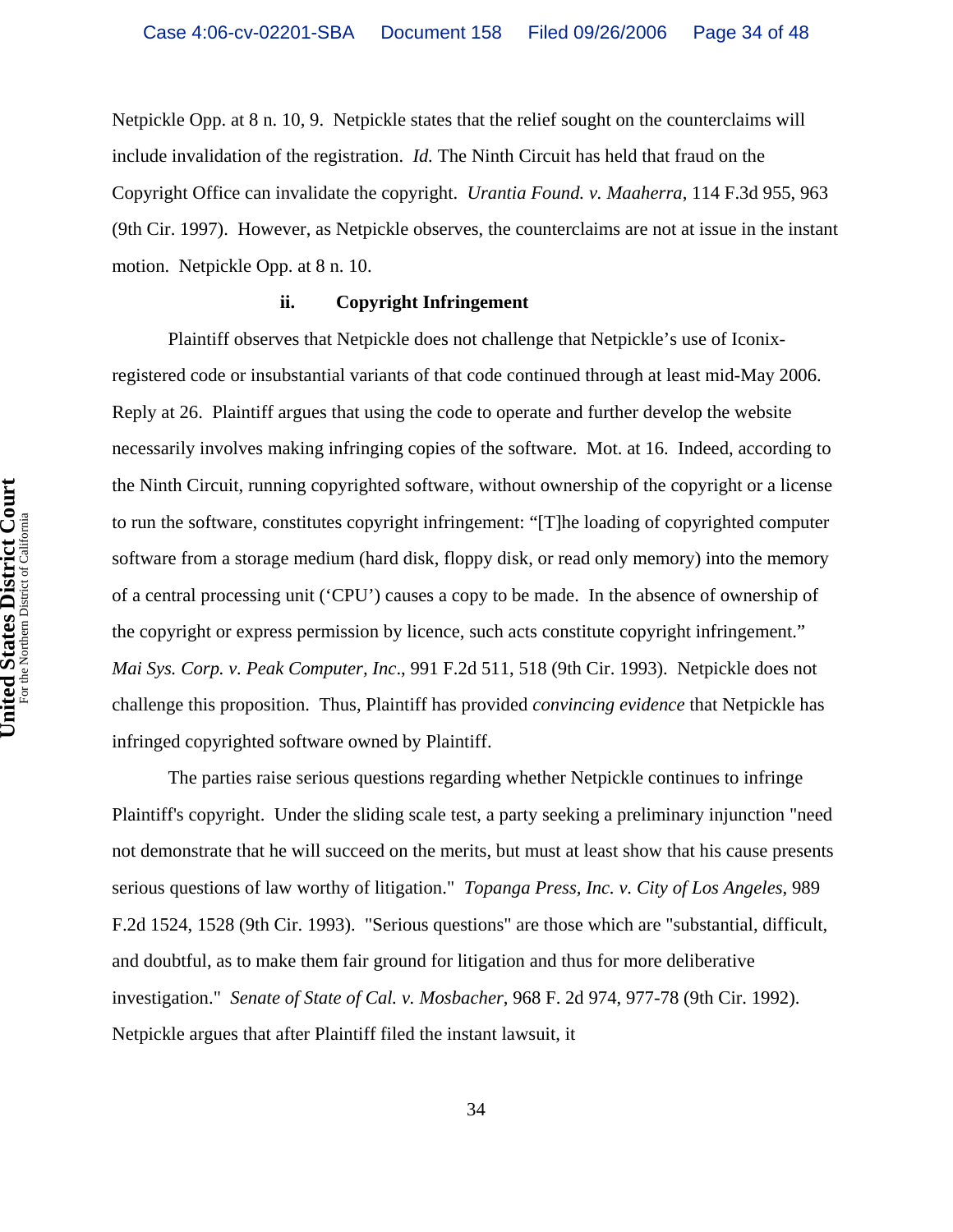Netpickle Opp. at 8 n. 10, 9. Netpickle states that the relief sought on the counterclaims will include invalidation of the registration. *Id.* The Ninth Circuit has held that fraud on the Copyright Office can invalidate the copyright. *Urantia Found. v. Maaherra*, 114 F.3d 955, 963 (9th Cir. 1997). However, as Netpickle observes, the counterclaims are not at issue in the instant motion. Netpickle Opp. at 8 n. 10.

**ii. Copyright Infringement**

Plaintiff observes that Netpickle does not challenge that Netpickle's use of Iconix-registered code or insubstantial variants of that code continued through at least mid-May 2006. Reply at 26. Plaintiff argues that using the code to operate and further develop the website necessarily involves making infringing copies of the software. Mot. at 16. Indeed, according to the Ninth Circuit, running copyrighted software, without ownership of the copyright or a license to run the software, constitutes copyright infringement: "[T]he loading of copyrighted computer software from a storage medium (hard disk, floppy disk, or read only memory) into the memory of a central processing unit ('CPU') causes a copy to be made. In the absence of ownership of the copyright or express permission by licence, such acts constitute copyright infringement." *Mai Sys. Corp. v. Peak Computer, Inc*., 991 F.2d 511, 518 (9th Cir. 1993). Netpickle does not challenge this proposition. Thus, Plaintiff has provided *convincing evidence* that Netpickle has infringed copyrighted software owned by Plaintiff.

The parties raise serious questions regarding whether Netpickle continues to infringe Plaintiff's copyright. Under the sliding scale test, a party seeking a preliminary injunction "need not demonstrate that he will succeed on the merits, but must at least show that his cause presents serious questions of law worthy of litigation." *Topanga Press, Inc. v. City of Los Angeles*, 989 F.2d 1524, 1528 (9th Cir. 1993). "Serious questions" are those which are "substantial, difficult, and doubtful, as to make them fair ground for litigation and thus for more deliberative investigation." *Senate of State of Cal. v. Mosbacher*, 968 F. 2d 974, 977-78 (9th Cir. 1992). Netpickle argues that after Plaintiff filed the instant lawsuit, it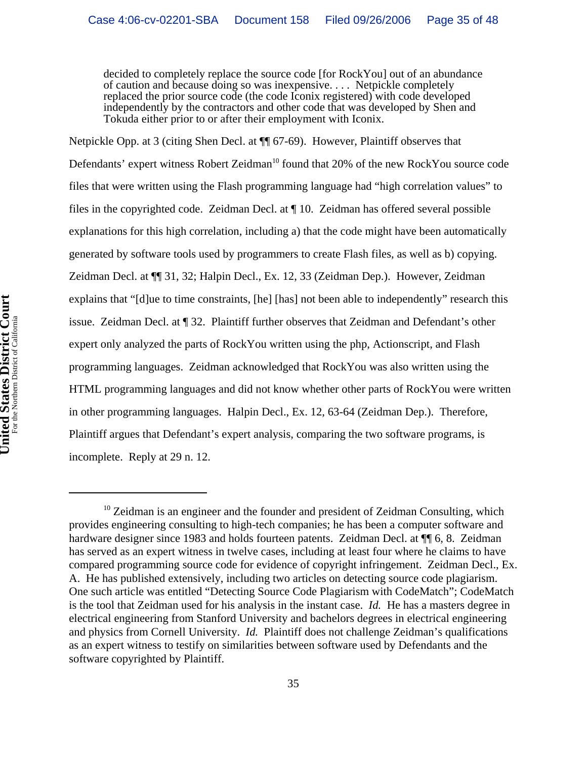> decided to completely replace the source code [for RockYou] out of an abundance of caution and because doing so was inexpensive. . . . Netpickle completely replaced the prior source code (the code Iconix registered) with code developed independently by the contractors and other code that was developed by Shen and Tokuda either prior to or after their employment with Iconix.

Netpickle Opp. at 3 (citing Shen Decl. at ¶¶ 67-69). However, Plaintiff observes that Defendants' expert witness Robert Zeidman[10] found that 20% of the new RockYou source code files that were written using the Flash programming language had "high correlation values" to files in the copyrighted code. Zeidman Decl. at ¶ 10. Zeidman has offered several possible explanations for this high correlation, including a) that the code might have been automatically generated by software tools used by programmers to create Flash files, as well as b) copying. Zeidman Decl. at ¶¶ 31, 32; Halpin Decl., Ex. 12, 33 (Zeidman Dep.). However, Zeidman explains that "[d]ue to time constraints, [he] [has] not been able to independently" research this issue. Zeidman Decl. at ¶ 32. Plaintiff further observes that Zeidman and Defendant's other expert only analyzed the parts of RockYou written using the php, Actionscript, and Flash programming languages. Zeidman acknowledged that RockYou was also written using the HTML programming languages and did not know whether other parts of RockYou were written in other programming languages. Halpin Decl., Ex. 12, 63-64 (Zeidman Dep.). Therefore, Plaintiff argues that Defendant's expert analysis, comparing the two software programs, is incomplete. Reply at 29 n. 12.

---

[10] Zeidman is an engineer and the founder and president of Zeidman Consulting, which provides engineering consulting to high-tech companies; he has been a computer software and hardware designer since 1983 and holds fourteen patents. Zeidman Decl. at ¶¶ 6, 8. Zeidman has served as an expert witness in twelve cases, including at least four where he claims to have compared programming source code for evidence of copyright infringement. Zeidman Decl., Ex. A. He has published extensively, including two articles on detecting source code plagiarism. One such article was entitled "Detecting Source Code Plagiarism with CodeMatch"; CodeMatch is the tool that Zeidman used for his analysis in the instant case. *Id.* He has a masters degree in electrical engineering from Stanford University and bachelors degrees in electrical engineering and physics from Cornell University. *Id.* Plaintiff does not challenge Zeidman's qualifications as an expert witness to testify on similarities between software used by Defendants and the software copyrighted by Plaintiff.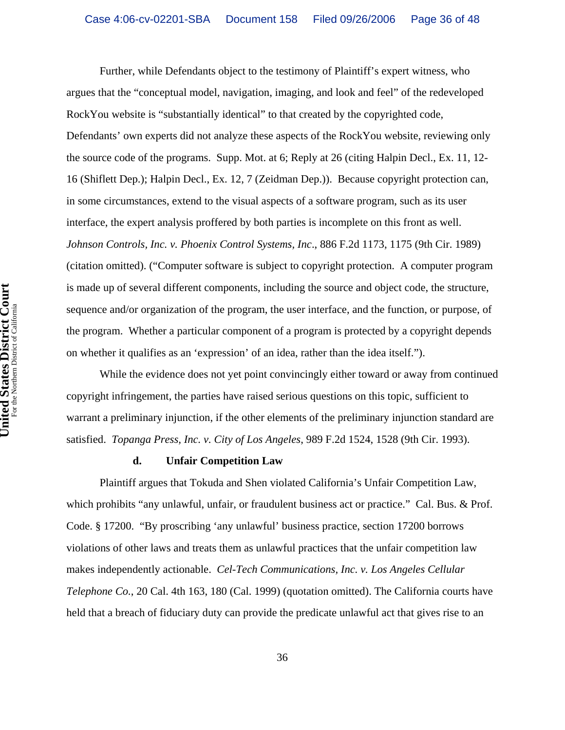Further, while Defendants object to the testimony of Plaintiff's expert witness, who argues that the "conceptual model, navigation, imaging, and look and feel" of the redeveloped RockYou website is "substantially identical" to that created by the copyrighted code, Defendants' own experts did not analyze these aspects of the RockYou website, reviewing only the source code of the programs. Supp. Mot. at 6; Reply at 26 (citing Halpin Decl., Ex. 11, 12-16 (Shiflett Dep.); Halpin Decl., Ex. 12, 7 (Zeidman Dep.)). Because copyright protection can, in some circumstances, extend to the visual aspects of a software program, such as its user interface, the expert analysis proffered by both parties is incomplete on this front as well. *Johnson Controls, Inc. v. Phoenix Control Systems, Inc*., 886 F.2d 1173, 1175 (9th Cir. 1989) (citation omitted). ("Computer software is subject to copyright protection. A computer program is made up of several different components, including the source and object code, the structure, sequence and/or organization of the program, the user interface, and the function, or purpose, of the program. Whether a particular component of a program is protected by a copyright depends on whether it qualifies as an 'expression' of an idea, rather than the idea itself.").

While the evidence does not yet point convincingly either toward or away from continued copyright infringement, the parties have raised serious questions on this topic, sufficient to warrant a preliminary injunction, if the other elements of the preliminary injunction standard are satisfied. *Topanga Press, Inc. v. City of Los Angeles*, 989 F.2d 1524, 1528 (9th Cir. 1993).

#### d. Unfair Competition Law

Plaintiff argues that Tokuda and Shen violated California's Unfair Competition Law, which prohibits "any unlawful, unfair, or fraudulent business act or practice." Cal. Bus. & Prof. Code. § 17200. "By proscribing 'any unlawful' business practice, section 17200 borrows violations of other laws and treats them as unlawful practices that the unfair competition law makes independently actionable. *Cel-Tech Communications, Inc. v. Los Angeles Cellular Telephone Co.*, 20 Cal. 4th 163, 180 (Cal. 1999) (quotation omitted). The California courts have held that a breach of fiduciary duty can provide the predicate unlawful act that gives rise to an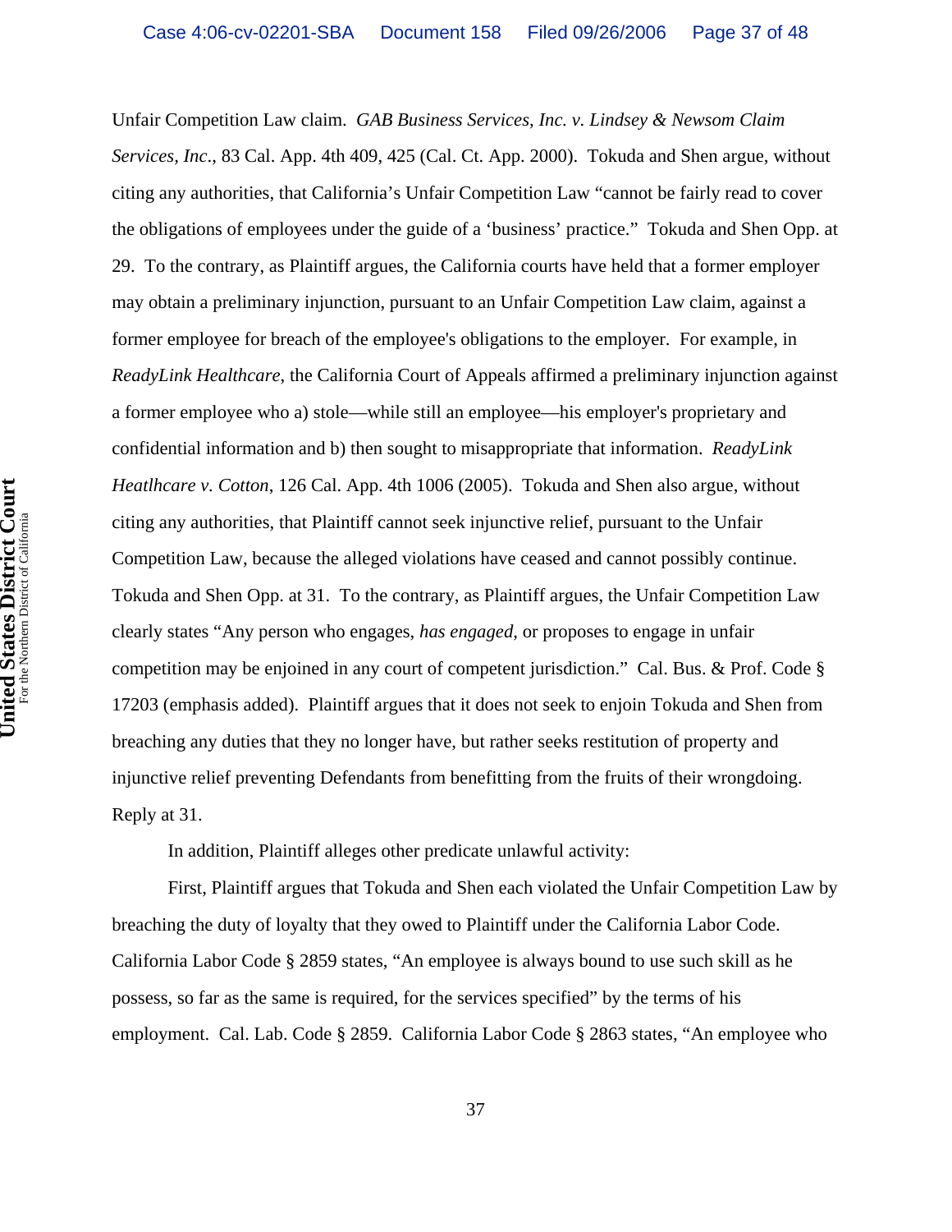Unfair Competition Law claim. *GAB Business Services, Inc. v. Lindsey & Newsom Claim Services, Inc*., 83 Cal. App. 4th 409, 425 (Cal. Ct. App. 2000). Tokuda and Shen argue, without citing any authorities, that California's Unfair Competition Law "cannot be fairly read to cover the obligations of employees under the guide of a 'business' practice." Tokuda and Shen Opp. at 29. To the contrary, as Plaintiff argues, the California courts have held that a former employer may obtain a preliminary injunction, pursuant to an Unfair Competition Law claim, against a former employee for breach of the employee's obligations to the employer. For example, in *ReadyLink Healthcare*, the California Court of Appeals affirmed a preliminary injunction against a former employee who a) stole—while still an employee—his employer's proprietary and confidential information and b) then sought to misappropriate that information. *ReadyLink Heatlhcare v. Cotton*, 126 Cal. App. 4th 1006 (2005). Tokuda and Shen also argue, without citing any authorities, that Plaintiff cannot seek injunctive relief, pursuant to the Unfair Competition Law, because the alleged violations have ceased and cannot possibly continue. Tokuda and Shen Opp. at 31. To the contrary, as Plaintiff argues, the Unfair Competition Law clearly states "Any person who engages, *has engaged*, or proposes to engage in unfair competition may be enjoined in any court of competent jurisdiction." Cal. Bus. & Prof. Code § 17203 (emphasis added). Plaintiff argues that it does not seek to enjoin Tokuda and Shen from breaching any duties that they no longer have, but rather seeks restitution of property and injunctive relief preventing Defendants from benefitting from the fruits of their wrongdoing. Reply at 31.

In addition, Plaintiff alleges other predicate unlawful activity:

First, Plaintiff argues that Tokuda and Shen each violated the Unfair Competition Law by breaching the duty of loyalty that they owed to Plaintiff under the California Labor Code. California Labor Code § 2859 states, "An employee is always bound to use such skill as he possess, so far as the same is required, for the services specified" by the terms of his employment. Cal. Lab. Code § 2859. California Labor Code § 2863 states, "An employee who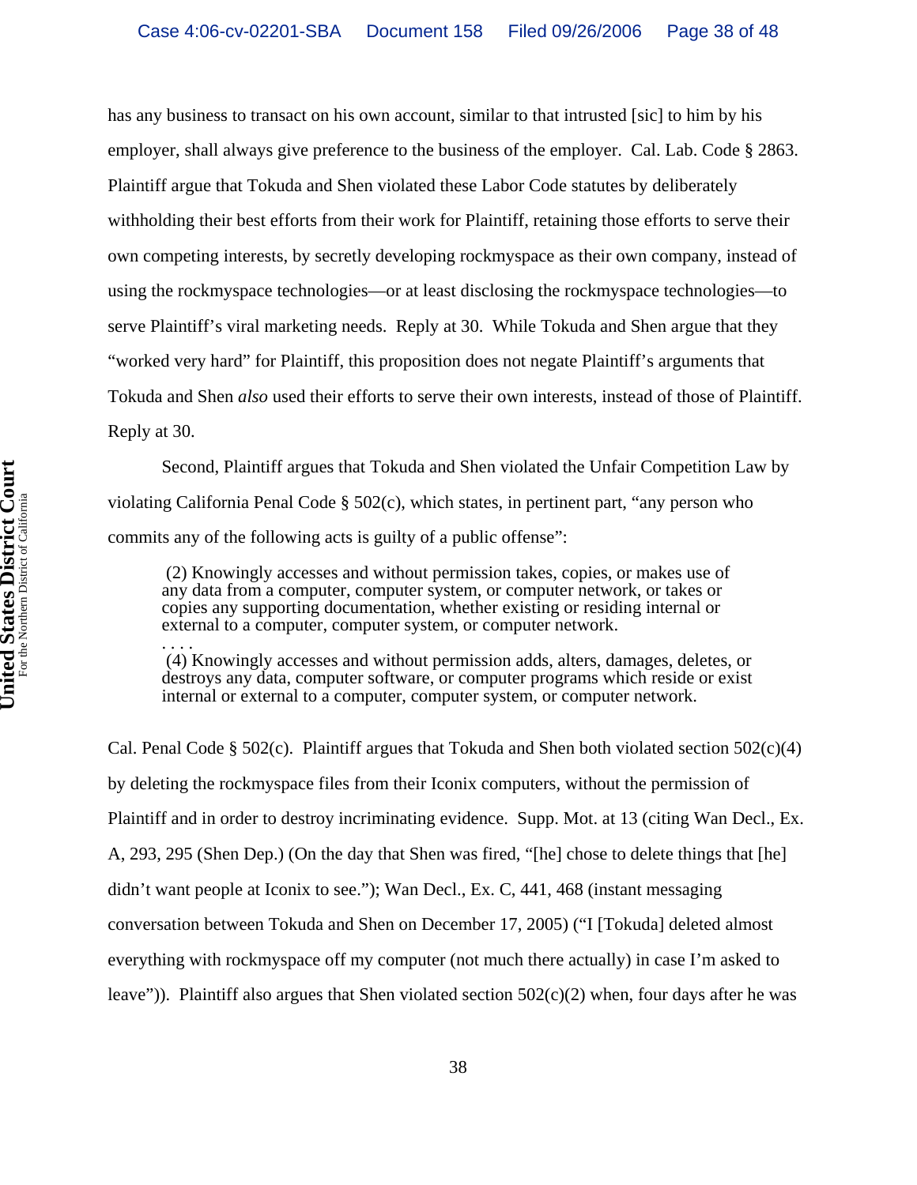has any business to transact on his own account, similar to that intrusted [sic] to him by his employer, shall always give preference to the business of the employer. Cal. Lab. Code § 2863. Plaintiff argue that Tokuda and Shen violated these Labor Code statutes by deliberately withholding their best efforts from their work for Plaintiff, retaining those efforts to serve their own competing interests, by secretly developing rockmyspace as their own company, instead of using the rockmyspace technologies—or at least disclosing the rockmyspace technologies—to serve Plaintiff's viral marketing needs. Reply at 30. While Tokuda and Shen argue that they "worked very hard" for Plaintiff, this proposition does not negate Plaintiff's arguments that Tokuda and Shen *also* used their efforts to serve their own interests, instead of those of Plaintiff. Reply at 30.

Second, Plaintiff argues that Tokuda and Shen violated the Unfair Competition Law by violating California Penal Code § 502(c), which states, in pertinent part, "any person who commits any of the following acts is guilty of a public offense":

> (2) Knowingly accesses and without permission takes, copies, or makes use of any data from a computer, computer system, or computer network, or takes or copies any supporting documentation, whether existing or residing internal or external to a computer, computer system, or computer network.
>
> . . . .
>
> (4) Knowingly accesses and without permission adds, alters, damages, deletes, or destroys any data, computer software, or computer programs which reside or exist internal or external to a computer, computer system, or computer network.

Cal. Penal Code § 502(c). Plaintiff argues that Tokuda and Shen both violated section 502(c)(4) by deleting the rockmyspace files from their Iconix computers, without the permission of Plaintiff and in order to destroy incriminating evidence. Supp. Mot. at 13 (citing Wan Decl., Ex. A, 293, 295 (Shen Dep.) (On the day that Shen was fired, "[he] chose to delete things that [he] didn't want people at Iconix to see."); Wan Decl., Ex. C, 441, 468 (instant messaging conversation between Tokuda and Shen on December 17, 2005) ("I [Tokuda] deleted almost everything with rockmyspace off my computer (not much there actually) in case I'm asked to leave")). Plaintiff also argues that Shen violated section 502(c)(2) when, four days after he was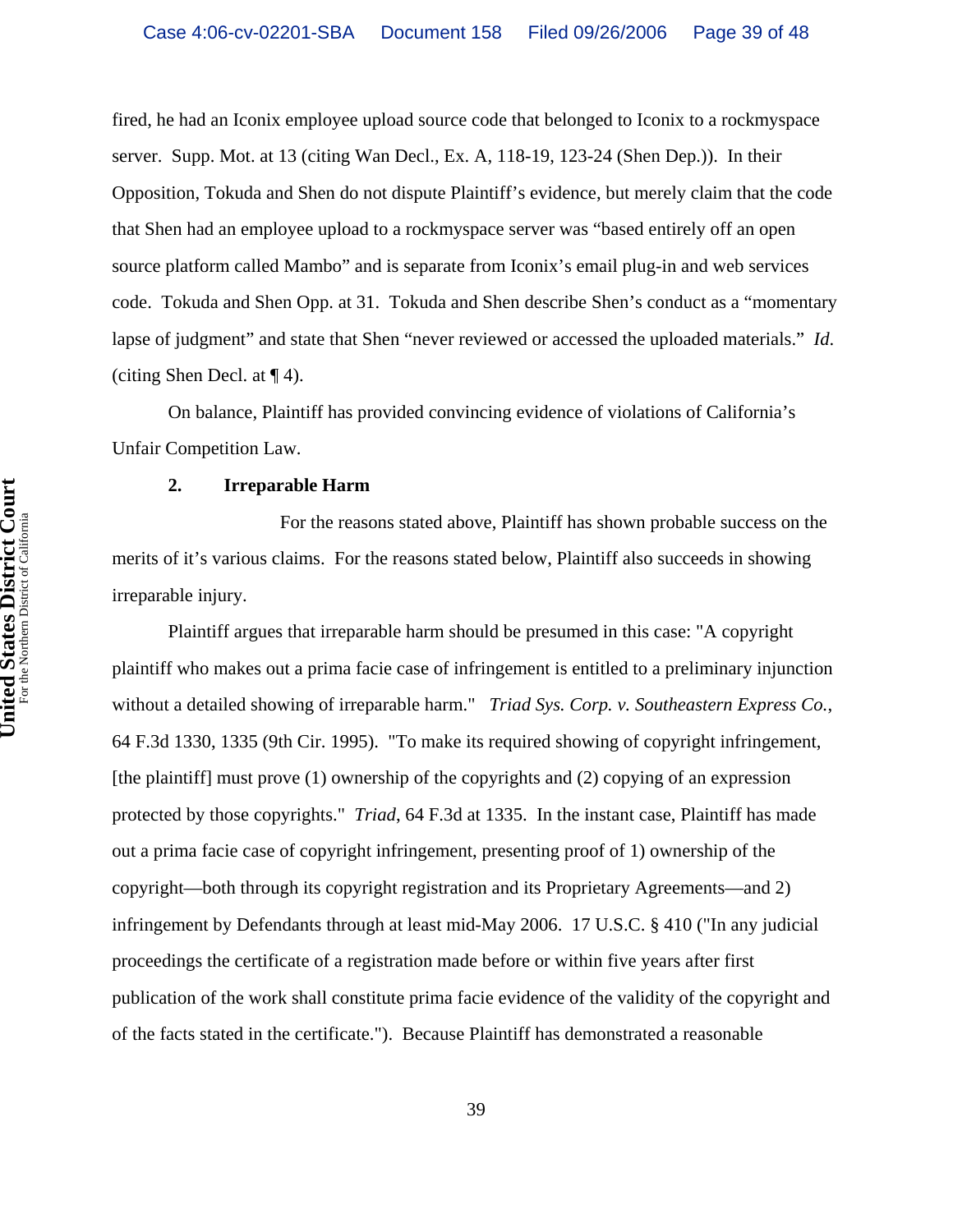fired, he had an Iconix employee upload source code that belonged to Iconix to a rockmyspace server. Supp. Mot. at 13 (citing Wan Decl., Ex. A, 118-19, 123-24 (Shen Dep.)). In their Opposition, Tokuda and Shen do not dispute Plaintiff's evidence, but merely claim that the code that Shen had an employee upload to a rockmyspace server was "based entirely off an open source platform called Mambo" and is separate from Iconix's email plug-in and web services code. Tokuda and Shen Opp. at 31. Tokuda and Shen describe Shen's conduct as a "momentary lapse of judgment" and state that Shen "never reviewed or accessed the uploaded materials." *Id.* (citing Shen Decl. at ¶ 4).

On balance, Plaintiff has provided convincing evidence of violations of California's Unfair Competition Law.

**2. Irreparable Harm**

For the reasons stated above, Plaintiff has shown probable success on the merits of it's various claims. For the reasons stated below, Plaintiff also succeeds in showing irreparable injury.

Plaintiff argues that irreparable harm should be presumed in this case: "A copyright plaintiff who makes out a prima facie case of infringement is entitled to a preliminary injunction without a detailed showing of irreparable harm." *Triad Sys. Corp. v. Southeastern Express Co.*, 64 F.3d 1330, 1335 (9th Cir. 1995). "To make its required showing of copyright infringement, [the plaintiff] must prove (1) ownership of the copyrights and (2) copying of an expression protected by those copyrights." *Triad*, 64 F.3d at 1335. In the instant case, Plaintiff has made out a prima facie case of copyright infringement, presenting proof of 1) ownership of the copyright—both through its copyright registration and its Proprietary Agreements—and 2) infringement by Defendants through at least mid-May 2006. 17 U.S.C. § 410 ("In any judicial proceedings the certificate of a registration made before or within five years after first publication of the work shall constitute prima facie evidence of the validity of the copyright and of the facts stated in the certificate."). Because Plaintiff has demonstrated a reasonable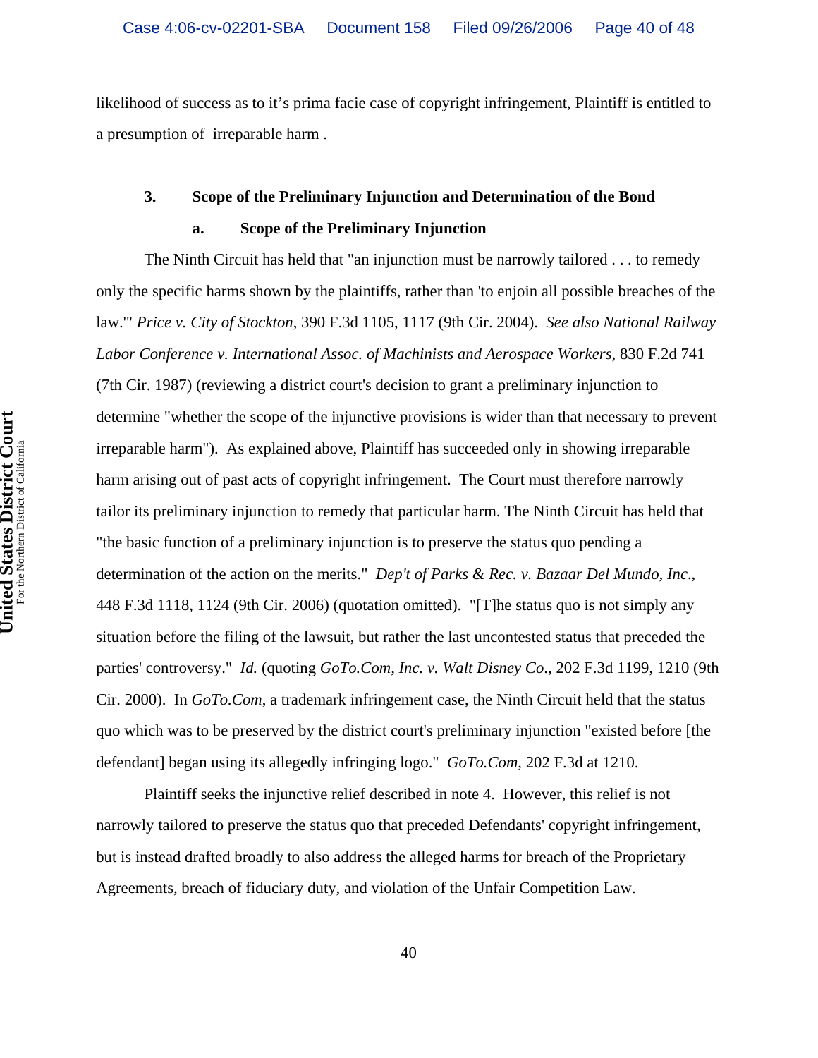likelihood of success as to it's prima facie case of copyright infringement, Plaintiff is entitled to a presumption of irreparable harm .

**3. Scope of the Preliminary Injunction and Determination of the Bond**

**a. Scope of the Preliminary Injunction**

The Ninth Circuit has held that "an injunction must be narrowly tailored . . . to remedy only the specific harms shown by the plaintiffs, rather than 'to enjoin all possible breaches of the law.'" *Price v. City of Stockton*, 390 F.3d 1105, 1117 (9th Cir. 2004). *See also National Railway Labor Conference v. International Assoc. of Machinists and Aerospace Workers*, 830 F.2d 741 (7th Cir. 1987) (reviewing a district court's decision to grant a preliminary injunction to determine "whether the scope of the injunctive provisions is wider than that necessary to prevent irreparable harm"). As explained above, Plaintiff has succeeded only in showing irreparable harm arising out of past acts of copyright infringement. The Court must therefore narrowly tailor its preliminary injunction to remedy that particular harm. The Ninth Circuit has held that "the basic function of a preliminary injunction is to preserve the status quo pending a determination of the action on the merits." *Dep't of Parks & Rec. v. Bazaar Del Mundo, Inc*., 448 F.3d 1118, 1124 (9th Cir. 2006) (quotation omitted). "[T]he status quo is not simply any situation before the filing of the lawsuit, but rather the last uncontested status that preceded the parties' controversy." *Id.* (quoting *GoTo.Com, Inc. v. Walt Disney Co*., 202 F.3d 1199, 1210 (9th Cir. 2000). In *GoTo.Com*, a trademark infringement case, the Ninth Circuit held that the status quo which was to be preserved by the district court's preliminary injunction "existed before [the defendant] began using its allegedly infringing logo." *GoTo.Com*, 202 F.3d at 1210.

Plaintiff seeks the injunctive relief described in note 4. However, this relief is not narrowly tailored to preserve the status quo that preceded Defendants' copyright infringement, but is instead drafted broadly to also address the alleged harms for breach of the Proprietary Agreements, breach of fiduciary duty, and violation of the Unfair Competition Law.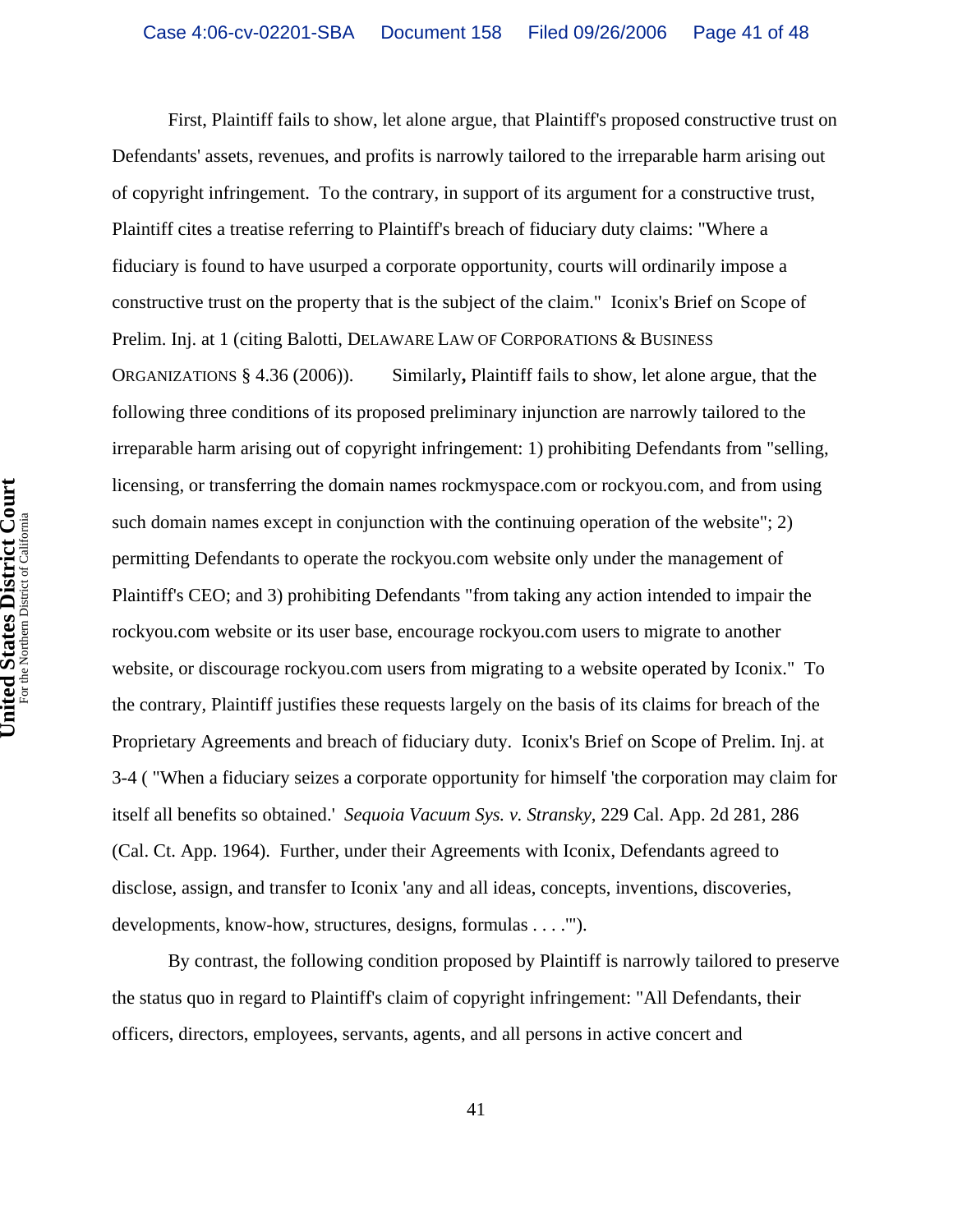First, Plaintiff fails to show, let alone argue, that Plaintiff's proposed constructive trust on Defendants' assets, revenues, and profits is narrowly tailored to the irreparable harm arising out of copyright infringement. To the contrary, in support of its argument for a constructive trust, Plaintiff cites a treatise referring to Plaintiff's breach of fiduciary duty claims: "Where a fiduciary is found to have usurped a corporate opportunity, courts will ordinarily impose a constructive trust on the property that is the subject of the claim." Iconix's Brief on Scope of Prelim. Inj. at 1 (citing Balotti, DELAWARE LAW OF CORPORATIONS & BUSINESS ORGANIZATIONS § 4.36 (2006)). Similarly**,** Plaintiff fails to show, let alone argue, that the following three conditions of its proposed preliminary injunction are narrowly tailored to the irreparable harm arising out of copyright infringement: 1) prohibiting Defendants from "selling, licensing, or transferring the domain names rockmyspace.com or rockyou.com, and from using such domain names except in conjunction with the continuing operation of the website"; 2) permitting Defendants to operate the rockyou.com website only under the management of Plaintiff's CEO; and 3) prohibiting Defendants "from taking any action intended to impair the rockyou.com website or its user base, encourage rockyou.com users to migrate to another website, or discourage rockyou.com users from migrating to a website operated by Iconix." To the contrary, Plaintiff justifies these requests largely on the basis of its claims for breach of the Proprietary Agreements and breach of fiduciary duty. Iconix's Brief on Scope of Prelim. Inj. at 3-4 ( "When a fiduciary seizes a corporate opportunity for himself 'the corporation may claim for itself all benefits so obtained.' *Sequoia Vacuum Sys. v. Stransky*, 229 Cal. App. 2d 281, 286 (Cal. Ct. App. 1964). Further, under their Agreements with Iconix, Defendants agreed to disclose, assign, and transfer to Iconix 'any and all ideas, concepts, inventions, discoveries, developments, know-how, structures, designs, formulas . . . .'").

By contrast, the following condition proposed by Plaintiff is narrowly tailored to preserve the status quo in regard to Plaintiff's claim of copyright infringement: "All Defendants, their officers, directors, employees, servants, agents, and all persons in active concert and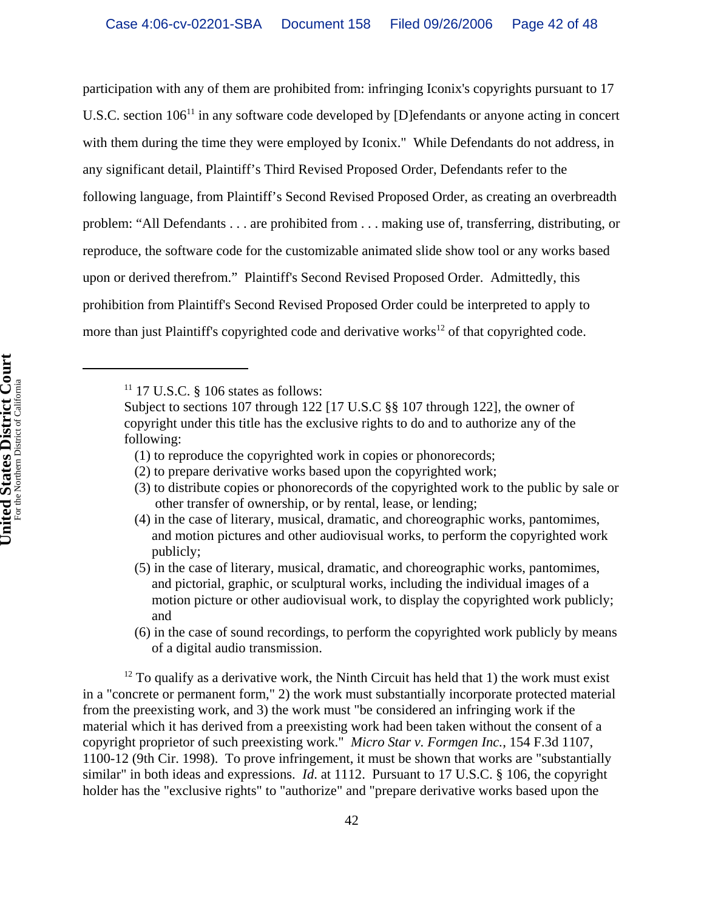participation with any of them are prohibited from: infringing Iconix's copyrights pursuant to 17 U.S.C. section 106[11] in any software code developed by [D]efendants or anyone acting in concert with them during the time they were employed by Iconix." While Defendants do not address, in any significant detail, Plaintiff's Third Revised Proposed Order, Defendants refer to the following language, from Plaintiff's Second Revised Proposed Order, as creating an overbreadth problem: "All Defendants . . . are prohibited from . . . making use of, transferring, distributing, or reproduce, the software code for the customizable animated slide show tool or any works based upon or derived therefrom." Plaintiff's Second Revised Proposed Order. Admittedly, this prohibition from Plaintiff's Second Revised Proposed Order could be interpreted to apply to more than just Plaintiff's copyrighted code and derivative works[12] of that copyrighted code.

---

[11] 17 U.S.C. § 106 states as follows:

Subject to sections 107 through 122 [17 U.S.C §§ 107 through 122], the owner of copyright under this title has the exclusive rights to do and to authorize any of the following:

(1) to reproduce the copyrighted work in copies or phonorecords;
(2) to prepare derivative works based upon the copyrighted work;
(3) to distribute copies or phonorecords of the copyrighted work to the public by sale or other transfer of ownership, or by rental, lease, or lending;
(4) in the case of literary, musical, dramatic, and choreographic works, pantomimes, and motion pictures and other audiovisual works, to perform the copyrighted work publicly;
(5) in the case of literary, musical, dramatic, and choreographic works, pantomimes, and pictorial, graphic, or sculptural works, including the individual images of a motion picture or other audiovisual work, to display the copyrighted work publicly; and
(6) in the case of sound recordings, to perform the copyrighted work publicly by means of a digital audio transmission.

[12] To qualify as a derivative work, the Ninth Circuit has held that 1) the work must exist in a "concrete or permanent form," 2) the work must substantially incorporate protected material from the preexisting work, and 3) the work must "be considered an infringing work if the material which it has derived from a preexisting work had been taken without the consent of a copyright proprietor of such preexisting work." *Micro Star v. Formgen Inc.*, 154 F.3d 1107, 1100-12 (9th Cir. 1998). To prove infringement, it must be shown that works are "substantially similar" in both ideas and expressions. *Id.* at 1112. Pursuant to 17 U.S.C. § 106, the copyright holder has the "exclusive rights" to "authorize" and "prepare derivative works based upon the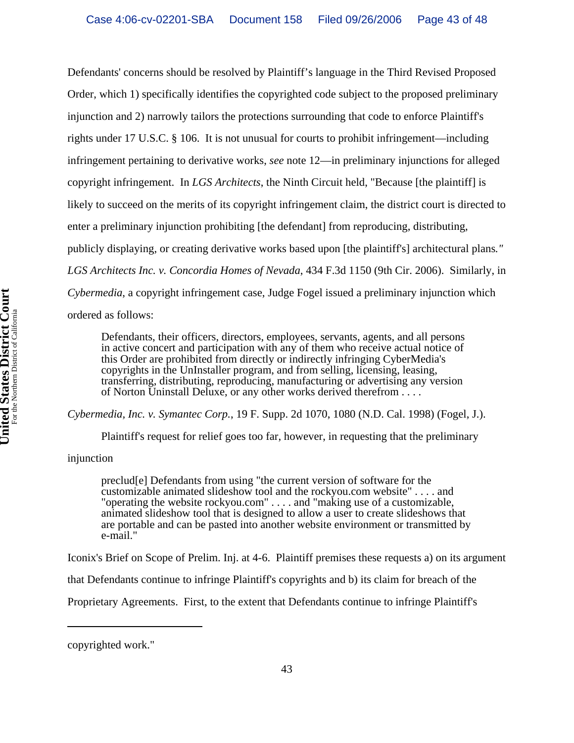Defendants' concerns should be resolved by Plaintiff's language in the Third Revised Proposed Order, which 1) specifically identifies the copyrighted code subject to the proposed preliminary injunction and 2) narrowly tailors the protections surrounding that code to enforce Plaintiff's rights under 17 U.S.C. § 106. It is not unusual for courts to prohibit infringement—including infringement pertaining to derivative works, *see* note 12—in preliminary injunctions for alleged copyright infringement. In *LGS Architects*, the Ninth Circuit held, "Because [the plaintiff] is likely to succeed on the merits of its copyright infringement claim, the district court is directed to enter a preliminary injunction prohibiting [the defendant] from reproducing, distributing, publicly displaying, or creating derivative works based upon [the plaintiff's] architectural plans." *LGS Architects Inc. v. Concordia Homes of Nevada*, 434 F.3d 1150 (9th Cir. 2006). Similarly, in *Cybermedia*, a copyright infringement case, Judge Fogel issued a preliminary injunction which ordered as follows:

> Defendants, their officers, directors, employees, servants, agents, and all persons in active concert and participation with any of them who receive actual notice of this Order are prohibited from directly or indirectly infringing CyberMedia's copyrights in the UnInstaller program, and from selling, licensing, leasing, transferring, distributing, reproducing, manufacturing or advertising any version of Norton Uninstall Deluxe, or any other works derived therefrom . . . .

*Cybermedia, Inc. v. Symantec Corp.*, 19 F. Supp. 2d 1070, 1080 (N.D. Cal. 1998) (Fogel, J.).

Plaintiff's request for relief goes too far, however, in requesting that the preliminary injunction

> preclud[e] Defendants from using "the current version of software for the customizable animated slideshow tool and the rockyou.com website" . . . . and "operating the website rockyou.com" . . . . and "making use of a customizable, animated slideshow tool that is designed to allow a user to create slideshows that are portable and can be pasted into another website environment or transmitted by e-mail."

Iconix's Brief on Scope of Prelim. Inj. at 4-6. Plaintiff premises these requests a) on its argument that Defendants continue to infringe Plaintiff's copyrights and b) its claim for breach of the Proprietary Agreements. First, to the extent that Defendants continue to infringe Plaintiff's

---

copyrighted work."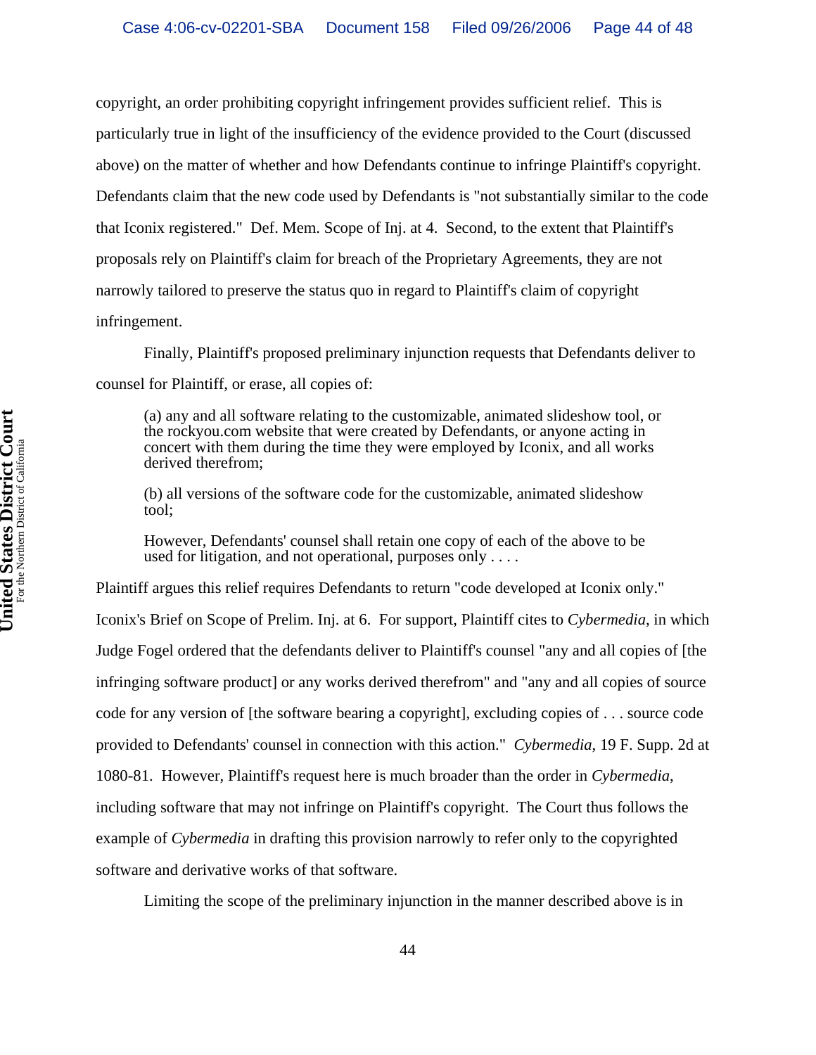copyright, an order prohibiting copyright infringement provides sufficient relief. This is particularly true in light of the insufficiency of the evidence provided to the Court (discussed above) on the matter of whether and how Defendants continue to infringe Plaintiff's copyright. Defendants claim that the new code used by Defendants is "not substantially similar to the code that Iconix registered." Def. Mem. Scope of Inj. at 4. Second, to the extent that Plaintiff's proposals rely on Plaintiff's claim for breach of the Proprietary Agreements, they are not narrowly tailored to preserve the status quo in regard to Plaintiff's claim of copyright infringement.

Finally, Plaintiff's proposed preliminary injunction requests that Defendants deliver to counsel for Plaintiff, or erase, all copies of:

> (a) any and all software relating to the customizable, animated slideshow tool, or the rockyou.com website that were created by Defendants, or anyone acting in concert with them during the time they were employed by Iconix, and all works derived therefrom;
>
> (b) all versions of the software code for the customizable, animated slideshow tool;
>
> However, Defendants' counsel shall retain one copy of each of the above to be used for litigation, and not operational, purposes only . . . .

Plaintiff argues this relief requires Defendants to return "code developed at Iconix only." Iconix's Brief on Scope of Prelim. Inj. at 6. For support, Plaintiff cites to *Cybermedia*, in which Judge Fogel ordered that the defendants deliver to Plaintiff's counsel "any and all copies of [the infringing software product] or any works derived therefrom" and "any and all copies of source code for any version of [the software bearing a copyright], excluding copies of . . . source code provided to Defendants' counsel in connection with this action." *Cybermedia*, 19 F. Supp. 2d at 1080-81. However, Plaintiff's request here is much broader than the order in *Cybermedia*, including software that may not infringe on Plaintiff's copyright. The Court thus follows the example of *Cybermedia* in drafting this provision narrowly to refer only to the copyrighted software and derivative works of that software.

Limiting the scope of the preliminary injunction in the manner described above is in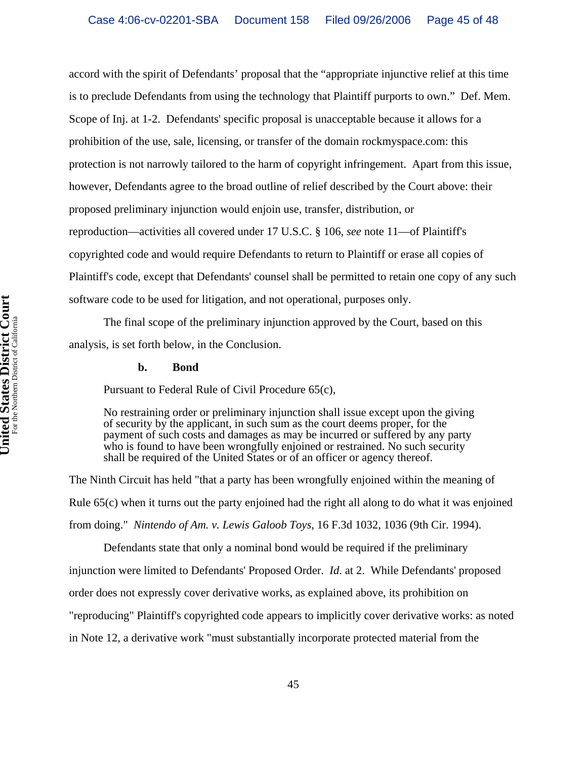accord with the spirit of Defendants' proposal that the "appropriate injunctive relief at this time is to preclude Defendants from using the technology that Plaintiff purports to own." Def. Mem. Scope of Inj. at 1-2. Defendants' specific proposal is unacceptable because it allows for a prohibition of the use, sale, licensing, or transfer of the domain rockmyspace.com: this protection is not narrowly tailored to the harm of copyright infringement. Apart from this issue, however, Defendants agree to the broad outline of relief described by the Court above: their proposed preliminary injunction would enjoin use, transfer, distribution, or reproduction—activities all covered under 17 U.S.C. § 106, *see* note 11—of Plaintiff's copyrighted code and would require Defendants to return to Plaintiff or erase all copies of Plaintiff's code, except that Defendants' counsel shall be permitted to retain one copy of any such software code to be used for litigation, and not operational, purposes only.

The final scope of the preliminary injunction approved by the Court, based on this analysis, is set forth below, in the Conclusion.

**b. Bond**

Pursuant to Federal Rule of Civil Procedure 65(c),

> No restraining order or preliminary injunction shall issue except upon the giving of security by the applicant, in such sum as the court deems proper, for the payment of such costs and damages as may be incurred or suffered by any party who is found to have been wrongfully enjoined or restrained. No such security shall be required of the United States or of an officer or agency thereof.

The Ninth Circuit has held "that a party has been wrongfully enjoined within the meaning of Rule 65(c) when it turns out the party enjoined had the right all along to do what it was enjoined from doing." *Nintendo of Am. v. Lewis Galoob Toys*, 16 F.3d 1032, 1036 (9th Cir. 1994).

Defendants state that only a nominal bond would be required if the preliminary injunction were limited to Defendants' Proposed Order. *Id.* at 2. While Defendants' proposed order does not expressly cover derivative works, as explained above, its prohibition on "reproducing" Plaintiff's copyrighted code appears to implicitly cover derivative works: as noted in Note 12, a derivative work "must substantially incorporate protected material from the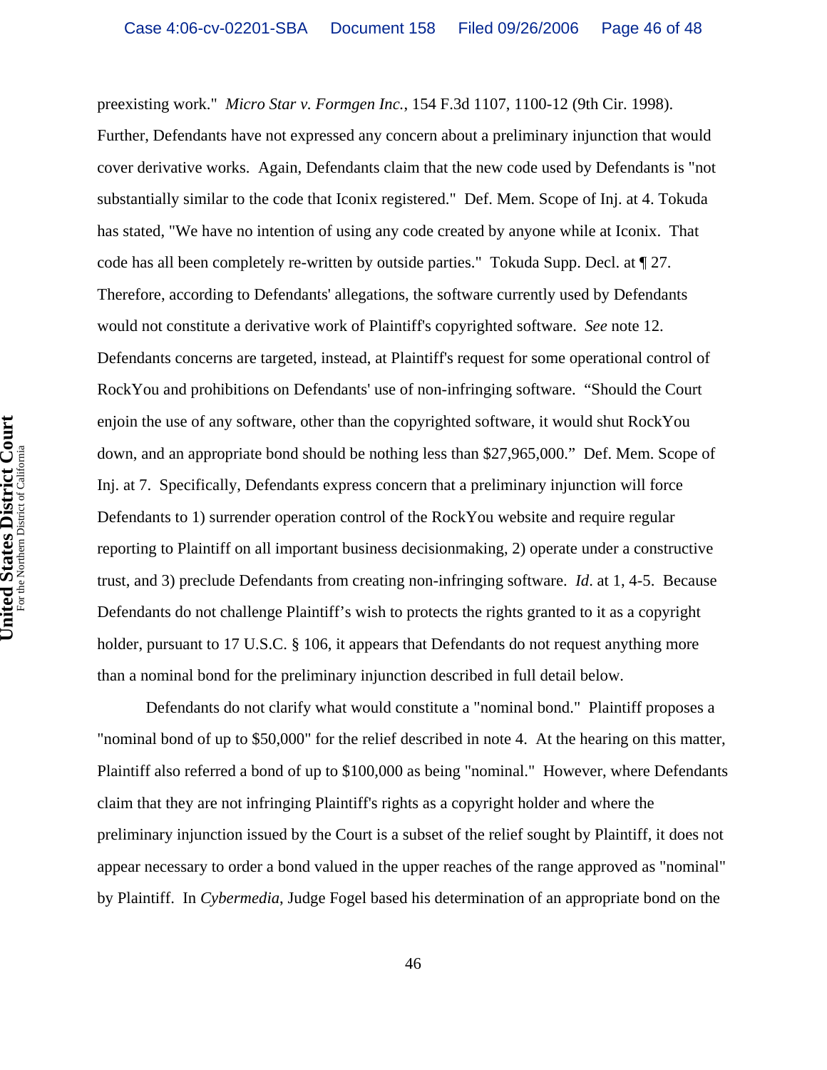preexisting work." *Micro Star v. Formgen Inc.*, 154 F.3d 1107, 1100-12 (9th Cir. 1998). Further, Defendants have not expressed any concern about a preliminary injunction that would cover derivative works. Again, Defendants claim that the new code used by Defendants is "not substantially similar to the code that Iconix registered." Def. Mem. Scope of Inj. at 4. Tokuda has stated, "We have no intention of using any code created by anyone while at Iconix. That code has all been completely re-written by outside parties." Tokuda Supp. Decl. at ¶ 27. Therefore, according to Defendants' allegations, the software currently used by Defendants would not constitute a derivative work of Plaintiff's copyrighted software. *See* note 12. Defendants concerns are targeted, instead, at Plaintiff's request for some operational control of RockYou and prohibitions on Defendants' use of non-infringing software. "Should the Court enjoin the use of any software, other than the copyrighted software, it would shut RockYou down, and an appropriate bond should be nothing less than $27,965,000." Def. Mem. Scope of Inj. at 7. Specifically, Defendants express concern that a preliminary injunction will force Defendants to 1) surrender operation control of the RockYou website and require regular reporting to Plaintiff on all important business decisionmaking, 2) operate under a constructive trust, and 3) preclude Defendants from creating non-infringing software. *Id*. at 1, 4-5. Because Defendants do not challenge Plaintiff's wish to protects the rights granted to it as a copyright holder, pursuant to 17 U.S.C. § 106, it appears that Defendants do not request anything more than a nominal bond for the preliminary injunction described in full detail below.

Defendants do not clarify what would constitute a "nominal bond." Plaintiff proposes a "nominal bond of up to $50,000" for the relief described in note 4. At the hearing on this matter, Plaintiff also referred a bond of up to $100,000 as being "nominal." However, where Defendants claim that they are not infringing Plaintiff's rights as a copyright holder and where the preliminary injunction issued by the Court is a subset of the relief sought by Plaintiff, it does not appear necessary to order a bond valued in the upper reaches of the range approved as "nominal" by Plaintiff. In *Cybermedia*, Judge Fogel based his determination of an appropriate bond on the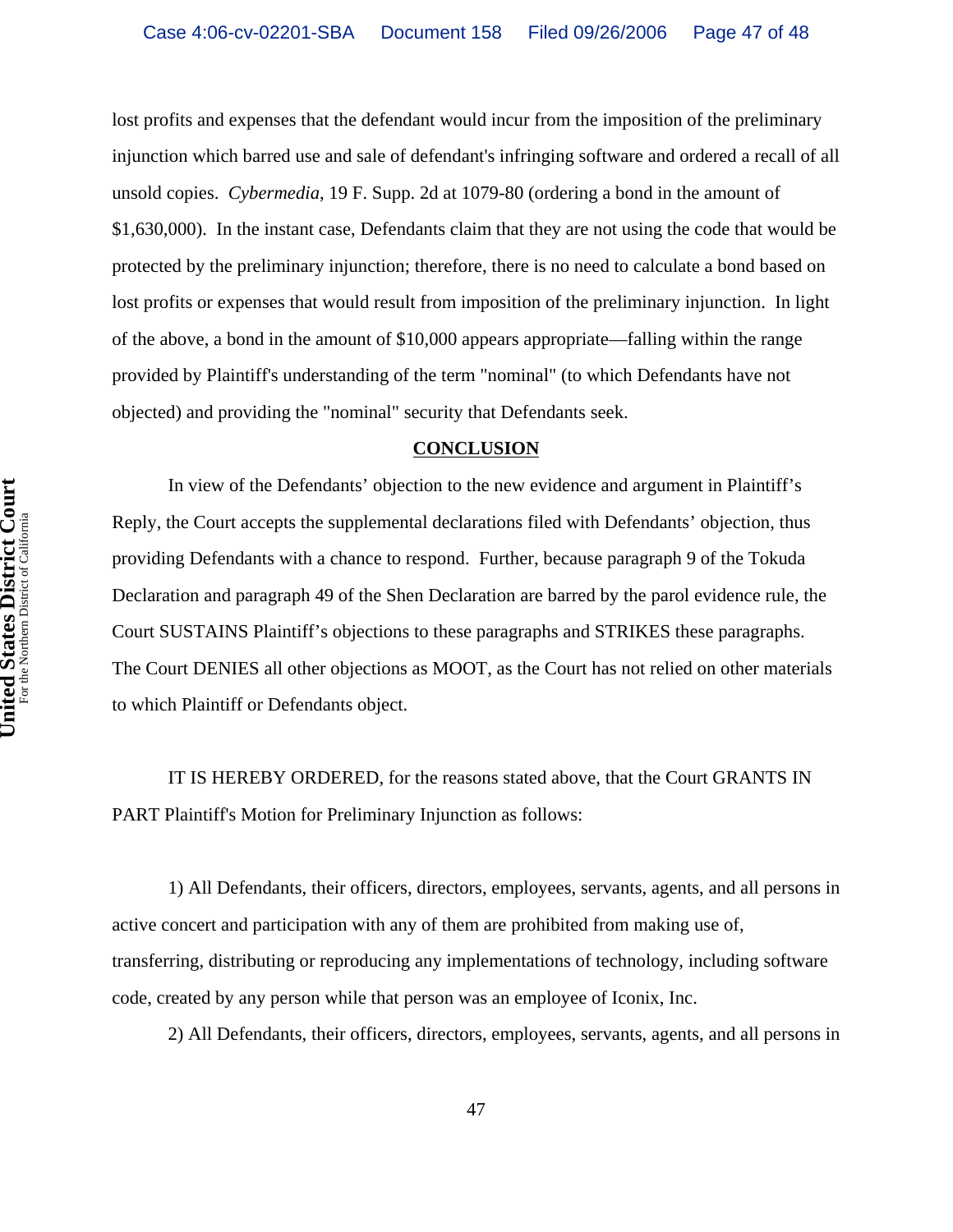lost profits and expenses that the defendant would incur from the imposition of the preliminary injunction which barred use and sale of defendant's infringing software and ordered a recall of all unsold copies. *Cybermedia*, 19 F. Supp. 2d at 1079-80 (ordering a bond in the amount of $1,630,000). In the instant case, Defendants claim that they are not using the code that would be protected by the preliminary injunction; therefore, there is no need to calculate a bond based on lost profits or expenses that would result from imposition of the preliminary injunction. In light of the above, a bond in the amount of $10,000 appears appropriate—falling within the range provided by Plaintiff's understanding of the term "nominal" (to which Defendants have not objected) and providing the "nominal" security that Defendants seek.

## CONCLUSION

In view of the Defendants' objection to the new evidence and argument in Plaintiff's Reply, the Court accepts the supplemental declarations filed with Defendants' objection, thus providing Defendants with a chance to respond. Further, because paragraph 9 of the Tokuda Declaration and paragraph 49 of the Shen Declaration are barred by the parol evidence rule, the Court SUSTAINS Plaintiff's objections to these paragraphs and STRIKES these paragraphs. The Court DENIES all other objections as MOOT, as the Court has not relied on other materials to which Plaintiff or Defendants object.

IT IS HEREBY ORDERED, for the reasons stated above, that the Court GRANTS IN PART Plaintiff's Motion for Preliminary Injunction as follows:

1) All Defendants, their officers, directors, employees, servants, agents, and all persons in active concert and participation with any of them are prohibited from making use of, transferring, distributing or reproducing any implementations of technology, including software code, created by any person while that person was an employee of Iconix, Inc.

2) All Defendants, their officers, directors, employees, servants, agents, and all persons in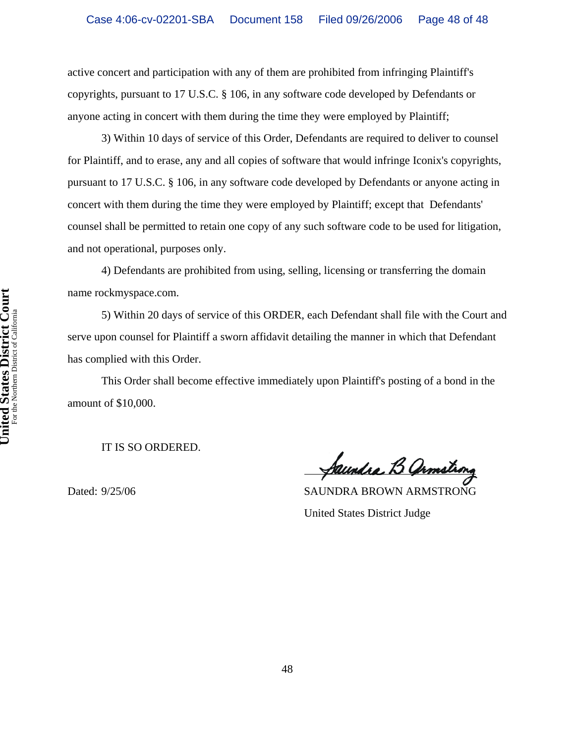active concert and participation with any of them are prohibited from infringing Plaintiff's copyrights, pursuant to 17 U.S.C. § 106, in any software code developed by Defendants or anyone acting in concert with them during the time they were employed by Plaintiff;

3) Within 10 days of service of this Order, Defendants are required to deliver to counsel for Plaintiff, and to erase, any and all copies of software that would infringe Iconix's copyrights, pursuant to 17 U.S.C. § 106, in any software code developed by Defendants or anyone acting in concert with them during the time they were employed by Plaintiff; except that Defendants' counsel shall be permitted to retain one copy of any such software code to be used for litigation, and not operational, purposes only.

4) Defendants are prohibited from using, selling, licensing or transferring the domain name rockmyspace.com.

5) Within 20 days of service of this ORDER, each Defendant shall file with the Court and serve upon counsel for Plaintiff a sworn affidavit detailing the manner in which that Defendant has complied with this Order.

This Order shall become effective immediately upon Plaintiff's posting of a bond in the amount of $10,000.

IT IS SO ORDERED.

Dated: 9/25/06

SAUNDRA BROWN ARMSTRONG
United States District Judge